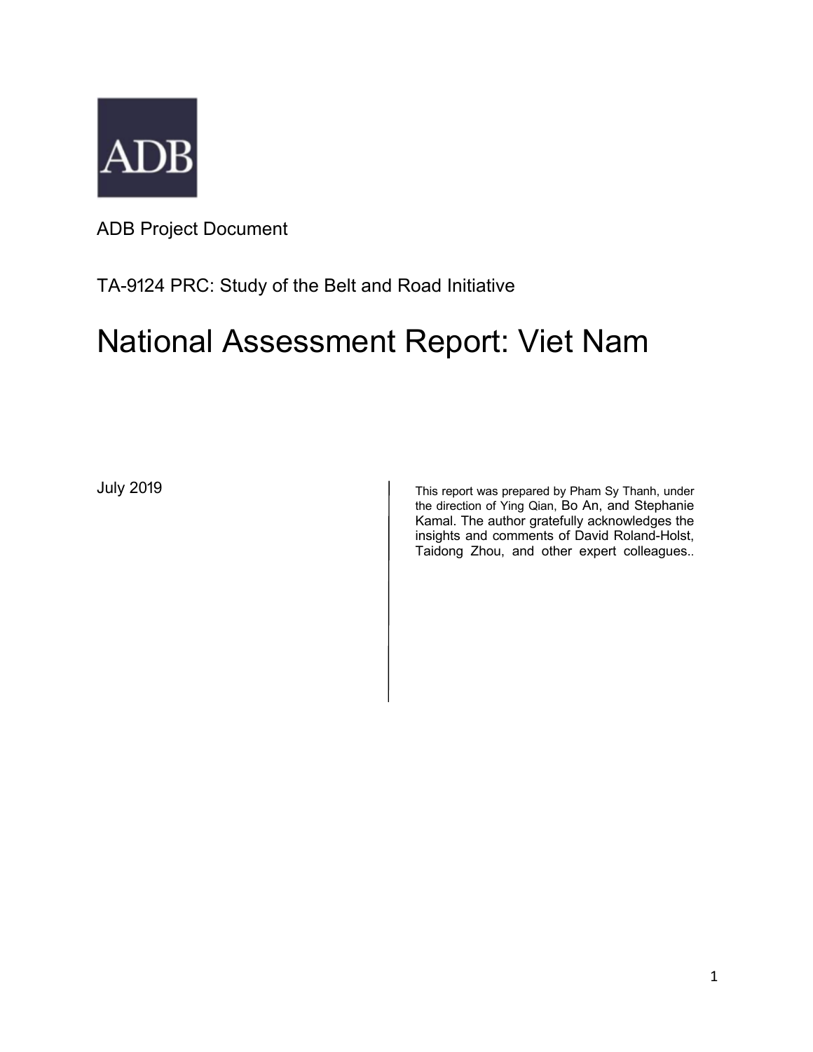ADB

ADB Project Document

TA-9124 PRC: Study of the Belt and Road Initiative

# National Assessment Report: Viet Nam

July 2019

This report was prepared by Pham Sy Thanh, under the direction of Ying Qian, Bo An, and Stephanie Kamal. The author gratefully acknowledges the insights and comments of David Roland-Holst, Taidong Zhou, and other expert colleagues..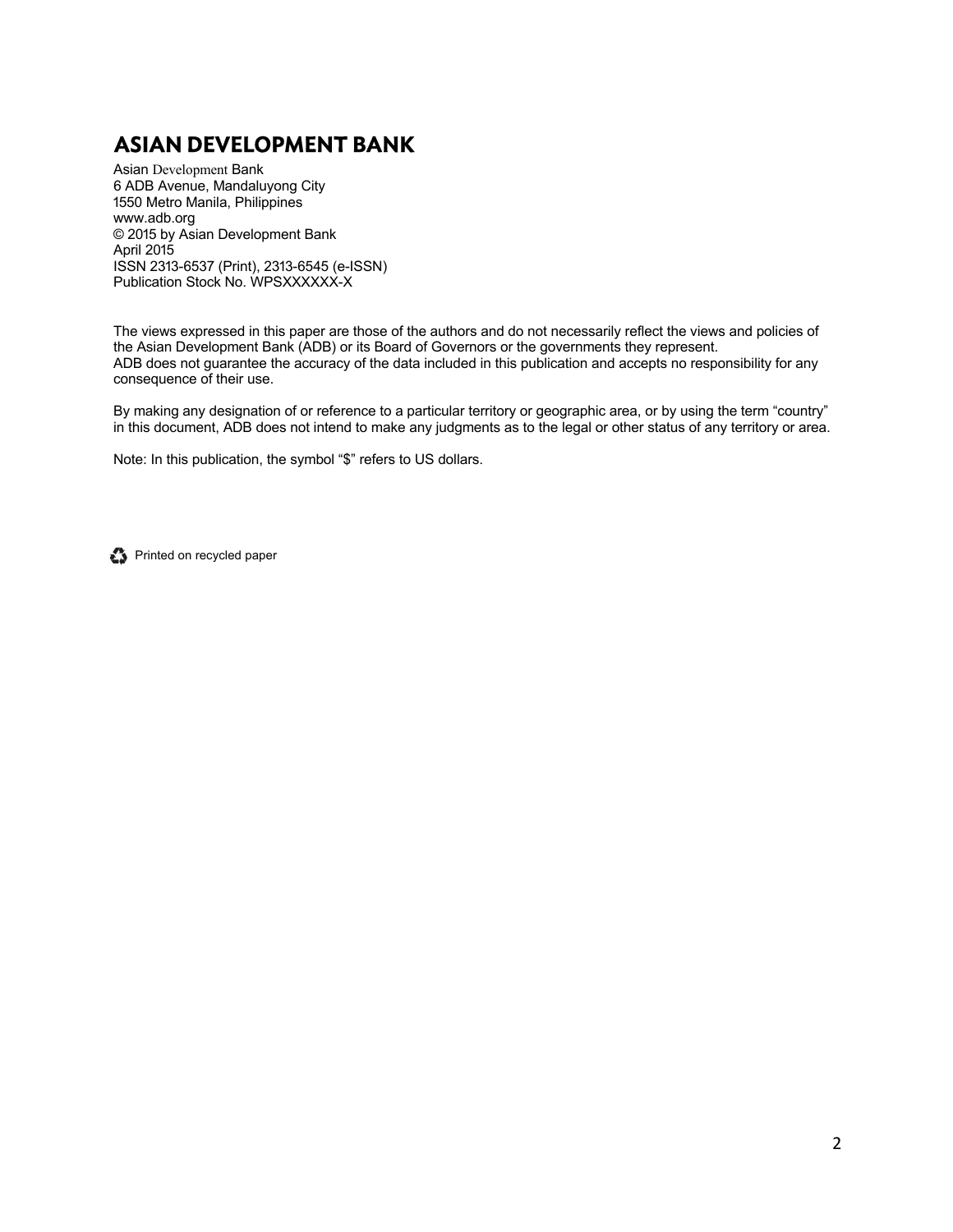# ASIAN DEVELOPMENT BANK

Asian Development Bank
6 ADB Avenue, Mandaluyong City
1550 Metro Manila, Philippines
www.adb.org
© 2015 by Asian Development Bank
April 2015
ISSN 2313-6537 (Print), 2313-6545 (e-ISSN)
Publication Stock No. WPSXXXXXX-X

The views expressed in this paper are those of the authors and do not necessarily reflect the views and policies of the Asian Development Bank (ADB) or its Board of Governors or the governments they represent.
ADB does not guarantee the accuracy of the data included in this publication and accepts no responsibility for any consequence of their use.

By making any designation of or reference to a particular territory or geographic area, or by using the term "country" in this document, ADB does not intend to make any judgments as to the legal or other status of any territory or area.

Note: In this publication, the symbol "$" refers to US dollars.

Printed on recycled paper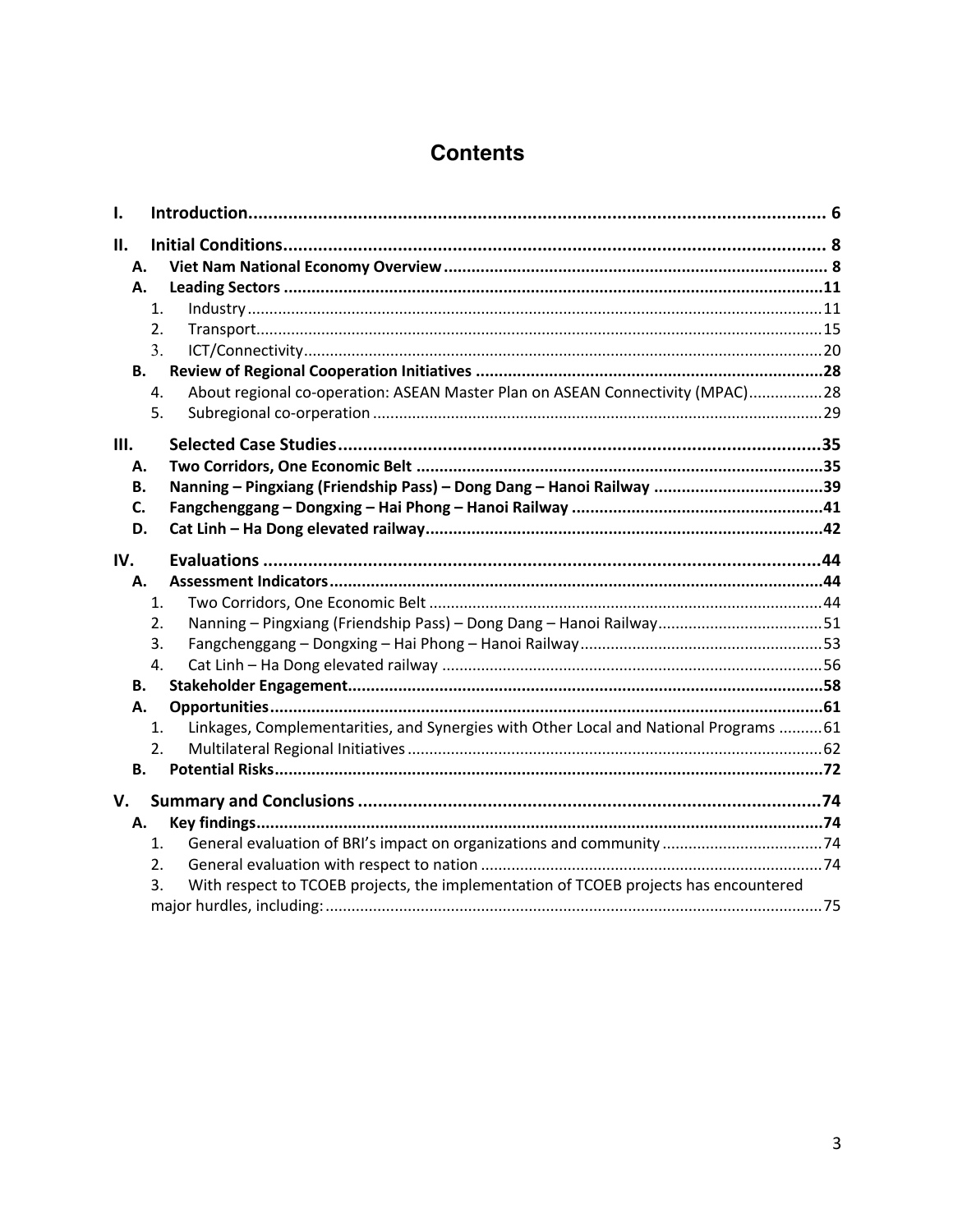# Contents

- **I. Introduction** .......... 6
- **II. Initial Conditions** .......... 8
  - **A. Viet Nam National Economy Overview** .......... 8
  - **A. Leading Sectors** .......... 11
    - 1. Industry .......... 11
    - 2. Transport .......... 15
    - 3. ICT/Connectivity .......... 20
  - **B. Review of Regional Cooperation Initiatives** .......... 28
    - 4. About regional co-operation: ASEAN Master Plan on ASEAN Connectivity (MPAC) .......... 28
    - 5. Subregional co-orperation .......... 29
- **III. Selected Case Studies** .......... 35
  - **A. Two Corridors, One Economic Belt** .......... 35
  - **B. Nanning – Pingxiang (Friendship Pass) – Dong Dang – Hanoi Railway** .......... 39
  - **C. Fangchenggang – Dongxing – Hai Phong – Hanoi Railway** .......... 41
  - **D. Cat Linh – Ha Dong elevated railway** .......... 42
- **IV. Evaluations** .......... 44
  - **A. Assessment Indicators** .......... 44
    - 1. Two Corridors, One Economic Belt .......... 44
    - 2. Nanning – Pingxiang (Friendship Pass) – Dong Dang – Hanoi Railway .......... 51
    - 3. Fangchenggang – Dongxing – Hai Phong – Hanoi Railway .......... 53
    - 4. Cat Linh – Ha Dong elevated railway .......... 56
  - **B. Stakeholder Engagement** .......... 58
  - **A. Opportunities** .......... 61
    - 1. Linkages, Complementarities, and Synergies with Other Local and National Programs .......... 61
    - 2. Multilateral Regional Initiatives .......... 62
  - **B. Potential Risks** .......... 72
- **V. Summary and Conclusions** .......... 74
  - **A. Key findings** .......... 74
    - 1. General evaluation of BRI's impact on organizations and community .......... 74
    - 2. General evaluation with respect to nation .......... 74
    - 3. With respect to TCOEB projects, the implementation of TCOEB projects has encountered major hurdles, including: .......... 75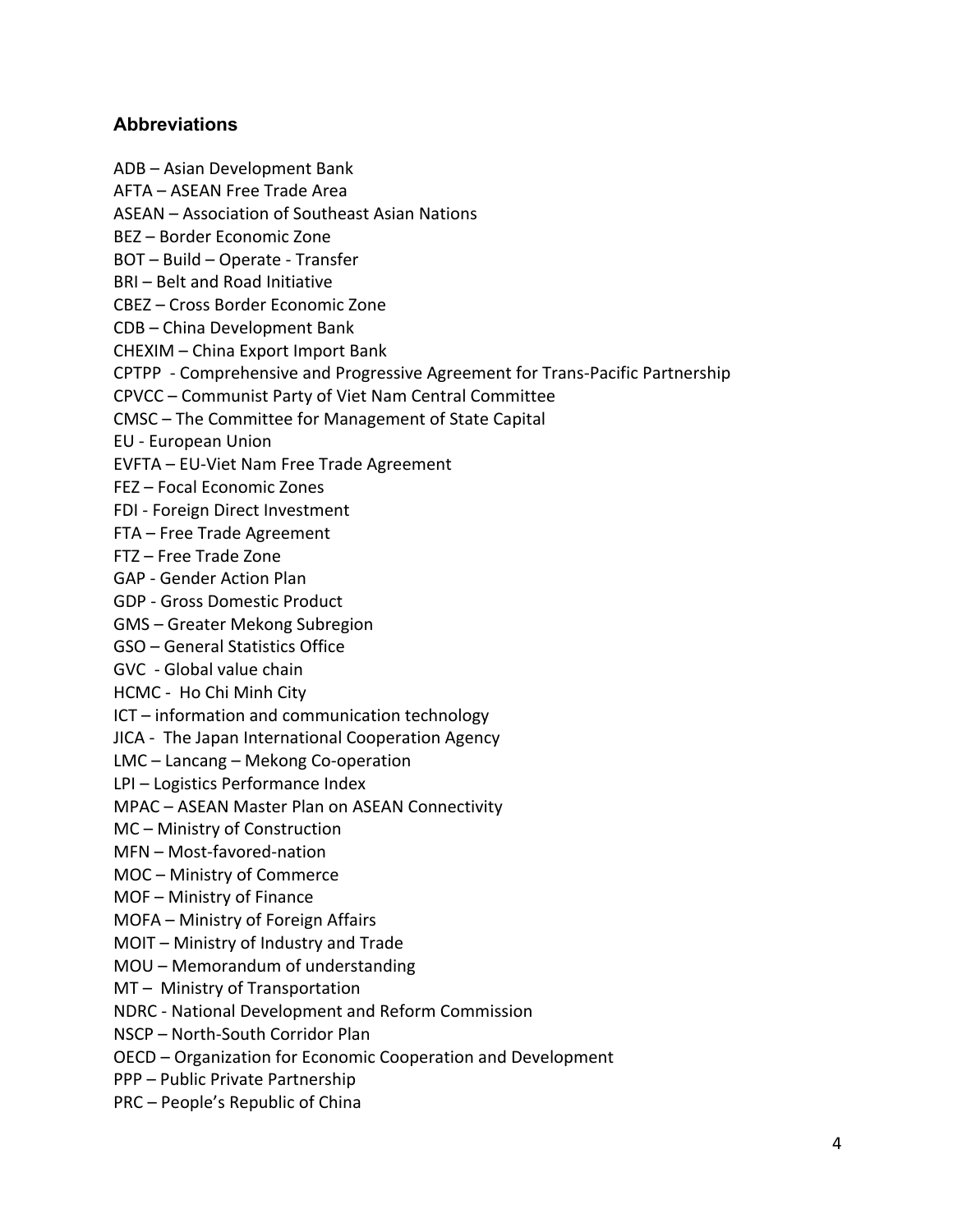## Abbreviations

ADB – Asian Development Bank
AFTA – ASEAN Free Trade Area
ASEAN – Association of Southeast Asian Nations
BEZ – Border Economic Zone
BOT – Build – Operate - Transfer
BRI – Belt and Road Initiative
CBEZ – Cross Border Economic Zone
CDB – China Development Bank
CHEXIM – China Export Import Bank
CPTPP - Comprehensive and Progressive Agreement for Trans-Pacific Partnership
CPVCC – Communist Party of Viet Nam Central Committee
CMSC – The Committee for Management of State Capital
EU - European Union
EVFTA – EU-Viet Nam Free Trade Agreement
FEZ – Focal Economic Zones
FDI - Foreign Direct Investment
FTA – Free Trade Agreement
FTZ – Free Trade Zone
GAP - Gender Action Plan
GDP - Gross Domestic Product
GMS – Greater Mekong Subregion
GSO – General Statistics Office
GVC - Global value chain
HCMC - Ho Chi Minh City
ICT – information and communication technology
JICA - The Japan International Cooperation Agency
LMC – Lancang – Mekong Co-operation
LPI – Logistics Performance Index
MPAC – ASEAN Master Plan on ASEAN Connectivity
MC – Ministry of Construction
MFN – Most-favored-nation
MOC – Ministry of Commerce
MOF – Ministry of Finance
MOFA – Ministry of Foreign Affairs
MOIT – Ministry of Industry and Trade
MOU – Memorandum of understanding
MT – Ministry of Transportation
NDRC - National Development and Reform Commission
NSCP – North-South Corridor Plan
OECD – Organization for Economic Cooperation and Development
PPP – Public Private Partnership
PRC – People's Republic of China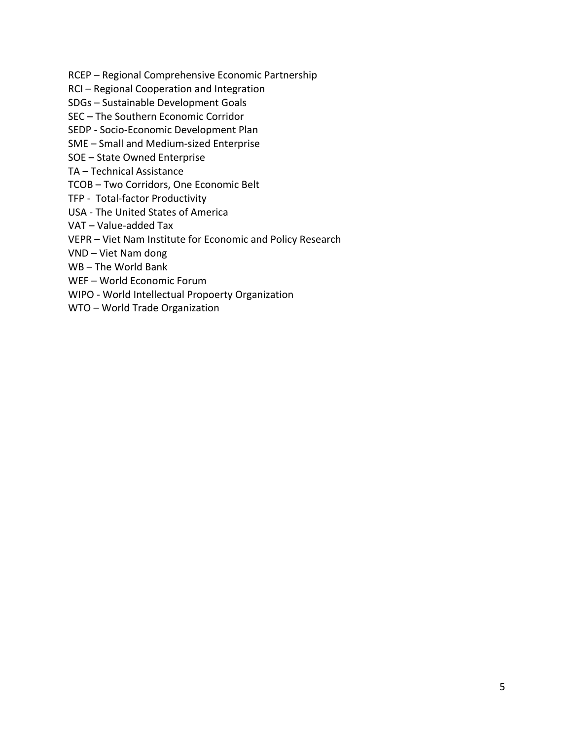RCEP – Regional Comprehensive Economic Partnership  
RCI – Regional Cooperation and Integration  
SDGs – Sustainable Development Goals  
SEC – The Southern Economic Corridor  
SEDP - Socio-Economic Development Plan  
SME – Small and Medium-sized Enterprise  
SOE – State Owned Enterprise  
TA – Technical Assistance  
TCOB – Two Corridors, One Economic Belt  
TFP - Total-factor Productivity  
USA - The United States of America  
VAT – Value-added Tax  
VEPR – Viet Nam Institute for Economic and Policy Research  
VND – Viet Nam dong  
WB – The World Bank  
WEF – World Economic Forum  
WIPO - World Intellectual Propoerty Organization  
WTO – World Trade Organization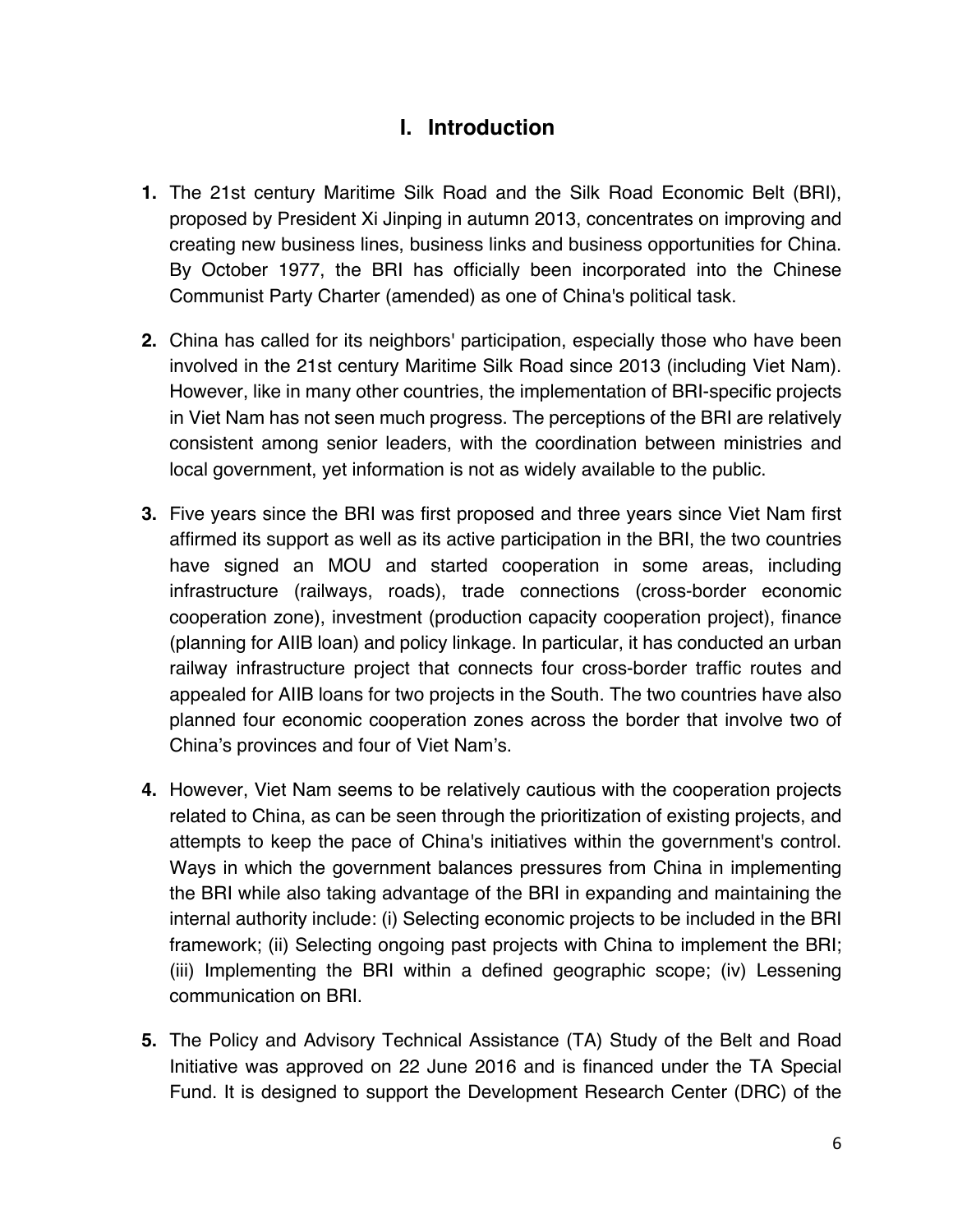# I. Introduction

**1.** The 21st century Maritime Silk Road and the Silk Road Economic Belt (BRI), proposed by President Xi Jinping in autumn 2013, concentrates on improving and creating new business lines, business links and business opportunities for China. By October 1977, the BRI has officially been incorporated into the Chinese Communist Party Charter (amended) as one of China's political task.

**2.** China has called for its neighbors' participation, especially those who have been involved in the 21st century Maritime Silk Road since 2013 (including Viet Nam). However, like in many other countries, the implementation of BRI-specific projects in Viet Nam has not seen much progress. The perceptions of the BRI are relatively consistent among senior leaders, with the coordination between ministries and local government, yet information is not as widely available to the public.

**3.** Five years since the BRI was first proposed and three years since Viet Nam first affirmed its support as well as its active participation in the BRI, the two countries have signed an MOU and started cooperation in some areas, including infrastructure (railways, roads), trade connections (cross-border economic cooperation zone), investment (production capacity cooperation project), finance (planning for AIIB loan) and policy linkage. In particular, it has conducted an urban railway infrastructure project that connects four cross-border traffic routes and appealed for AIIB loans for two projects in the South. The two countries have also planned four economic cooperation zones across the border that involve two of China's provinces and four of Viet Nam's.

**4.** However, Viet Nam seems to be relatively cautious with the cooperation projects related to China, as can be seen through the prioritization of existing projects, and attempts to keep the pace of China's initiatives within the government's control. Ways in which the government balances pressures from China in implementing the BRI while also taking advantage of the BRI in expanding and maintaining the internal authority include: (i) Selecting economic projects to be included in the BRI framework; (ii) Selecting ongoing past projects with China to implement the BRI; (iii) Implementing the BRI within a defined geographic scope; (iv) Lessening communication on BRI.

**5.** The Policy and Advisory Technical Assistance (TA) Study of the Belt and Road Initiative was approved on 22 June 2016 and is financed under the TA Special Fund. It is designed to support the Development Research Center (DRC) of the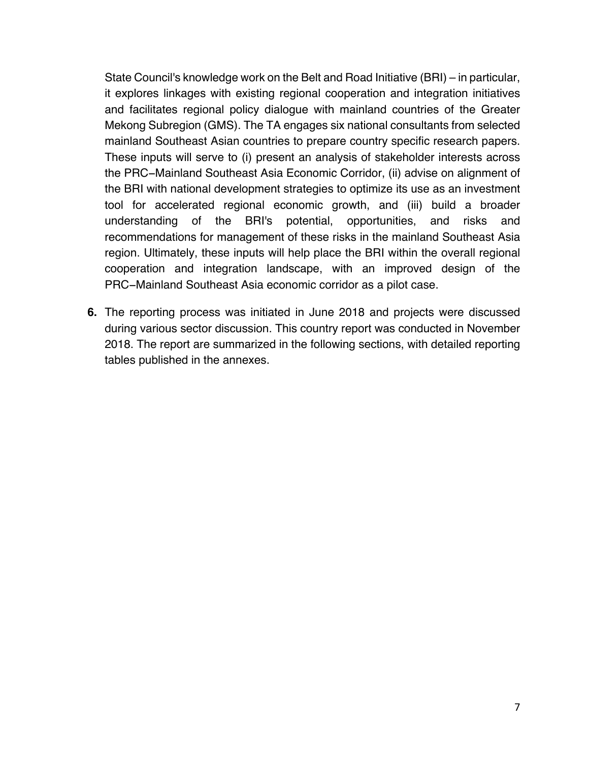State Council's knowledge work on the Belt and Road Initiative (BRI) – in particular, it explores linkages with existing regional cooperation and integration initiatives and facilitates regional policy dialogue with mainland countries of the Greater Mekong Subregion (GMS). The TA engages six national consultants from selected mainland Southeast Asian countries to prepare country specific research papers. These inputs will serve to (i) present an analysis of stakeholder interests across the PRC–Mainland Southeast Asia Economic Corridor, (ii) advise on alignment of the BRI with national development strategies to optimize its use as an investment tool for accelerated regional economic growth, and (iii) build a broader understanding of the BRI's potential, opportunities, and risks and recommendations for management of these risks in the mainland Southeast Asia region. Ultimately, these inputs will help place the BRI within the overall regional cooperation and integration landscape, with an improved design of the PRC–Mainland Southeast Asia economic corridor as a pilot case.

**6.** The reporting process was initiated in June 2018 and projects were discussed during various sector discussion. This country report was conducted in November 2018. The report are summarized in the following sections, with detailed reporting tables published in the annexes.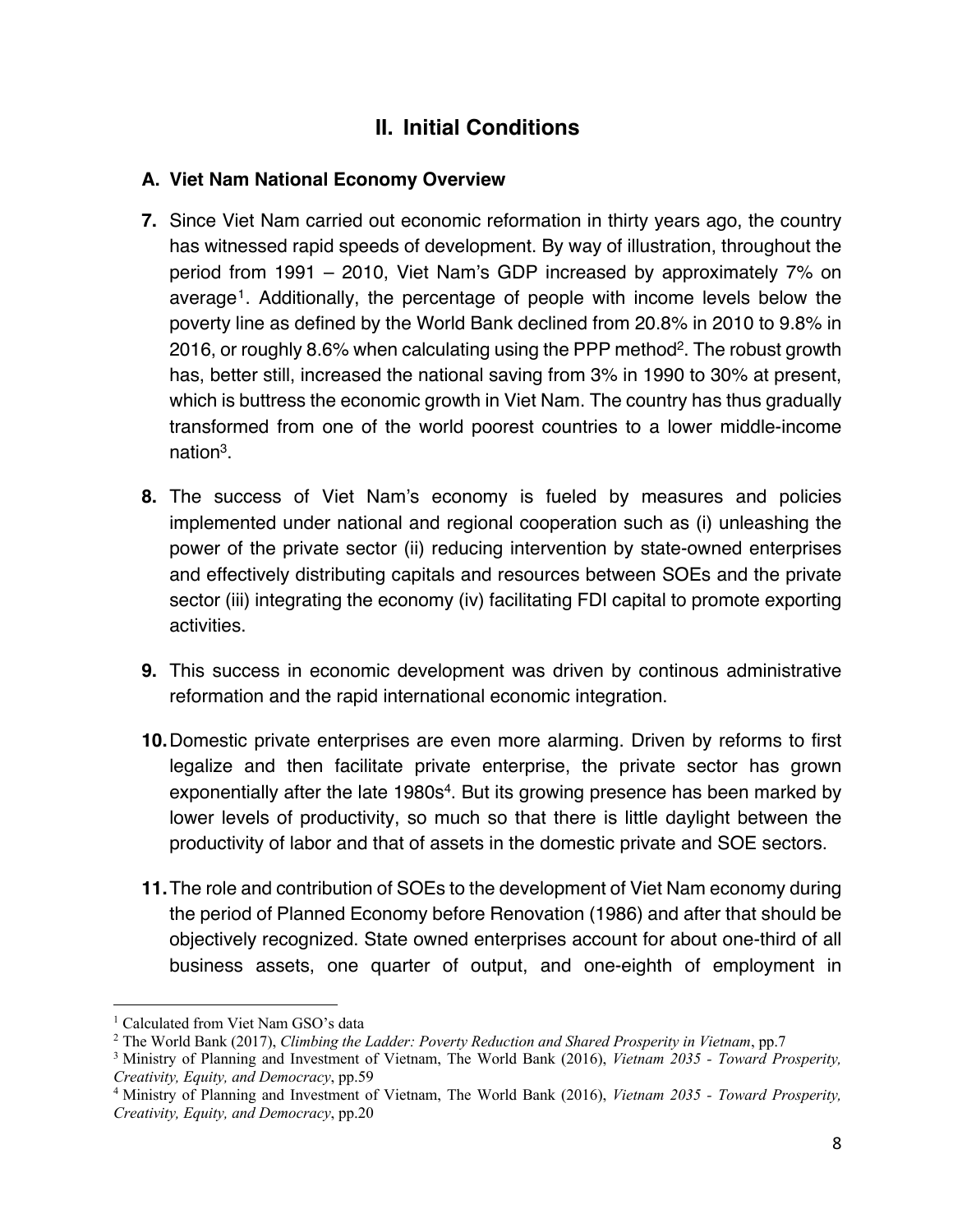## II. Initial Conditions

### A. Viet Nam National Economy Overview

**7.** Since Viet Nam carried out economic reformation in thirty years ago, the country has witnessed rapid speeds of development. By way of illustration, throughout the period from 1991 – 2010, Viet Nam's GDP increased by approximately 7% on average[1]. Additionally, the percentage of people with income levels below the poverty line as defined by the World Bank declined from 20.8% in 2010 to 9.8% in 2016, or roughly 8.6% when calculating using the PPP method[2]. The robust growth has, better still, increased the national saving from 3% in 1990 to 30% at present, which is buttress the economic growth in Viet Nam. The country has thus gradually transformed from one of the world poorest countries to a lower middle-income nation[3].

**8.** The success of Viet Nam's economy is fueled by measures and policies implemented under national and regional cooperation such as (i) unleashing the power of the private sector (ii) reducing intervention by state-owned enterprises and effectively distributing capitals and resources between SOEs and the private sector (iii) integrating the economy (iv) facilitating FDI capital to promote exporting activities.

**9.** This success in economic development was driven by continous administrative reformation and the rapid international economic integration.

**10.** Domestic private enterprises are even more alarming. Driven by reforms to first legalize and then facilitate private enterprise, the private sector has grown exponentially after the late 1980s[4]. But its growing presence has been marked by lower levels of productivity, so much so that there is little daylight between the productivity of labor and that of assets in the domestic private and SOE sectors.

**11.** The role and contribution of SOEs to the development of Viet Nam economy during the period of Planned Economy before Renovation (1986) and after that should be objectively recognized. State owned enterprises account for about one-third of all business assets, one quarter of output, and one-eighth of employment in

---

[1] Calculated from Viet Nam GSO's data

[2] The World Bank (2017), *Climbing the Ladder: Poverty Reduction and Shared Prosperity in Vietnam*, pp.7

[3] Ministry of Planning and Investment of Vietnam, The World Bank (2016), *Vietnam 2035 - Toward Prosperity, Creativity, Equity, and Democracy*, pp.59

[4] Ministry of Planning and Investment of Vietnam, The World Bank (2016), *Vietnam 2035 - Toward Prosperity, Creativity, Equity, and Democracy*, pp.20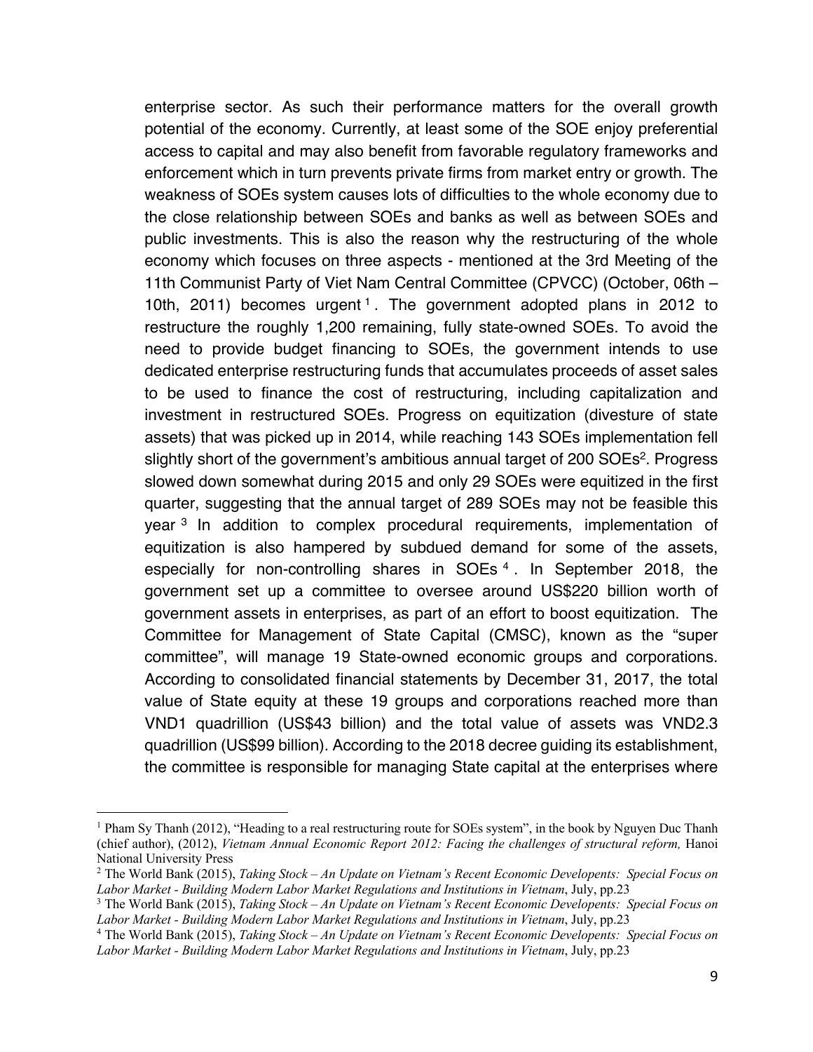enterprise sector. As such their performance matters for the overall growth potential of the economy. Currently, at least some of the SOE enjoy preferential access to capital and may also benefit from favorable regulatory frameworks and enforcement which in turn prevents private firms from market entry or growth. The weakness of SOEs system causes lots of difficulties to the whole economy due to the close relationship between SOEs and banks as well as between SOEs and public investments. This is also the reason why the restructuring of the whole economy which focuses on three aspects - mentioned at the 3rd Meeting of the 11th Communist Party of Viet Nam Central Committee (CPVCC) (October, 06th – 10th, 2011) becomes urgent[1]. The government adopted plans in 2012 to restructure the roughly 1,200 remaining, fully state-owned SOEs. To avoid the need to provide budget financing to SOEs, the government intends to use dedicated enterprise restructuring funds that accumulates proceeds of asset sales to be used to finance the cost of restructuring, including capitalization and investment in restructured SOEs. Progress on equitization (divesture of state assets) that was picked up in 2014, while reaching 143 SOEs implementation fell slightly short of the government's ambitious annual target of 200 SOEs[2]. Progress slowed down somewhat during 2015 and only 29 SOEs were equitized in the first quarter, suggesting that the annual target of 289 SOEs may not be feasible this year[3] In addition to complex procedural requirements, implementation of equitization is also hampered by subdued demand for some of the assets, especially for non-controlling shares in SOEs[4]. In September 2018, the government set up a committee to oversee around US$220 billion worth of government assets in enterprises, as part of an effort to boost equitization. The Committee for Management of State Capital (CMSC), known as the "super committee", will manage 19 State-owned economic groups and corporations. According to consolidated financial statements by December 31, 2017, the total value of State equity at these 19 groups and corporations reached more than VND1 quadrillion (US$43 billion) and the total value of assets was VND2.3 quadrillion (US$99 billion). According to the 2018 decree guiding its establishment, the committee is responsible for managing State capital at the enterprises where

---

[1] Pham Sy Thanh (2012), "Heading to a real restructuring route for SOEs system", in the book by Nguyen Duc Thanh (chief author), (2012), *Vietnam Annual Economic Report 2012: Facing the challenges of structural reform,* Hanoi National University Press

[2] The World Bank (2015), *Taking Stock – An Update on Vietnam's Recent Economic Developents: Special Focus on Labor Market - Building Modern Labor Market Regulations and Institutions in Vietnam*, July, pp.23

[3] The World Bank (2015), *Taking Stock – An Update on Vietnam's Recent Economic Developents: Special Focus on Labor Market - Building Modern Labor Market Regulations and Institutions in Vietnam*, July, pp.23

[4] The World Bank (2015), *Taking Stock – An Update on Vietnam's Recent Economic Developents: Special Focus on Labor Market - Building Modern Labor Market Regulations and Institutions in Vietnam*, July, pp.23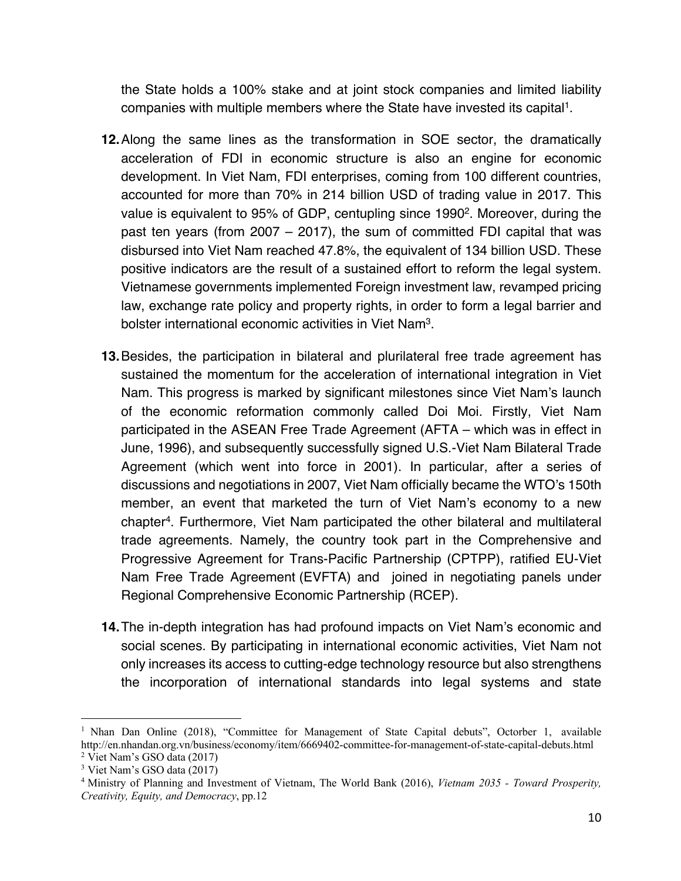the State holds a 100% stake and at joint stock companies and limited liability companies with multiple members where the State have invested its capital[1].

**12.** Along the same lines as the transformation in SOE sector, the dramatically acceleration of FDI in economic structure is also an engine for economic development. In Viet Nam, FDI enterprises, coming from 100 different countries, accounted for more than 70% in 214 billion USD of trading value in 2017. This value is equivalent to 95% of GDP, centupling since 1990[2]. Moreover, during the past ten years (from 2007 – 2017), the sum of committed FDI capital that was disbursed into Viet Nam reached 47.8%, the equivalent of 134 billion USD. These positive indicators are the result of a sustained effort to reform the legal system. Vietnamese governments implemented Foreign investment law, revamped pricing law, exchange rate policy and property rights, in order to form a legal barrier and bolster international economic activities in Viet Nam[3].

**13.** Besides, the participation in bilateral and plurilateral free trade agreement has sustained the momentum for the acceleration of international integration in Viet Nam. This progress is marked by significant milestones since Viet Nam's launch of the economic reformation commonly called Doi Moi. Firstly, Viet Nam participated in the ASEAN Free Trade Agreement (AFTA – which was in effect in June, 1996), and subsequently successfully signed U.S.-Viet Nam Bilateral Trade Agreement (which went into force in 2001). In particular, after a series of discussions and negotiations in 2007, Viet Nam officially became the WTO's 150th member, an event that marketed the turn of Viet Nam's economy to a new chapter[4]. Furthermore, Viet Nam participated the other bilateral and multilateral trade agreements. Namely, the country took part in the Comprehensive and Progressive Agreement for Trans-Pacific Partnership (CPTPP), ratified EU-Viet Nam Free Trade Agreement (EVFTA) and joined in negotiating panels under Regional Comprehensive Economic Partnership (RCEP).

**14.** The in-depth integration has had profound impacts on Viet Nam's economic and social scenes. By participating in international economic activities, Viet Nam not only increases its access to cutting-edge technology resource but also strengthens the incorporation of international standards into legal systems and state

---

[1] Nhan Dan Online (2018), "Committee for Management of State Capital debuts", Octorber 1, available http://en.nhandan.org.vn/business/economy/item/6669402-committee-for-management-of-state-capital-debuts.html

[2] Viet Nam's GSO data (2017)

[3] Viet Nam's GSO data (2017)

[4] Ministry of Planning and Investment of Vietnam, The World Bank (2016), *Vietnam 2035 - Toward Prosperity, Creativity, Equity, and Democracy*, pp.12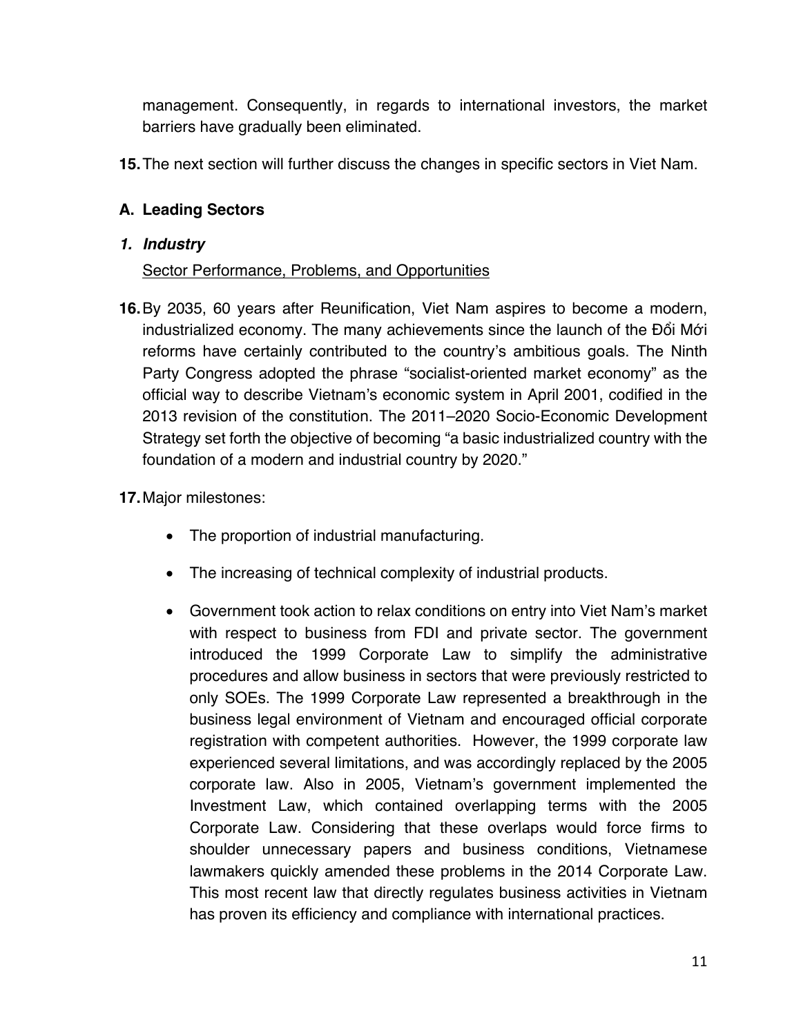management. Consequently, in regards to international investors, the market barriers have gradually been eliminated.

**15.** The next section will further discuss the changes in specific sectors in Viet Nam.

### A. Leading Sectors

#### *1. Industry*

<u>Sector Performance, Problems, and Opportunities</u>

**16.** By 2035, 60 years after Reunification, Viet Nam aspires to become a modern, industrialized economy. The many achievements since the launch of the Đổi Mới reforms have certainly contributed to the country's ambitious goals. The Ninth Party Congress adopted the phrase "socialist-oriented market economy" as the official way to describe Vietnam's economic system in April 2001, codified in the 2013 revision of the constitution. The 2011–2020 Socio-Economic Development Strategy set forth the objective of becoming "a basic industrialized country with the foundation of a modern and industrial country by 2020."

**17.** Major milestones:

- The proportion of industrial manufacturing.
- The increasing of technical complexity of industrial products.
- Government took action to relax conditions on entry into Viet Nam's market with respect to business from FDI and private sector. The government introduced the 1999 Corporate Law to simplify the administrative procedures and allow business in sectors that were previously restricted to only SOEs. The 1999 Corporate Law represented a breakthrough in the business legal environment of Vietnam and encouraged official corporate registration with competent authorities. However, the 1999 corporate law experienced several limitations, and was accordingly replaced by the 2005 corporate law. Also in 2005, Vietnam's government implemented the Investment Law, which contained overlapping terms with the 2005 Corporate Law. Considering that these overlaps would force firms to shoulder unnecessary papers and business conditions, Vietnamese lawmakers quickly amended these problems in the 2014 Corporate Law. This most recent law that directly regulates business activities in Vietnam has proven its efficiency and compliance with international practices.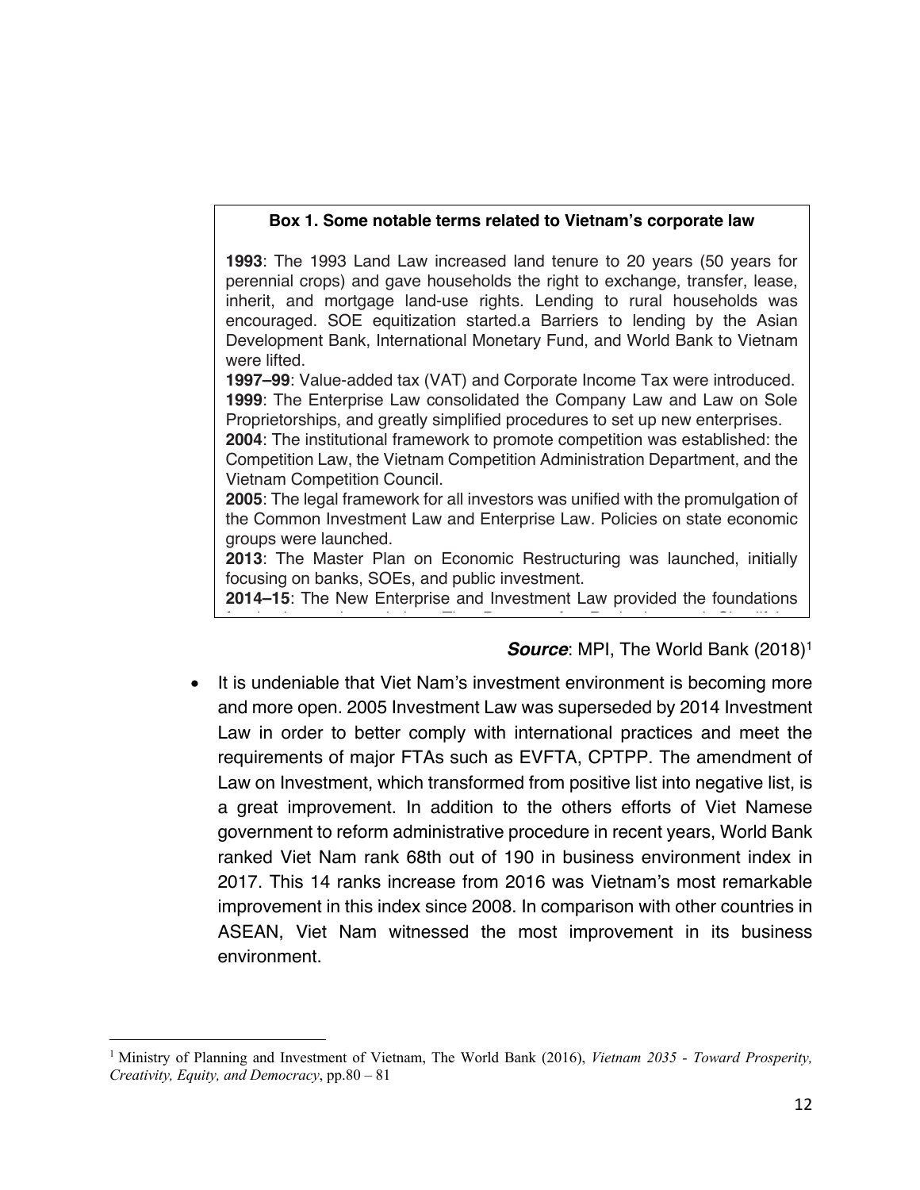**Box 1. Some notable terms related to Vietnam's corporate law**

**1993**: The 1993 Land Law increased land tenure to 20 years (50 years for perennial crops) and gave households the right to exchange, transfer, lease, inherit, and mortgage land-use rights. Lending to rural households was encouraged. SOE equitization started.a Barriers to lending by the Asian Development Bank, International Monetary Fund, and World Bank to Vietnam were lifted.
**1997–99**: Value-added tax (VAT) and Corporate Income Tax were introduced.
**1999**: The Enterprise Law consolidated the Company Law and Law on Sole Proprietorships, and greatly simplified procedures to set up new enterprises.
**2004**: The institutional framework to promote competition was established: the Competition Law, the Vietnam Competition Administration Department, and the Vietnam Competition Council.
**2005**: The legal framework for all investors was unified with the promulgation of the Common Investment Law and Enterprise Law. Policies on state economic groups were launched.
**2013**: The Master Plan on Economic Restructuring was launched, initially focusing on banks, SOEs, and public investment.
**2014–15**: The New Enterprise and Investment Law provided the foundations

***Source***: MPI, The World Bank (2018)[1]

- It is undeniable that Viet Nam's investment environment is becoming more and more open. 2005 Investment Law was superseded by 2014 Investment Law in order to better comply with international practices and meet the requirements of major FTAs such as EVFTA, CPTPP. The amendment of Law on Investment, which transformed from positive list into negative list, is a great improvement. In addition to the others efforts of Viet Namese government to reform administrative procedure in recent years, World Bank ranked Viet Nam rank 68th out of 190 in business environment index in 2017. This 14 ranks increase from 2016 was Vietnam's most remarkable improvement in this index since 2008. In comparison with other countries in ASEAN, Viet Nam witnessed the most improvement in its business environment.

[1] Ministry of Planning and Investment of Vietnam, The World Bank (2016), *Vietnam 2035 - Toward Prosperity, Creativity, Equity, and Democracy*, pp.80 – 81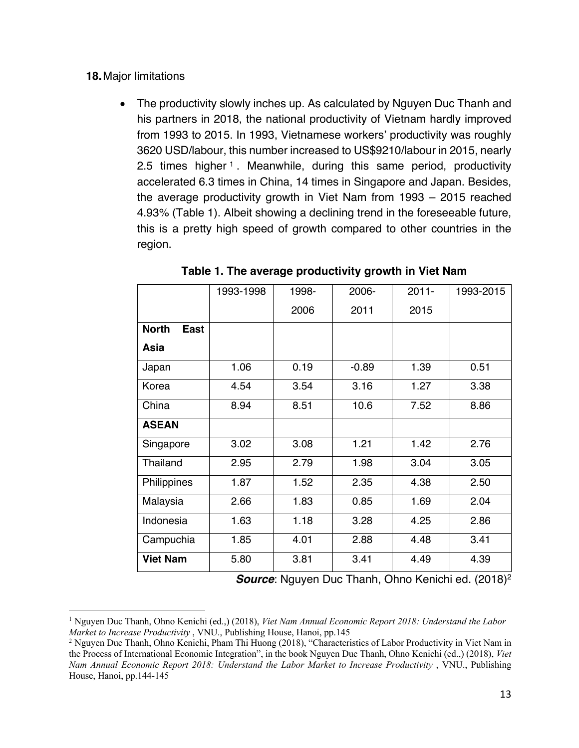**18.** Major limitations

- The productivity slowly inches up. As calculated by Nguyen Duc Thanh and his partners in 2018, the national productivity of Vietnam hardly improved from 1993 to 2015. In 1993, Vietnamese workers' productivity was roughly 3620 USD/labour, this number increased to US$9210/labour in 2015, nearly 2.5 times higher [1]. Meanwhile, during this same period, productivity accelerated 6.3 times in China, 14 times in Singapore and Japan. Besides, the average productivity growth in Viet Nam from 1993 – 2015 reached 4.93% (Table 1). Albeit showing a declining trend in the foreseeable future, this is a pretty high speed of growth compared to other countries in the region.

**Table 1. The average productivity growth in Viet Nam**

| | 1993-1998 | 1998-2006 | 2006-2011 | 2011-2015 | 1993-2015 |
|---|---|---|---|---|---|
| **North East Asia** | | | | | |
| Japan | 1.06 | 0.19 | -0.89 | 1.39 | 0.51 |
| Korea | 4.54 | 3.54 | 3.16 | 1.27 | 3.38 |
| China | 8.94 | 8.51 | 10.6 | 7.52 | 8.86 |
| **ASEAN** | | | | | |
| Singapore | 3.02 | 3.08 | 1.21 | 1.42 | 2.76 |
| Thailand | 2.95 | 2.79 | 1.98 | 3.04 | 3.05 |
| Philippines | 1.87 | 1.52 | 2.35 | 4.38 | 2.50 |
| Malaysia | 2.66 | 1.83 | 0.85 | 1.69 | 2.04 |
| Indonesia | 1.63 | 1.18 | 3.28 | 4.25 | 2.86 |
| Campuchia | 1.85 | 4.01 | 2.88 | 4.48 | 3.41 |
| **Viet Nam** | 5.80 | 3.81 | 3.41 | 4.49 | 4.39 |

***Source***: Nguyen Duc Thanh, Ohno Kenichi ed. (2018)[2]

---

[1] Nguyen Duc Thanh, Ohno Kenichi (ed.,) (2018), *Viet Nam Annual Economic Report 2018: Understand the Labor Market to Increase Productivity* , VNU., Publishing House, Hanoi, pp.145

[2] Nguyen Duc Thanh, Ohno Kenichi, Pham Thi Huong (2018), "Characteristics of Labor Productivity in Viet Nam in the Process of International Economic Integration", in the book Nguyen Duc Thanh, Ohno Kenichi (ed.,) (2018), *Viet Nam Annual Economic Report 2018: Understand the Labor Market to Increase Productivity* , VNU., Publishing House, Hanoi, pp.144-145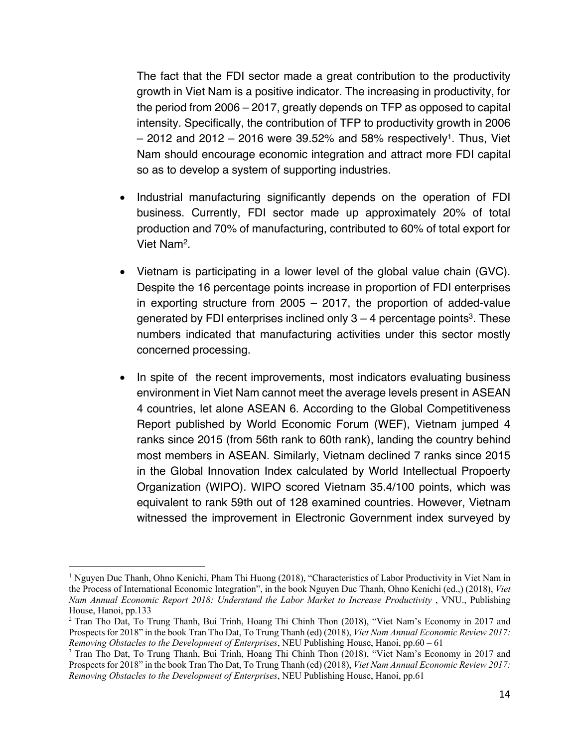The fact that the FDI sector made a great contribution to the productivity growth in Viet Nam is a positive indicator. The increasing in productivity, for the period from 2006 – 2017, greatly depends on TFP as opposed to capital intensity. Specifically, the contribution of TFP to productivity growth in 2006 – 2012 and 2012 – 2016 were 39.52% and 58% respectively[1]. Thus, Viet Nam should encourage economic integration and attract more FDI capital so as to develop a system of supporting industries.

- Industrial manufacturing significantly depends on the operation of FDI business. Currently, FDI sector made up approximately 20% of total production and 70% of manufacturing, contributed to 60% of total export for Viet Nam[2].
- Vietnam is participating in a lower level of the global value chain (GVC). Despite the 16 percentage points increase in proportion of FDI enterprises in exporting structure from 2005 – 2017, the proportion of added-value generated by FDI enterprises inclined only 3 – 4 percentage points[3]. These numbers indicated that manufacturing activities under this sector mostly concerned processing.
- In spite of the recent improvements, most indicators evaluating business environment in Viet Nam cannot meet the average levels present in ASEAN 4 countries, let alone ASEAN 6. According to the Global Competitiveness Report published by World Economic Forum (WEF), Vietnam jumped 4 ranks since 2015 (from 56th rank to 60th rank), landing the country behind most members in ASEAN. Similarly, Vietnam declined 7 ranks since 2015 in the Global Innovation Index calculated by World Intellectual Propoerty Organization (WIPO). WIPO scored Vietnam 35.4/100 points, which was equivalent to rank 59th out of 128 examined countries. However, Vietnam witnessed the improvement in Electronic Government index surveyed by

---

[1] Nguyen Duc Thanh, Ohno Kenichi, Pham Thi Huong (2018), "Characteristics of Labor Productivity in Viet Nam in the Process of International Economic Integration", in the book Nguyen Duc Thanh, Ohno Kenichi (ed.,) (2018), *Viet Nam Annual Economic Report 2018: Understand the Labor Market to Increase Productivity* , VNU., Publishing House, Hanoi, pp.133

[2] Tran Tho Dat, To Trung Thanh, Bui Trinh, Hoang Thi Chinh Thon (2018), "Viet Nam's Economy in 2017 and Prospects for 2018" in the book Tran Tho Dat, To Trung Thanh (ed) (2018), *Viet Nam Annual Economic Review 2017: Removing Obstacles to the Development of Enterprises*, NEU Publishing House, Hanoi, pp.60 – 61

[3] Tran Tho Dat, To Trung Thanh, Bui Trinh, Hoang Thi Chinh Thon (2018), "Viet Nam's Economy in 2017 and Prospects for 2018" in the book Tran Tho Dat, To Trung Thanh (ed) (2018), *Viet Nam Annual Economic Review 2017: Removing Obstacles to the Development of Enterprises*, NEU Publishing House, Hanoi, pp.61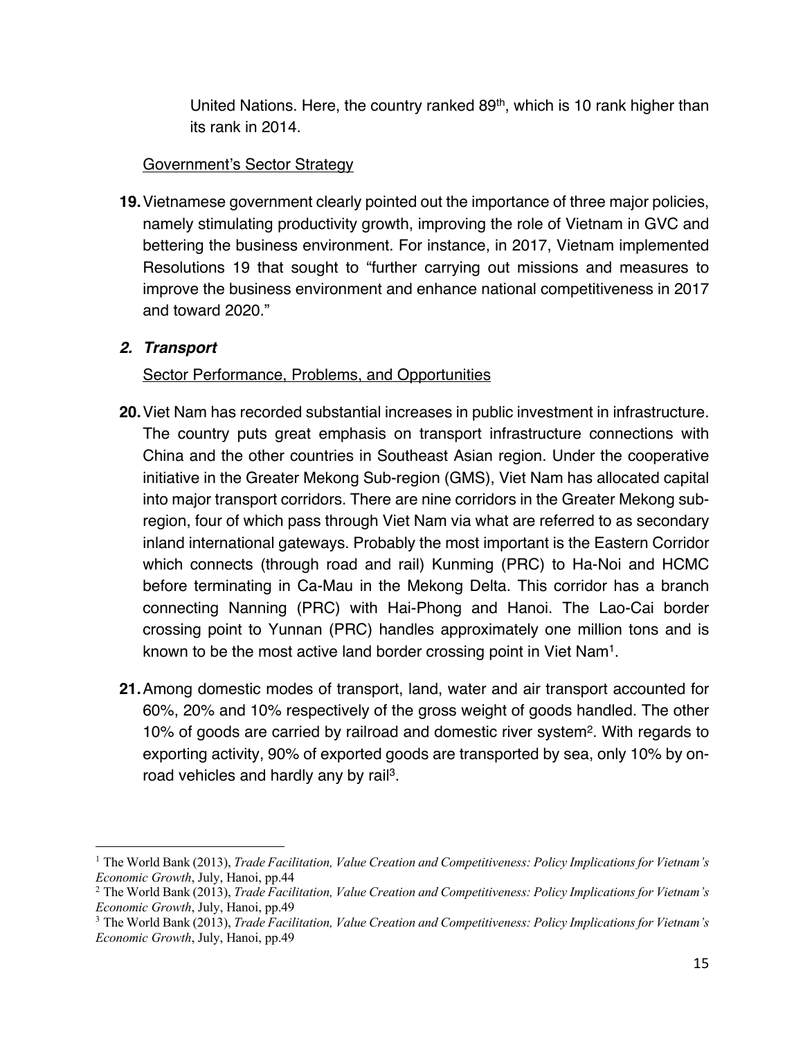United Nations. Here, the country ranked 89th, which is 10 rank higher than its rank in 2014.

Government's Sector Strategy

**19.** Vietnamese government clearly pointed out the importance of three major policies, namely stimulating productivity growth, improving the role of Vietnam in GVC and bettering the business environment. For instance, in 2017, Vietnam implemented Resolutions 19 that sought to "further carrying out missions and measures to improve the business environment and enhance national competitiveness in 2017 and toward 2020."

### *2. Transport*

Sector Performance, Problems, and Opportunities

**20.** Viet Nam has recorded substantial increases in public investment in infrastructure. The country puts great emphasis on transport infrastructure connections with China and the other countries in Southeast Asian region. Under the cooperative initiative in the Greater Mekong Sub-region (GMS), Viet Nam has allocated capital into major transport corridors. There are nine corridors in the Greater Mekong sub-region, four of which pass through Viet Nam via what are referred to as secondary inland international gateways. Probably the most important is the Eastern Corridor which connects (through road and rail) Kunming (PRC) to Ha-Noi and HCMC before terminating in Ca-Mau in the Mekong Delta. This corridor has a branch connecting Nanning (PRC) with Hai-Phong and Hanoi. The Lao-Cai border crossing point to Yunnan (PRC) handles approximately one million tons and is known to be the most active land border crossing point in Viet Nam[1].

**21.** Among domestic modes of transport, land, water and air transport accounted for 60%, 20% and 10% respectively of the gross weight of goods handled. The other 10% of goods are carried by railroad and domestic river system[2]. With regards to exporting activity, 90% of exported goods are transported by sea, only 10% by on-road vehicles and hardly any by rail[3].

---

[1] The World Bank (2013), *Trade Facilitation, Value Creation and Competitiveness: Policy Implications for Vietnam's Economic Growth*, July, Hanoi, pp.44

[2] The World Bank (2013), *Trade Facilitation, Value Creation and Competitiveness: Policy Implications for Vietnam's Economic Growth*, July, Hanoi, pp.49

[3] The World Bank (2013), *Trade Facilitation, Value Creation and Competitiveness: Policy Implications for Vietnam's Economic Growth*, July, Hanoi, pp.49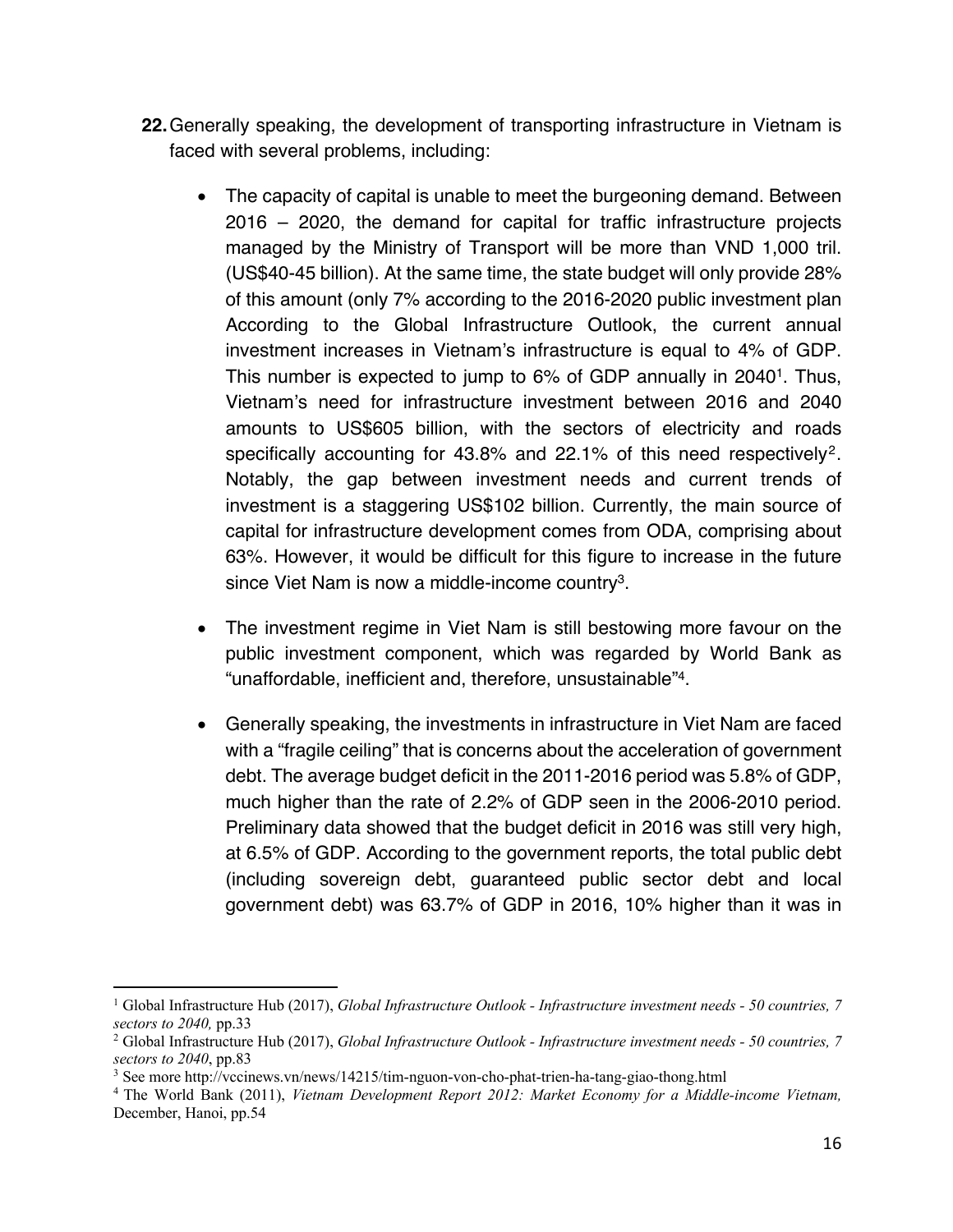**22.** Generally speaking, the development of transporting infrastructure in Vietnam is faced with several problems, including:

- The capacity of capital is unable to meet the burgeoning demand. Between 2016 – 2020, the demand for capital for traffic infrastructure projects managed by the Ministry of Transport will be more than VND 1,000 tril. (US$40-45 billion). At the same time, the state budget will only provide 28% of this amount (only 7% according to the 2016-2020 public investment plan According to the Global Infrastructure Outlook, the current annual investment increases in Vietnam's infrastructure is equal to 4% of GDP. This number is expected to jump to 6% of GDP annually in 2040[1]. Thus, Vietnam's need for infrastructure investment between 2016 and 2040 amounts to US$605 billion, with the sectors of electricity and roads specifically accounting for 43.8% and 22.1% of this need respectively[2]. Notably, the gap between investment needs and current trends of investment is a staggering US$102 billion. Currently, the main source of capital for infrastructure development comes from ODA, comprising about 63%. However, it would be difficult for this figure to increase in the future since Viet Nam is now a middle-income country[3].

- The investment regime in Viet Nam is still bestowing more favour on the public investment component, which was regarded by World Bank as "unaffordable, inefficient and, therefore, unsustainable"[4].

- Generally speaking, the investments in infrastructure in Viet Nam are faced with a "fragile ceiling" that is concerns about the acceleration of government debt. The average budget deficit in the 2011-2016 period was 5.8% of GDP, much higher than the rate of 2.2% of GDP seen in the 2006-2010 period. Preliminary data showed that the budget deficit in 2016 was still very high, at 6.5% of GDP. According to the government reports, the total public debt (including sovereign debt, guaranteed public sector debt and local government debt) was 63.7% of GDP in 2016, 10% higher than it was in

---

[1] Global Infrastructure Hub (2017), *Global Infrastructure Outlook - Infrastructure investment needs - 50 countries, 7 sectors to 2040,* pp.33

[2] Global Infrastructure Hub (2017), *Global Infrastructure Outlook - Infrastructure investment needs - 50 countries, 7 sectors to 2040*, pp.83

[3] See more http://vccinews.vn/news/14215/tim-nguon-von-cho-phat-trien-ha-tang-giao-thong.html

[4] The World Bank (2011), *Vietnam Development Report 2012: Market Economy for a Middle-income Vietnam,* December, Hanoi, pp.54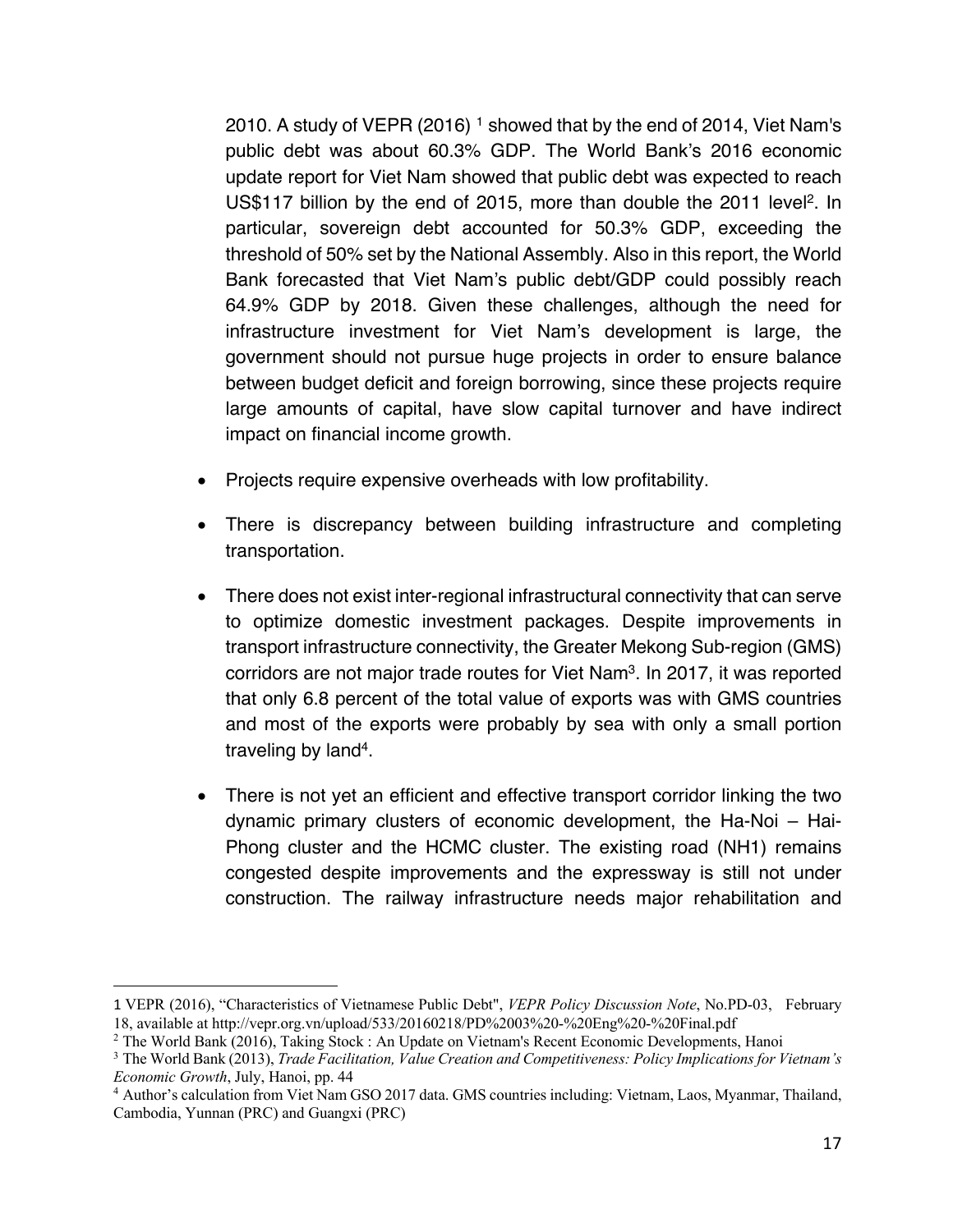2010. A study of VEPR (2016) [1] showed that by the end of 2014, Viet Nam's public debt was about 60.3% GDP. The World Bank's 2016 economic update report for Viet Nam showed that public debt was expected to reach US$117 billion by the end of 2015, more than double the 2011 level[2]. In particular, sovereign debt accounted for 50.3% GDP, exceeding the threshold of 50% set by the National Assembly. Also in this report, the World Bank forecasted that Viet Nam's public debt/GDP could possibly reach 64.9% GDP by 2018. Given these challenges, although the need for infrastructure investment for Viet Nam's development is large, the government should not pursue huge projects in order to ensure balance between budget deficit and foreign borrowing, since these projects require large amounts of capital, have slow capital turnover and have indirect impact on financial income growth.

- Projects require expensive overheads with low profitability.
- There is discrepancy between building infrastructure and completing transportation.
- There does not exist inter-regional infrastructural connectivity that can serve to optimize domestic investment packages. Despite improvements in transport infrastructure connectivity, the Greater Mekong Sub-region (GMS) corridors are not major trade routes for Viet Nam[3]. In 2017, it was reported that only 6.8 percent of the total value of exports was with GMS countries and most of the exports were probably by sea with only a small portion traveling by land[4].
- There is not yet an efficient and effective transport corridor linking the two dynamic primary clusters of economic development, the Ha-Noi – Hai-Phong cluster and the HCMC cluster. The existing road (NH1) remains congested despite improvements and the expressway is still not under construction. The railway infrastructure needs major rehabilitation and

---

1 VEPR (2016), "Characteristics of Vietnamese Public Debt", *VEPR Policy Discussion Note*, No.PD-03, February 18, available at http://vepr.org.vn/upload/533/20160218/PD%2003%20-%20Eng%20-%20Final.pdf

2 The World Bank (2016), Taking Stock : An Update on Vietnam's Recent Economic Developments, Hanoi

3 The World Bank (2013), *Trade Facilitation, Value Creation and Competitiveness: Policy Implications for Vietnam's Economic Growth*, July, Hanoi, pp. 44

4 Author's calculation from Viet Nam GSO 2017 data. GMS countries including: Vietnam, Laos, Myanmar, Thailand, Cambodia, Yunnan (PRC) and Guangxi (PRC)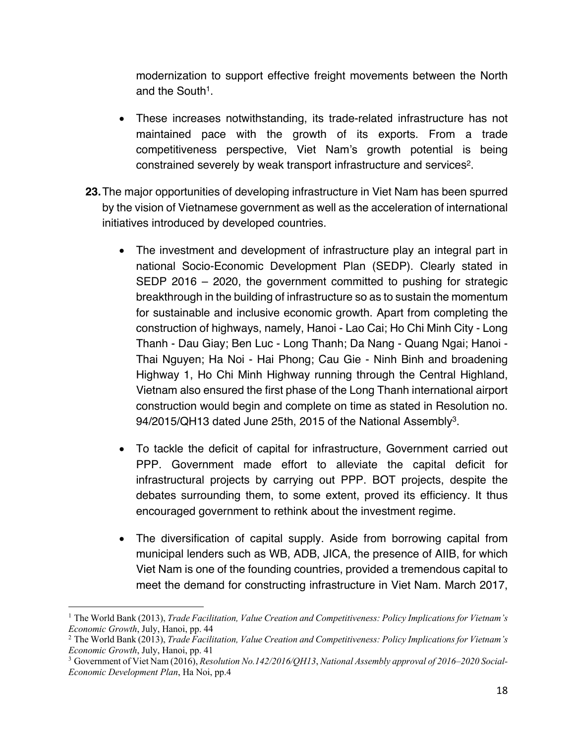modernization to support effective freight movements between the North and the South[1].

- These increases notwithstanding, its trade-related infrastructure has not maintained pace with the growth of its exports. From a trade competitiveness perspective, Viet Nam's growth potential is being constrained severely by weak transport infrastructure and services[2].

**23.** The major opportunities of developing infrastructure in Viet Nam has been spurred by the vision of Vietnamese government as well as the acceleration of international initiatives introduced by developed countries.

- The investment and development of infrastructure play an integral part in national Socio-Economic Development Plan (SEDP). Clearly stated in SEDP 2016 – 2020, the government committed to pushing for strategic breakthrough in the building of infrastructure so as to sustain the momentum for sustainable and inclusive economic growth. Apart from completing the construction of highways, namely, Hanoi - Lao Cai; Ho Chi Minh City - Long Thanh - Dau Giay; Ben Luc - Long Thanh; Da Nang - Quang Ngai; Hanoi - Thai Nguyen; Ha Noi - Hai Phong; Cau Gie - Ninh Binh and broadening Highway 1, Ho Chi Minh Highway running through the Central Highland, Vietnam also ensured the first phase of the Long Thanh international airport construction would begin and complete on time as stated in Resolution no. 94/2015/QH13 dated June 25th, 2015 of the National Assembly[3].

- To tackle the deficit of capital for infrastructure, Government carried out PPP. Government made effort to alleviate the capital deficit for infrastructural projects by carrying out PPP. BOT projects, despite the debates surrounding them, to some extent, proved its efficiency. It thus encouraged government to rethink about the investment regime.

- The diversification of capital supply. Aside from borrowing capital from municipal lenders such as WB, ADB, JICA, the presence of AIIB, for which Viet Nam is one of the founding countries, provided a tremendous capital to meet the demand for constructing infrastructure in Viet Nam. March 2017,

---

[1] The World Bank (2013), *Trade Facilitation, Value Creation and Competitiveness: Policy Implications for Vietnam's Economic Growth*, July, Hanoi, pp. 44

[2] The World Bank (2013), *Trade Facilitation, Value Creation and Competitiveness: Policy Implications for Vietnam's Economic Growth*, July, Hanoi, pp. 41

[3] Government of Viet Nam (2016), *Resolution No.142/2016/QH13*, *National Assembly approval of 2016–2020 Social-Economic Development Plan*, Ha Noi, pp.4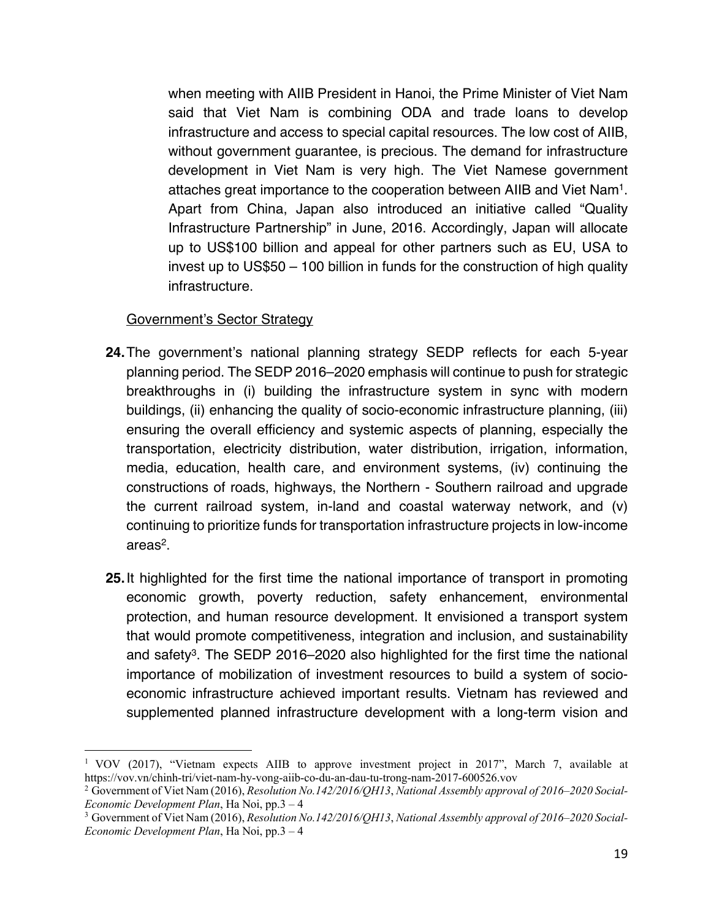when meeting with AIIB President in Hanoi, the Prime Minister of Viet Nam said that Viet Nam is combining ODA and trade loans to develop infrastructure and access to special capital resources. The low cost of AIIB, without government guarantee, is precious. The demand for infrastructure development in Viet Nam is very high. The Viet Namese government attaches great importance to the cooperation between AIIB and Viet Nam[1]. Apart from China, Japan also introduced an initiative called "Quality Infrastructure Partnership" in June, 2016. Accordingly, Japan will allocate up to US$100 billion and appeal for other partners such as EU, USA to invest up to US$50 – 100 billion in funds for the construction of high quality infrastructure.

<u>Government's Sector Strategy</u>

**24.** The government's national planning strategy SEDP reflects for each 5-year planning period. The SEDP 2016–2020 emphasis will continue to push for strategic breakthroughs in (i) building the infrastructure system in sync with modern buildings, (ii) enhancing the quality of socio-economic infrastructure planning, (iii) ensuring the overall efficiency and systemic aspects of planning, especially the transportation, electricity distribution, water distribution, irrigation, information, media, education, health care, and environment systems, (iv) continuing the constructions of roads, highways, the Northern - Southern railroad and upgrade the current railroad system, in-land and coastal waterway network, and (v) continuing to prioritize funds for transportation infrastructure projects in low-income areas[2].

**25.** It highlighted for the first time the national importance of transport in promoting economic growth, poverty reduction, safety enhancement, environmental protection, and human resource development. It envisioned a transport system that would promote competitiveness, integration and inclusion, and sustainability and safety[3]. The SEDP 2016–2020 also highlighted for the first time the national importance of mobilization of investment resources to build a system of socio-economic infrastructure achieved important results. Vietnam has reviewed and supplemented planned infrastructure development with a long-term vision and

---

[1] VOV (2017), "Vietnam expects AIIB to approve investment project in 2017", March 7, available at https://vov.vn/chinh-tri/viet-nam-hy-vong-aiib-co-du-an-dau-tu-trong-nam-2017-600526.vov

[2] Government of Viet Nam (2016), *Resolution No.142/2016/QH13*, *National Assembly approval of 2016–2020 Social-Economic Development Plan*, Ha Noi, pp.3 – 4

[3] Government of Viet Nam (2016), *Resolution No.142/2016/QH13*, *National Assembly approval of 2016–2020 Social-Economic Development Plan*, Ha Noi, pp.3 – 4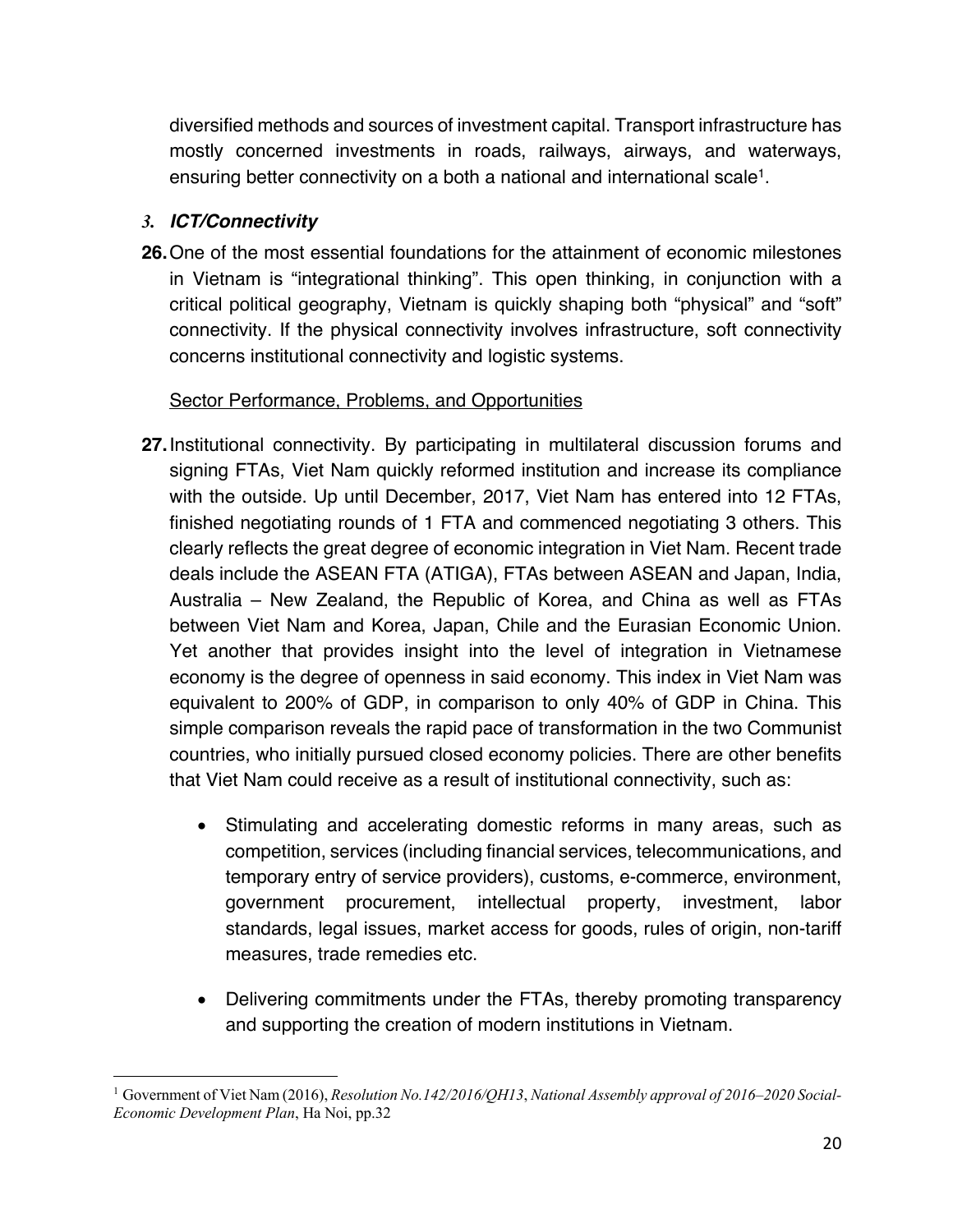diversified methods and sources of investment capital. Transport infrastructure has mostly concerned investments in roads, railways, airways, and waterways, ensuring better connectivity on a both a national and international scale[1].

### *3. ICT/Connectivity*

**26.** One of the most essential foundations for the attainment of economic milestones in Vietnam is “integrational thinking”. This open thinking, in conjunction with a critical political geography, Vietnam is quickly shaping both “physical” and “soft” connectivity. If the physical connectivity involves infrastructure, soft connectivity concerns institutional connectivity and logistic systems.

<u>Sector Performance, Problems, and Opportunities</u>

**27.** Institutional connectivity. By participating in multilateral discussion forums and signing FTAs, Viet Nam quickly reformed institution and increase its compliance with the outside. Up until December, 2017, Viet Nam has entered into 12 FTAs, finished negotiating rounds of 1 FTA and commenced negotiating 3 others. This clearly reflects the great degree of economic integration in Viet Nam. Recent trade deals include the ASEAN FTA (ATIGA), FTAs between ASEAN and Japan, India, Australia – New Zealand, the Republic of Korea, and China as well as FTAs between Viet Nam and Korea, Japan, Chile and the Eurasian Economic Union. Yet another that provides insight into the level of integration in Vietnamese economy is the degree of openness in said economy. This index in Viet Nam was equivalent to 200% of GDP, in comparison to only 40% of GDP in China. This simple comparison reveals the rapid pace of transformation in the two Communist countries, who initially pursued closed economy policies. There are other benefits that Viet Nam could receive as a result of institutional connectivity, such as:

- Stimulating and accelerating domestic reforms in many areas, such as competition, services (including financial services, telecommunications, and temporary entry of service providers), customs, e-commerce, environment, government procurement, intellectual property, investment, labor standards, legal issues, market access for goods, rules of origin, non-tariff measures, trade remedies etc.

- Delivering commitments under the FTAs, thereby promoting transparency and supporting the creation of modern institutions in Vietnam.

---

[1] Government of Viet Nam (2016), *Resolution No.142/2016/QH13*, *National Assembly approval of 2016–2020 Social-Economic Development Plan*, Ha Noi, pp.32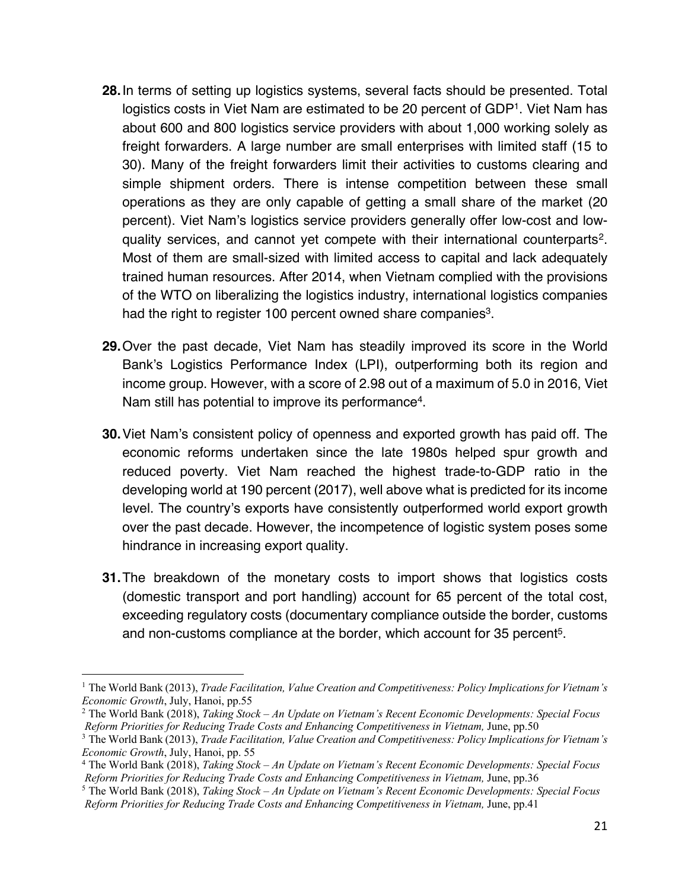**28.** In terms of setting up logistics systems, several facts should be presented. Total logistics costs in Viet Nam are estimated to be 20 percent of GDP[1]. Viet Nam has about 600 and 800 logistics service providers with about 1,000 working solely as freight forwarders. A large number are small enterprises with limited staff (15 to 30). Many of the freight forwarders limit their activities to customs clearing and simple shipment orders. There is intense competition between these small operations as they are only capable of getting a small share of the market (20 percent). Viet Nam's logistics service providers generally offer low-cost and low-quality services, and cannot yet compete with their international counterparts[2]. Most of them are small-sized with limited access to capital and lack adequately trained human resources. After 2014, when Vietnam complied with the provisions of the WTO on liberalizing the logistics industry, international logistics companies had the right to register 100 percent owned share companies[3].

**29.** Over the past decade, Viet Nam has steadily improved its score in the World Bank's Logistics Performance Index (LPI), outperforming both its region and income group. However, with a score of 2.98 out of a maximum of 5.0 in 2016, Viet Nam still has potential to improve its performance[4].

**30.** Viet Nam's consistent policy of openness and exported growth has paid off. The economic reforms undertaken since the late 1980s helped spur growth and reduced poverty. Viet Nam reached the highest trade-to-GDP ratio in the developing world at 190 percent (2017), well above what is predicted for its income level. The country's exports have consistently outperformed world export growth over the past decade. However, the incompetence of logistic system poses some hindrance in increasing export quality.

**31.** The breakdown of the monetary costs to import shows that logistics costs (domestic transport and port handling) account for 65 percent of the total cost, exceeding regulatory costs (documentary compliance outside the border, customs and non-customs compliance at the border, which account for 35 percent[5].

---

[1] The World Bank (2013), *Trade Facilitation, Value Creation and Competitiveness: Policy Implications for Vietnam's Economic Growth*, July, Hanoi, pp.55

[2] The World Bank (2018), *Taking Stock – An Update on Vietnam's Recent Economic Developments: Special Focus Reform Priorities for Reducing Trade Costs and Enhancing Competitiveness in Vietnam,* June, pp.50

[3] The World Bank (2013), *Trade Facilitation, Value Creation and Competitiveness: Policy Implications for Vietnam's Economic Growth*, July, Hanoi, pp. 55

[4] The World Bank (2018), *Taking Stock – An Update on Vietnam's Recent Economic Developments: Special Focus Reform Priorities for Reducing Trade Costs and Enhancing Competitiveness in Vietnam,* June, pp.36

[5] The World Bank (2018), *Taking Stock – An Update on Vietnam's Recent Economic Developments: Special Focus Reform Priorities for Reducing Trade Costs and Enhancing Competitiveness in Vietnam,* June, pp.41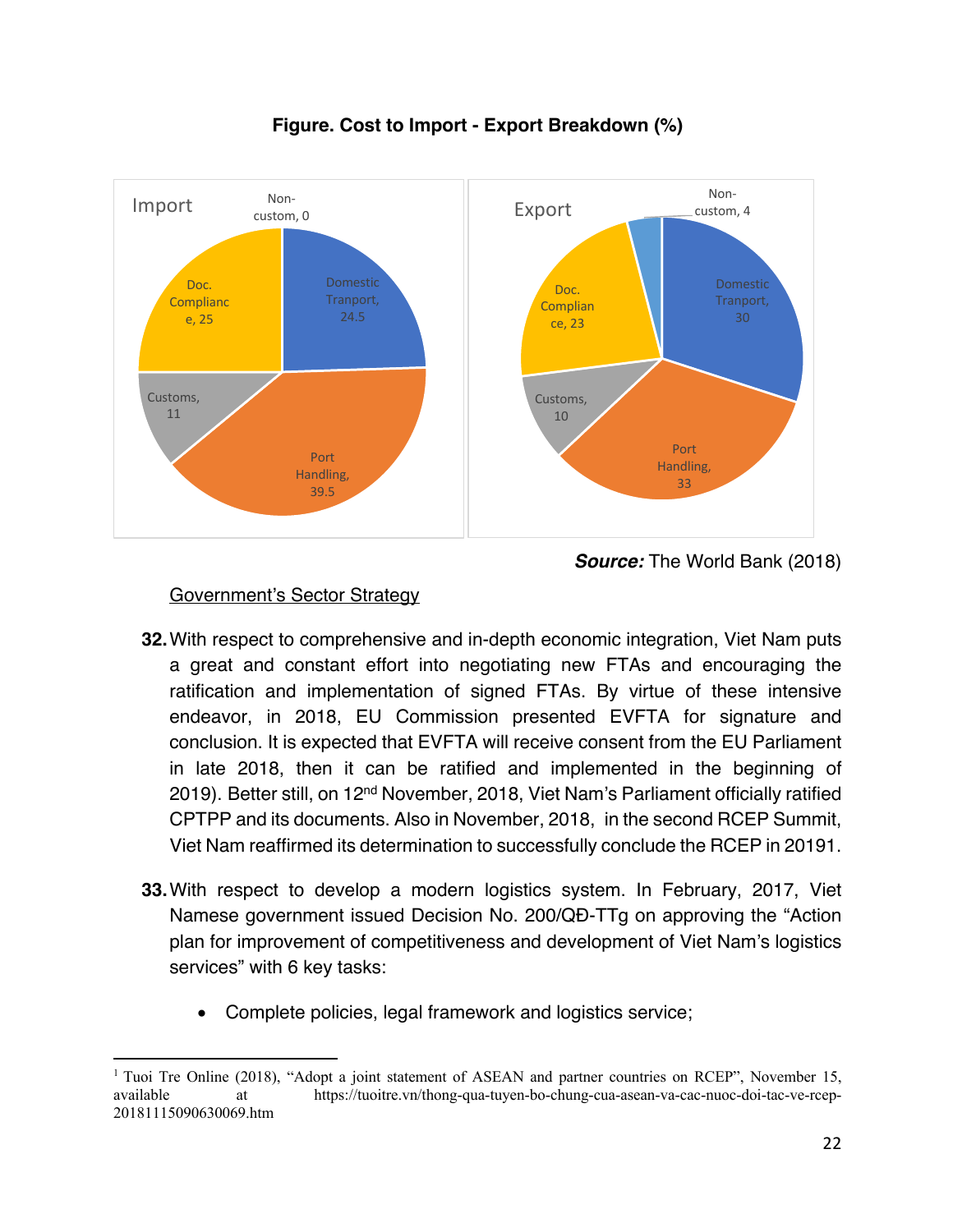**Figure. Cost to Import - Export Breakdown (%)**

| Category | Import | Export |
|---|---|---|
| Domestic Tranport | 24.5 | 30 |
| Port Handling | 39.5 | 33 |
| Customs | 11 | 10 |
| Doc. Compliance | 25 | 23 |
| Non-custom | 0 | 4 |

***Source:*** The World Bank (2018)

<u>Government's Sector Strategy</u>

**32.** With respect to comprehensive and in-depth economic integration, Viet Nam puts a great and constant effort into negotiating new FTAs and encouraging the ratification and implementation of signed FTAs. By virtue of these intensive endeavor, in 2018, EU Commission presented EVFTA for signature and conclusion. It is expected that EVFTA will receive consent from the EU Parliament in late 2018, then it can be ratified and implemented in the beginning of 2019). Better still, on 12nd November, 2018, Viet Nam's Parliament officially ratified CPTPP and its documents. Also in November, 2018, in the second RCEP Summit, Viet Nam reaffirmed its determination to successfully conclude the RCEP in 2019[1].

**33.** With respect to develop a modern logistics system. In February, 2017, Viet Namese government issued Decision No. 200/QĐ-TTg on approving the "Action plan for improvement of competitiveness and development of Viet Nam's logistics services" with 6 key tasks:

- Complete policies, legal framework and logistics service;

[1] Tuoi Tre Online (2018), "Adopt a joint statement of ASEAN and partner countries on RCEP", November 15, available at https://tuoitre.vn/thong-qua-tuyen-bo-chung-cua-asean-va-cac-nuoc-doi-tac-ve-rcep-20181115090630069.htm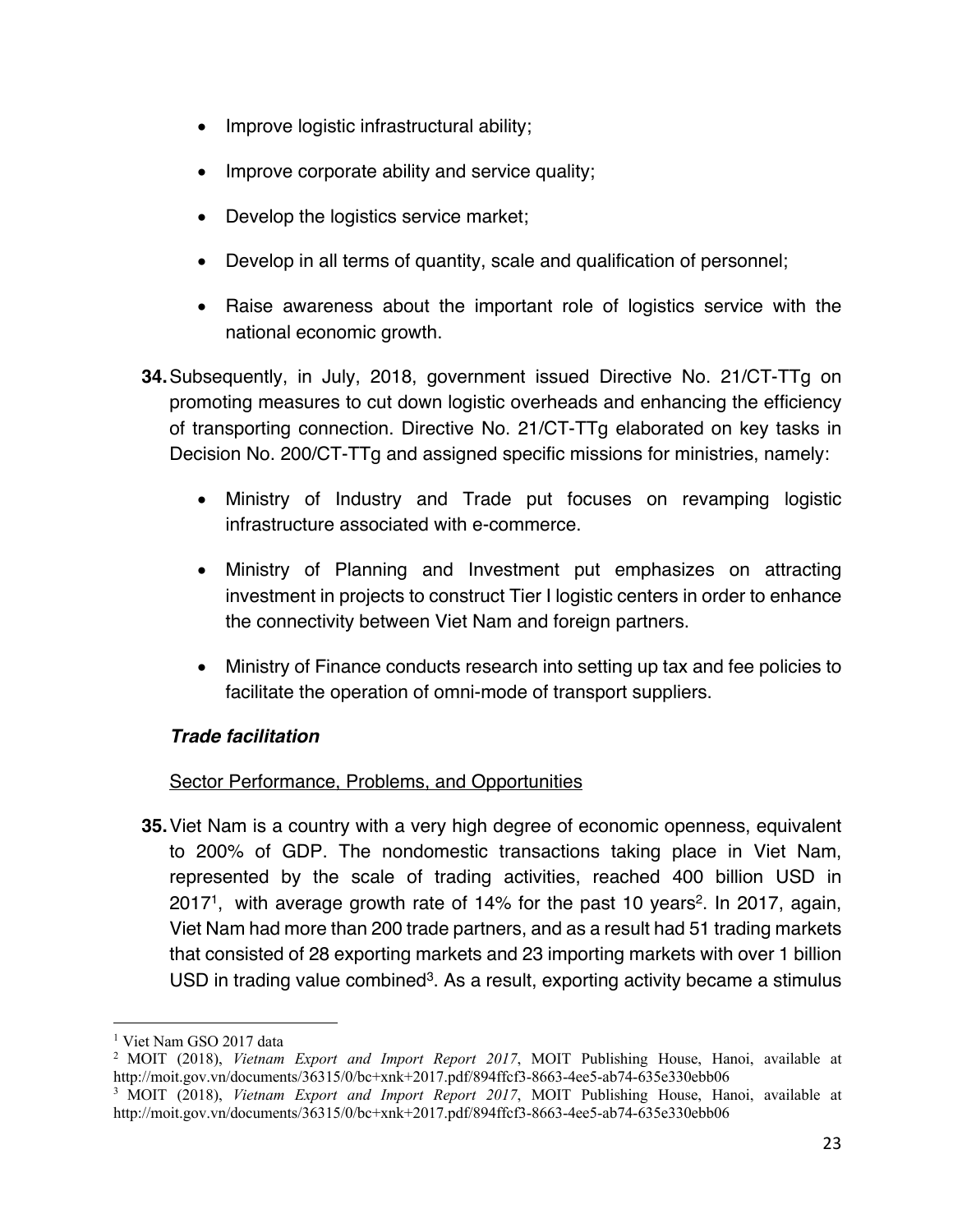- Improve logistic infrastructural ability;
- Improve corporate ability and service quality;
- Develop the logistics service market;
- Develop in all terms of quantity, scale and qualification of personnel;
- Raise awareness about the important role of logistics service with the national economic growth.

**34.** Subsequently, in July, 2018, government issued Directive No. 21/CT-TTg on promoting measures to cut down logistic overheads and enhancing the efficiency of transporting connection. Directive No. 21/CT-TTg elaborated on key tasks in Decision No. 200/CT-TTg and assigned specific missions for ministries, namely:

- Ministry of Industry and Trade put focuses on revamping logistic infrastructure associated with e-commerce.
- Ministry of Planning and Investment put emphasizes on attracting investment in projects to construct Tier I logistic centers in order to enhance the connectivity between Viet Nam and foreign partners.
- Ministry of Finance conducts research into setting up tax and fee policies to facilitate the operation of omni-mode of transport suppliers.

***Trade facilitation***

Sector Performance, Problems, and Opportunities

**35.** Viet Nam is a country with a very high degree of economic openness, equivalent to 200% of GDP. The nondomestic transactions taking place in Viet Nam, represented by the scale of trading activities, reached 400 billion USD in 2017[1], with average growth rate of 14% for the past 10 years[2]. In 2017, again, Viet Nam had more than 200 trade partners, and as a result had 51 trading markets that consisted of 28 exporting markets and 23 importing markets with over 1 billion USD in trading value combined[3]. As a result, exporting activity became a stimulus

---

[1] Viet Nam GSO 2017 data

[2] MOIT (2018), *Vietnam Export and Import Report 2017*, MOIT Publishing House, Hanoi, available at http://moit.gov.vn/documents/36315/0/bc+xnk+2017.pdf/894ffcf3-8663-4ee5-ab74-635e330ebb06

[3] MOIT (2018), *Vietnam Export and Import Report 2017*, MOIT Publishing House, Hanoi, available at http://moit.gov.vn/documents/36315/0/bc+xnk+2017.pdf/894ffcf3-8663-4ee5-ab74-635e330ebb06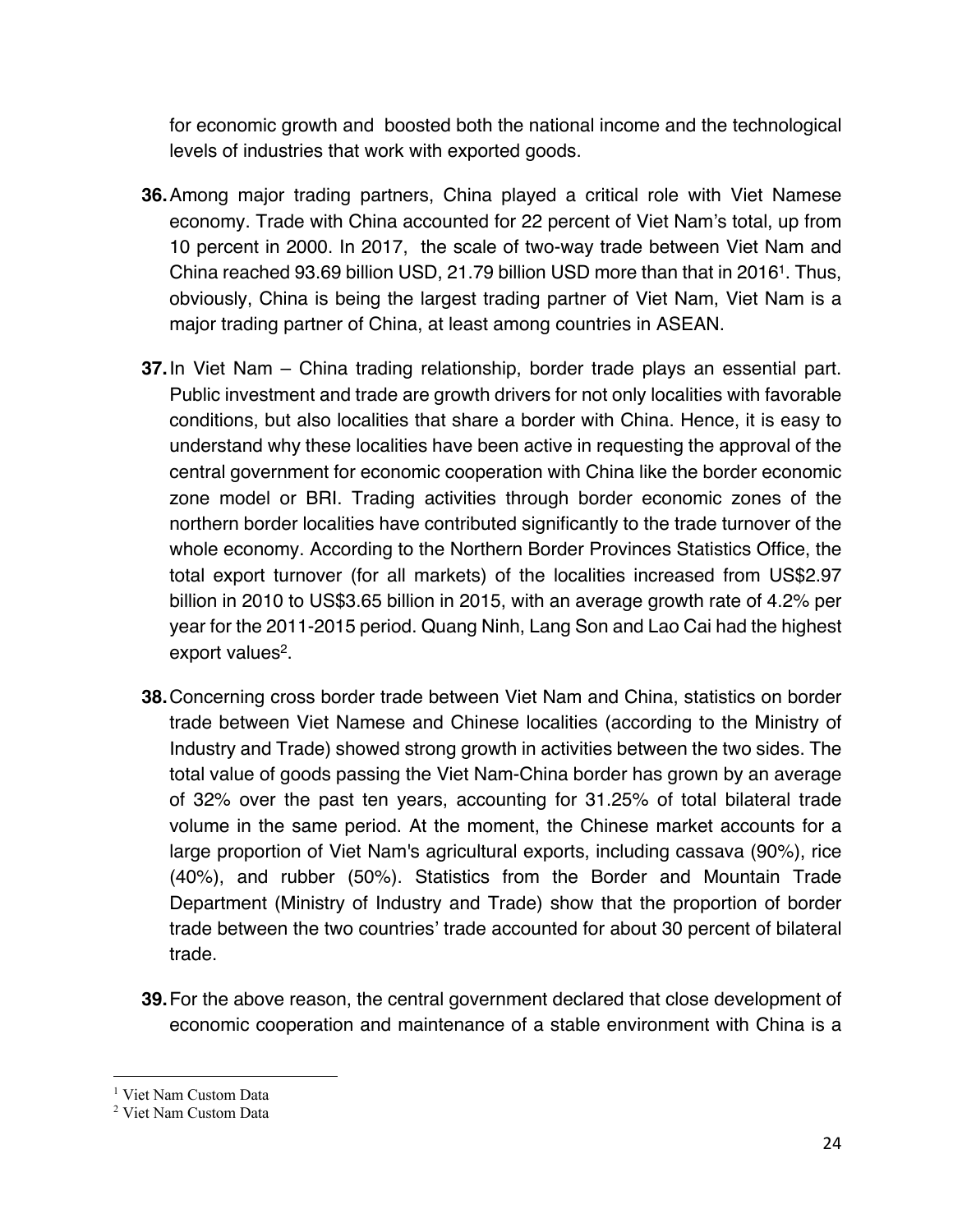for economic growth and boosted both the national income and the technological levels of industries that work with exported goods.

**36.** Among major trading partners, China played a critical role with Viet Namese economy. Trade with China accounted for 22 percent of Viet Nam's total, up from 10 percent in 2000. In 2017, the scale of two-way trade between Viet Nam and China reached 93.69 billion USD, 21.79 billion USD more than that in 2016[1]. Thus, obviously, China is being the largest trading partner of Viet Nam, Viet Nam is a major trading partner of China, at least among countries in ASEAN.

**37.** In Viet Nam – China trading relationship, border trade plays an essential part. Public investment and trade are growth drivers for not only localities with favorable conditions, but also localities that share a border with China. Hence, it is easy to understand why these localities have been active in requesting the approval of the central government for economic cooperation with China like the border economic zone model or BRI. Trading activities through border economic zones of the northern border localities have contributed significantly to the trade turnover of the whole economy. According to the Northern Border Provinces Statistics Office, the total export turnover (for all markets) of the localities increased from US$2.97 billion in 2010 to US$3.65 billion in 2015, with an average growth rate of 4.2% per year for the 2011-2015 period. Quang Ninh, Lang Son and Lao Cai had the highest export values[2].

**38.** Concerning cross border trade between Viet Nam and China, statistics on border trade between Viet Namese and Chinese localities (according to the Ministry of Industry and Trade) showed strong growth in activities between the two sides. The total value of goods passing the Viet Nam-China border has grown by an average of 32% over the past ten years, accounting for 31.25% of total bilateral trade volume in the same period. At the moment, the Chinese market accounts for a large proportion of Viet Nam's agricultural exports, including cassava (90%), rice (40%), and rubber (50%). Statistics from the Border and Mountain Trade Department (Ministry of Industry and Trade) show that the proportion of border trade between the two countries' trade accounted for about 30 percent of bilateral trade.

**39.** For the above reason, the central government declared that close development of economic cooperation and maintenance of a stable environment with China is a

---

[1] Viet Nam Custom Data

[2] Viet Nam Custom Data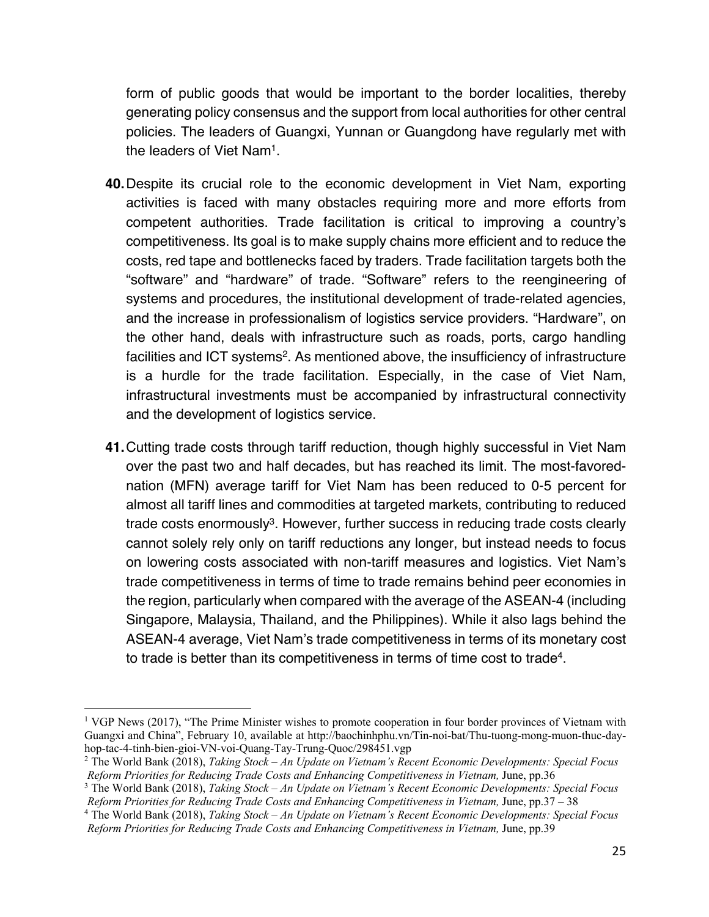form of public goods that would be important to the border localities, thereby generating policy consensus and the support from local authorities for other central policies. The leaders of Guangxi, Yunnan or Guangdong have regularly met with the leaders of Viet Nam[1].

**40.** Despite its crucial role to the economic development in Viet Nam, exporting activities is faced with many obstacles requiring more and more efforts from competent authorities. Trade facilitation is critical to improving a country's competitiveness. Its goal is to make supply chains more efficient and to reduce the costs, red tape and bottlenecks faced by traders. Trade facilitation targets both the "software" and "hardware" of trade. "Software" refers to the reengineering of systems and procedures, the institutional development of trade-related agencies, and the increase in professionalism of logistics service providers. "Hardware", on the other hand, deals with infrastructure such as roads, ports, cargo handling facilities and ICT systems[2]. As mentioned above, the insufficiency of infrastructure is a hurdle for the trade facilitation. Especially, in the case of Viet Nam, infrastructural investments must be accompanied by infrastructural connectivity and the development of logistics service.

**41.** Cutting trade costs through tariff reduction, though highly successful in Viet Nam over the past two and half decades, but has reached its limit. The most-favored-nation (MFN) average tariff for Viet Nam has been reduced to 0-5 percent for almost all tariff lines and commodities at targeted markets, contributing to reduced trade costs enormously[3]. However, further success in reducing trade costs clearly cannot solely rely only on tariff reductions any longer, but instead needs to focus on lowering costs associated with non-tariff measures and logistics. Viet Nam's trade competitiveness in terms of time to trade remains behind peer economies in the region, particularly when compared with the average of the ASEAN-4 (including Singapore, Malaysia, Thailand, and the Philippines). While it also lags behind the ASEAN-4 average, Viet Nam's trade competitiveness in terms of its monetary cost to trade is better than its competitiveness in terms of time cost to trade[4].

---

[1] VGP News (2017), "The Prime Minister wishes to promote cooperation in four border provinces of Vietnam with Guangxi and China", February 10, available at http://baochinhphu.vn/Tin-noi-bat/Thu-tuong-mong-muon-thuc-day-hop-tac-4-tinh-bien-gioi-VN-voi-Quang-Tay-Trung-Quoc/298451.vgp

[2] The World Bank (2018), *Taking Stock – An Update on Vietnam's Recent Economic Developments: Special Focus Reform Priorities for Reducing Trade Costs and Enhancing Competitiveness in Vietnam,* June, pp.36

[3] The World Bank (2018), *Taking Stock – An Update on Vietnam's Recent Economic Developments: Special Focus Reform Priorities for Reducing Trade Costs and Enhancing Competitiveness in Vietnam,* June, pp.37 – 38

[4] The World Bank (2018), *Taking Stock – An Update on Vietnam's Recent Economic Developments: Special Focus Reform Priorities for Reducing Trade Costs and Enhancing Competitiveness in Vietnam,* June, pp.39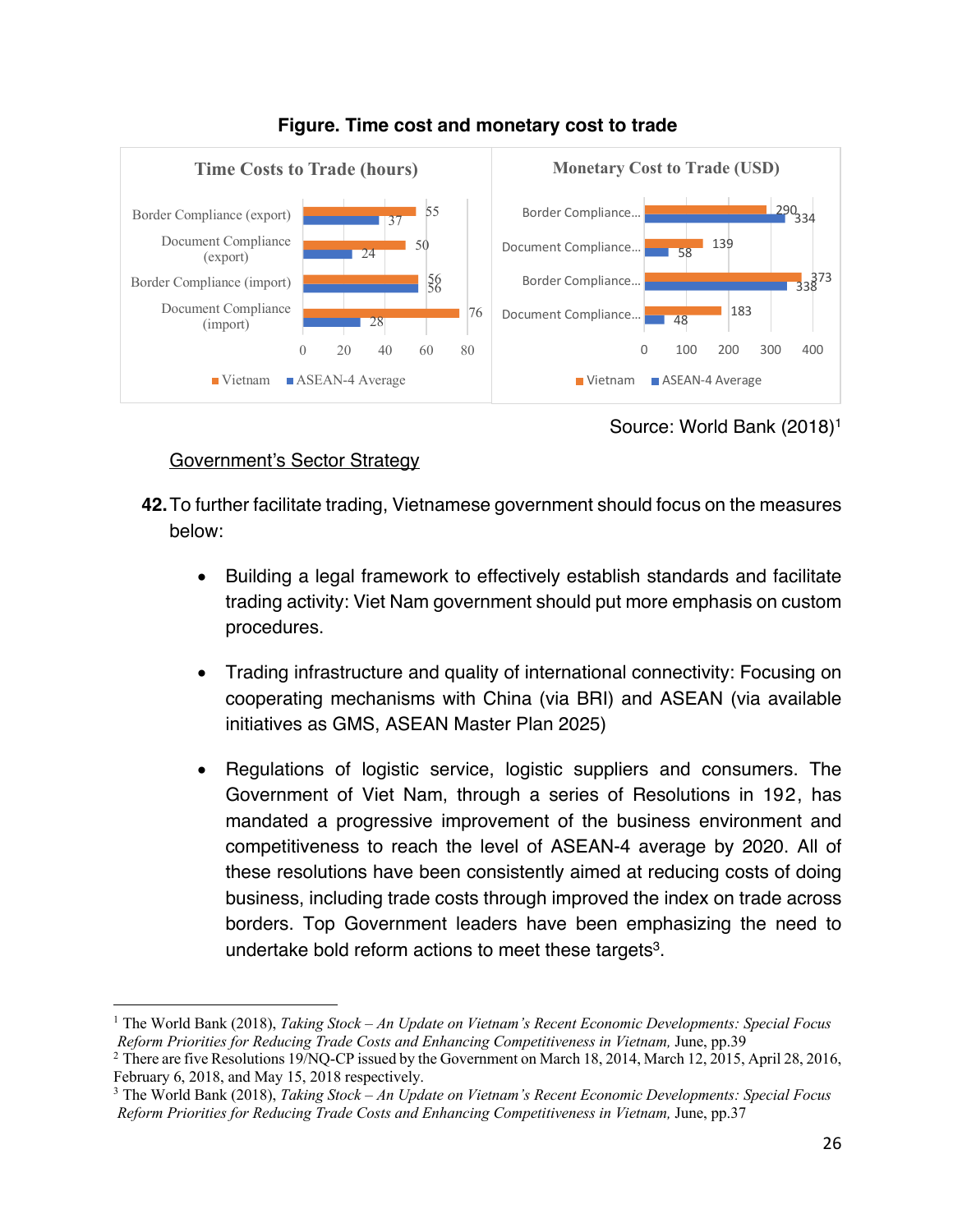**Figure. Time cost and monetary cost to trade**

| Time Costs to Trade (hours) | Vietnam | ASEAN-4 Average |
|---|---|---|
| Border Compliance (export) | 55 | 37 |
| Document Compliance (export) | 50 | 24 |
| Border Compliance (import) | 56 | 56 |
| Document Compliance (import) | 76 | 28 |

| Monetary Cost to Trade (USD) | Vietnam | ASEAN-4 Average |
|---|---|---|
| Border Compliance... | 290 | 334 |
| Document Compliance... | 139 | 58 |
| Border Compliance... | 373 | 338 |
| Document Compliance... | 183 | 48 |

Source: World Bank (2018)[1]

<u>Government's Sector Strategy</u>

**42.** To further facilitate trading, Vietnamese government should focus on the measures below:

- Building a legal framework to effectively establish standards and facilitate trading activity: Viet Nam government should put more emphasis on custom procedures.
- Trading infrastructure and quality of international connectivity: Focusing on cooperating mechanisms with China (via BRI) and ASEAN (via available initiatives as GMS, ASEAN Master Plan 2025)
- Regulations of logistic service, logistic suppliers and consumers. The Government of Viet Nam, through a series of Resolutions in 192, has mandated a progressive improvement of the business environment and competitiveness to reach the level of ASEAN-4 average by 2020. All of these resolutions have been consistently aimed at reducing costs of doing business, including trade costs through improved the index on trade across borders. Top Government leaders have been emphasizing the need to undertake bold reform actions to meet these targets[3].

---

[1] The World Bank (2018), *Taking Stock – An Update on Vietnam's Recent Economic Developments: Special Focus Reform Priorities for Reducing Trade Costs and Enhancing Competitiveness in Vietnam,* June, pp.39

[2] There are five Resolutions 19/NQ-CP issued by the Government on March 18, 2014, March 12, 2015, April 28, 2016, February 6, 2018, and May 15, 2018 respectively.

[3] The World Bank (2018), *Taking Stock – An Update on Vietnam's Recent Economic Developments: Special Focus Reform Priorities for Reducing Trade Costs and Enhancing Competitiveness in Vietnam,* June, pp.37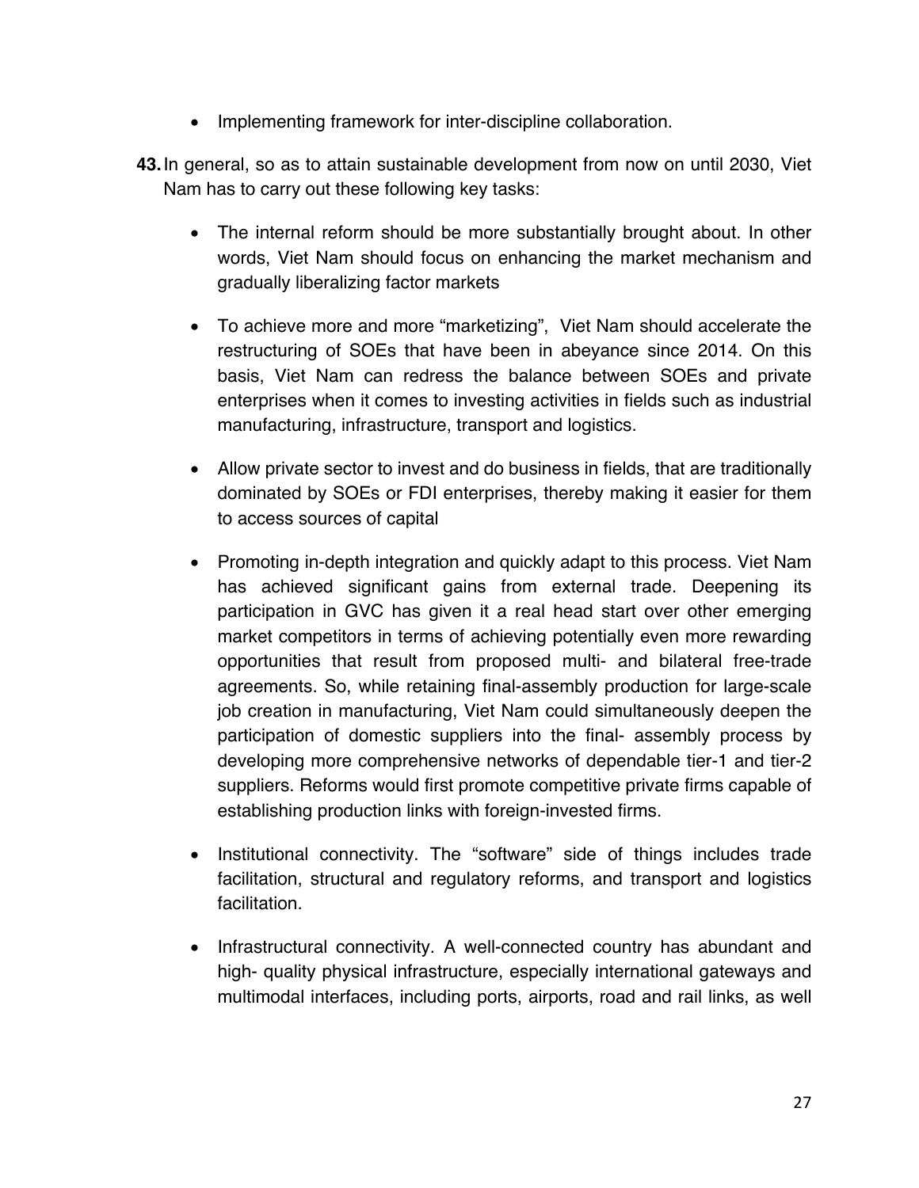- Implementing framework for inter-discipline collaboration.

**43.** In general, so as to attain sustainable development from now on until 2030, Viet Nam has to carry out these following key tasks:

- The internal reform should be more substantially brought about. In other words, Viet Nam should focus on enhancing the market mechanism and gradually liberalizing factor markets

- To achieve more and more "marketizing", Viet Nam should accelerate the restructuring of SOEs that have been in abeyance since 2014. On this basis, Viet Nam can redress the balance between SOEs and private enterprises when it comes to investing activities in fields such as industrial manufacturing, infrastructure, transport and logistics.

- Allow private sector to invest and do business in fields, that are traditionally dominated by SOEs or FDI enterprises, thereby making it easier for them to access sources of capital

- Promoting in-depth integration and quickly adapt to this process. Viet Nam has achieved significant gains from external trade. Deepening its participation in GVC has given it a real head start over other emerging market competitors in terms of achieving potentially even more rewarding opportunities that result from proposed multi- and bilateral free-trade agreements. So, while retaining final-assembly production for large-scale job creation in manufacturing, Viet Nam could simultaneously deepen the participation of domestic suppliers into the final- assembly process by developing more comprehensive networks of dependable tier-1 and tier-2 suppliers. Reforms would first promote competitive private firms capable of establishing production links with foreign-invested firms.

- Institutional connectivity. The "software" side of things includes trade facilitation, structural and regulatory reforms, and transport and logistics facilitation.

- Infrastructural connectivity. A well-connected country has abundant and high- quality physical infrastructure, especially international gateways and multimodal interfaces, including ports, airports, road and rail links, as well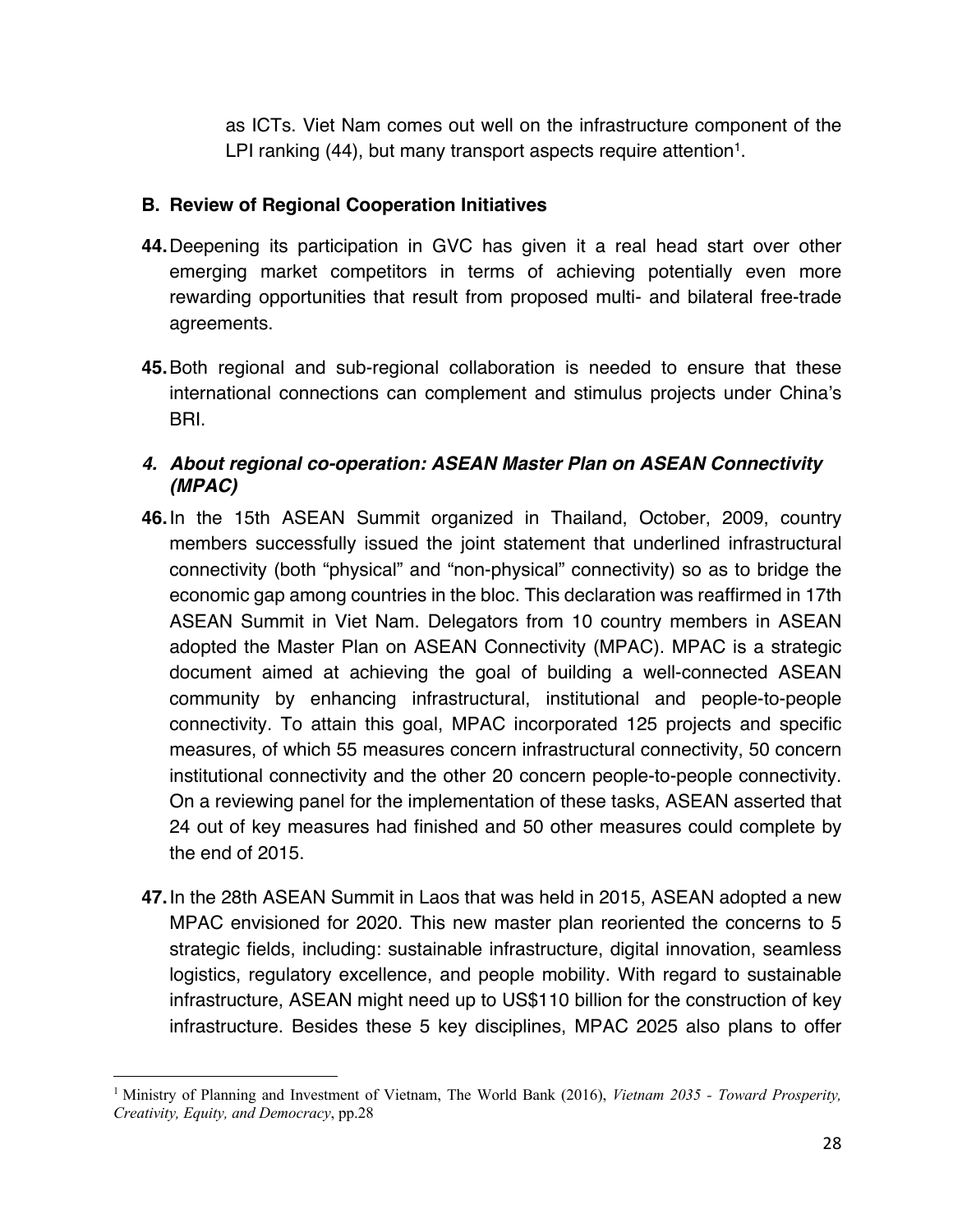as ICTs. Viet Nam comes out well on the infrastructure component of the LPI ranking (44), but many transport aspects require attention[1].

**B. Review of Regional Cooperation Initiatives**

**44.** Deepening its participation in GVC has given it a real head start over other emerging market competitors in terms of achieving potentially even more rewarding opportunities that result from proposed multi- and bilateral free-trade agreements.

**45.** Both regional and sub-regional collaboration is needed to ensure that these international connections can complement and stimulus projects under China's BRI.

***4. About regional co-operation: ASEAN Master Plan on ASEAN Connectivity (MPAC)***

**46.** In the 15th ASEAN Summit organized in Thailand, October, 2009, country members successfully issued the joint statement that underlined infrastructural connectivity (both "physical" and "non-physical" connectivity) so as to bridge the economic gap among countries in the bloc. This declaration was reaffirmed in 17th ASEAN Summit in Viet Nam. Delegators from 10 country members in ASEAN adopted the Master Plan on ASEAN Connectivity (MPAC). MPAC is a strategic document aimed at achieving the goal of building a well-connected ASEAN community by enhancing infrastructural, institutional and people-to-people connectivity. To attain this goal, MPAC incorporated 125 projects and specific measures, of which 55 measures concern infrastructural connectivity, 50 concern institutional connectivity and the other 20 concern people-to-people connectivity. On a reviewing panel for the implementation of these tasks, ASEAN asserted that 24 out of key measures had finished and 50 other measures could complete by the end of 2015.

**47.** In the 28th ASEAN Summit in Laos that was held in 2015, ASEAN adopted a new MPAC envisioned for 2020. This new master plan reoriented the concerns to 5 strategic fields, including: sustainable infrastructure, digital innovation, seamless logistics, regulatory excellence, and people mobility. With regard to sustainable infrastructure, ASEAN might need up to US$110 billion for the construction of key infrastructure. Besides these 5 key disciplines, MPAC 2025 also plans to offer

---

[1] Ministry of Planning and Investment of Vietnam, The World Bank (2016), *Vietnam 2035 - Toward Prosperity, Creativity, Equity, and Democracy*, pp.28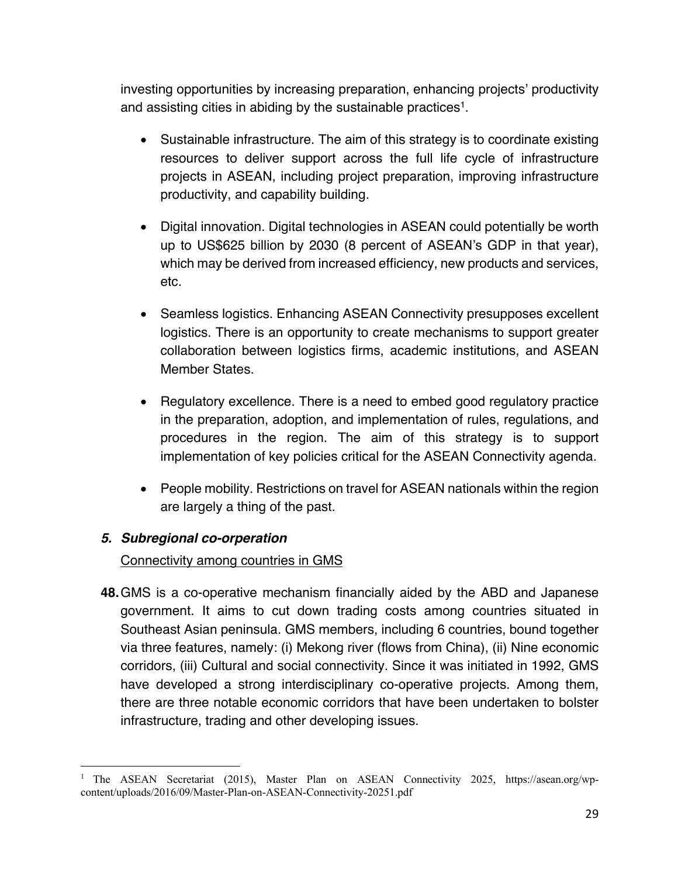investing opportunities by increasing preparation, enhancing projects' productivity and assisting cities in abiding by the sustainable practices[1].

- Sustainable infrastructure. The aim of this strategy is to coordinate existing resources to deliver support across the full life cycle of infrastructure projects in ASEAN, including project preparation, improving infrastructure productivity, and capability building.

- Digital innovation. Digital technologies in ASEAN could potentially be worth up to US$625 billion by 2030 (8 percent of ASEAN's GDP in that year), which may be derived from increased efficiency, new products and services, etc.

- Seamless logistics. Enhancing ASEAN Connectivity presupposes excellent logistics. There is an opportunity to create mechanisms to support greater collaboration between logistics firms, academic institutions, and ASEAN Member States.

- Regulatory excellence. There is a need to embed good regulatory practice in the preparation, adoption, and implementation of rules, regulations, and procedures in the region. The aim of this strategy is to support implementation of key policies critical for the ASEAN Connectivity agenda.

- People mobility. Restrictions on travel for ASEAN nationals within the region are largely a thing of the past.

### *5. Subregional co-orperation*

<u>Connectivity among countries in GMS</u>

**48.** GMS is a co-operative mechanism financially aided by the ABD and Japanese government. It aims to cut down trading costs among countries situated in Southeast Asian peninsula. GMS members, including 6 countries, bound together via three features, namely: (i) Mekong river (flows from China), (ii) Nine economic corridors, (iii) Cultural and social connectivity. Since it was initiated in 1992, GMS have developed a strong interdisciplinary co-operative projects. Among them, there are three notable economic corridors that have been undertaken to bolster infrastructure, trading and other developing issues.

---

[1] The ASEAN Secretariat (2015), Master Plan on ASEAN Connectivity 2025, https://asean.org/wp-content/uploads/2016/09/Master-Plan-on-ASEAN-Connectivity-20251.pdf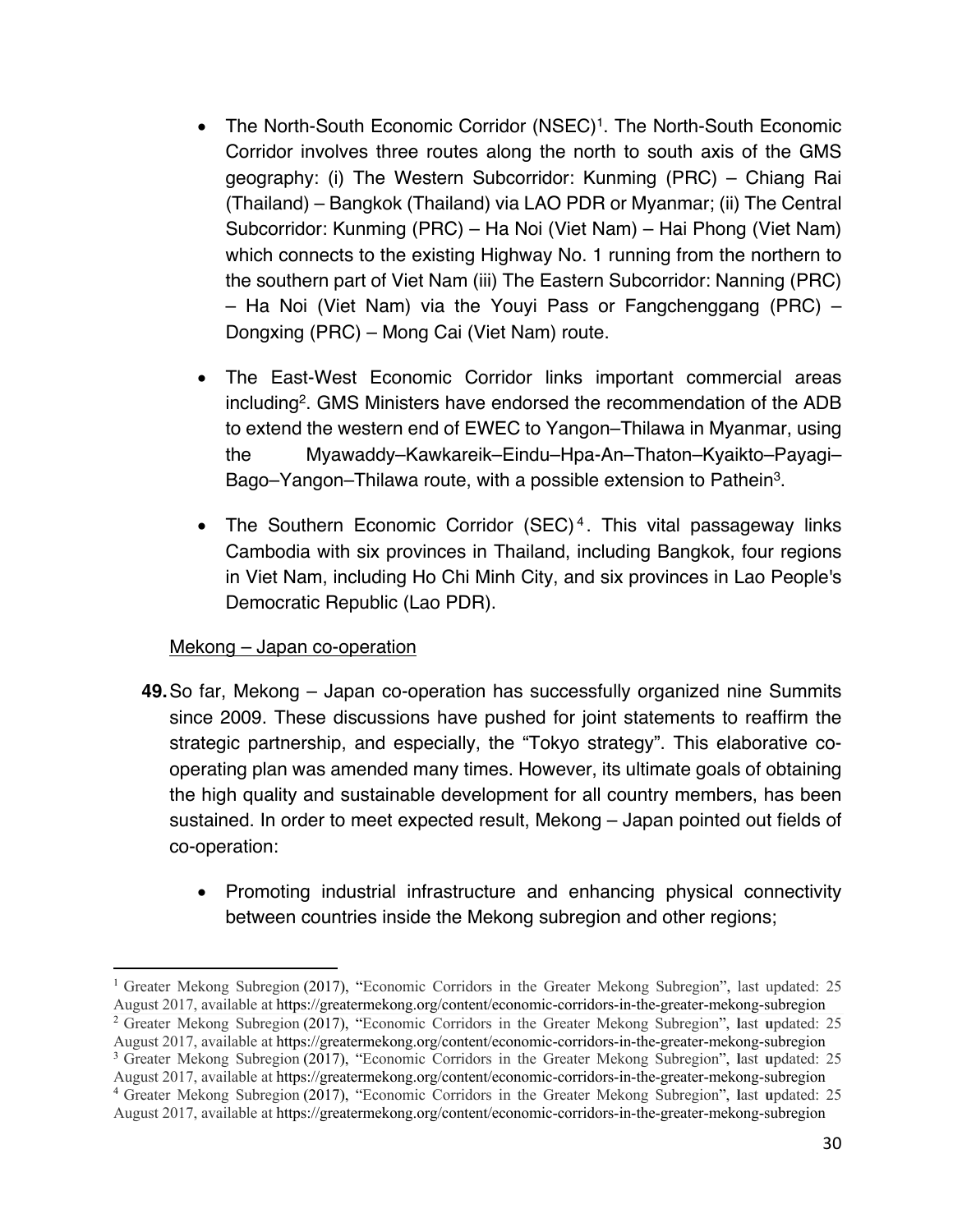- The North-South Economic Corridor (NSEC)[1]. The North-South Economic Corridor involves three routes along the north to south axis of the GMS geography: (i) The Western Subcorridor: Kunming (PRC) – Chiang Rai (Thailand) – Bangkok (Thailand) via LAO PDR or Myanmar; (ii) The Central Subcorridor: Kunming (PRC) – Ha Noi (Viet Nam) – Hai Phong (Viet Nam) which connects to the existing Highway No. 1 running from the northern to the southern part of Viet Nam (iii) The Eastern Subcorridor: Nanning (PRC) – Ha Noi (Viet Nam) via the Youyi Pass or Fangchenggang (PRC) – Dongxing (PRC) – Mong Cai (Viet Nam) route.

- The East-West Economic Corridor links important commercial areas including[2]. GMS Ministers have endorsed the recommendation of the ADB to extend the western end of EWEC to Yangon–Thilawa in Myanmar, using the Myawaddy–Kawkareik–Eindu–Hpa-An–Thaton–Kyaikto–Payagi–Bago–Yangon–Thilawa route, with a possible extension to Pathein[3].

- The Southern Economic Corridor (SEC)[4]. This vital passageway links Cambodia with six provinces in Thailand, including Bangkok, four regions in Viet Nam, including Ho Chi Minh City, and six provinces in Lao People's Democratic Republic (Lao PDR).

Mekong – Japan co-operation

**49.** So far, Mekong – Japan co-operation has successfully organized nine Summits since 2009. These discussions have pushed for joint statements to reaffirm the strategic partnership, and especially, the "Tokyo strategy". This elaborative co-operating plan was amended many times. However, its ultimate goals of obtaining the high quality and sustainable development for all country members, has been sustained. In order to meet expected result, Mekong – Japan pointed out fields of co-operation:

- Promoting industrial infrastructure and enhancing physical connectivity between countries inside the Mekong subregion and other regions;

---

[1] Greater Mekong Subregion (2017), "Economic Corridors in the Greater Mekong Subregion", last updated: 25 August 2017, available at https://greatermekong.org/content/economic-corridors-in-the-greater-mekong-subregion

[2] Greater Mekong Subregion (2017), "Economic Corridors in the Greater Mekong Subregion", last updated: 25 August 2017, available at https://greatermekong.org/content/economic-corridors-in-the-greater-mekong-subregion

[3] Greater Mekong Subregion (2017), "Economic Corridors in the Greater Mekong Subregion", last updated: 25 August 2017, available at https://greatermekong.org/content/economic-corridors-in-the-greater-mekong-subregion

[4] Greater Mekong Subregion (2017), "Economic Corridors in the Greater Mekong Subregion", last updated: 25 August 2017, available at https://greatermekong.org/content/economic-corridors-in-the-greater-mekong-subregion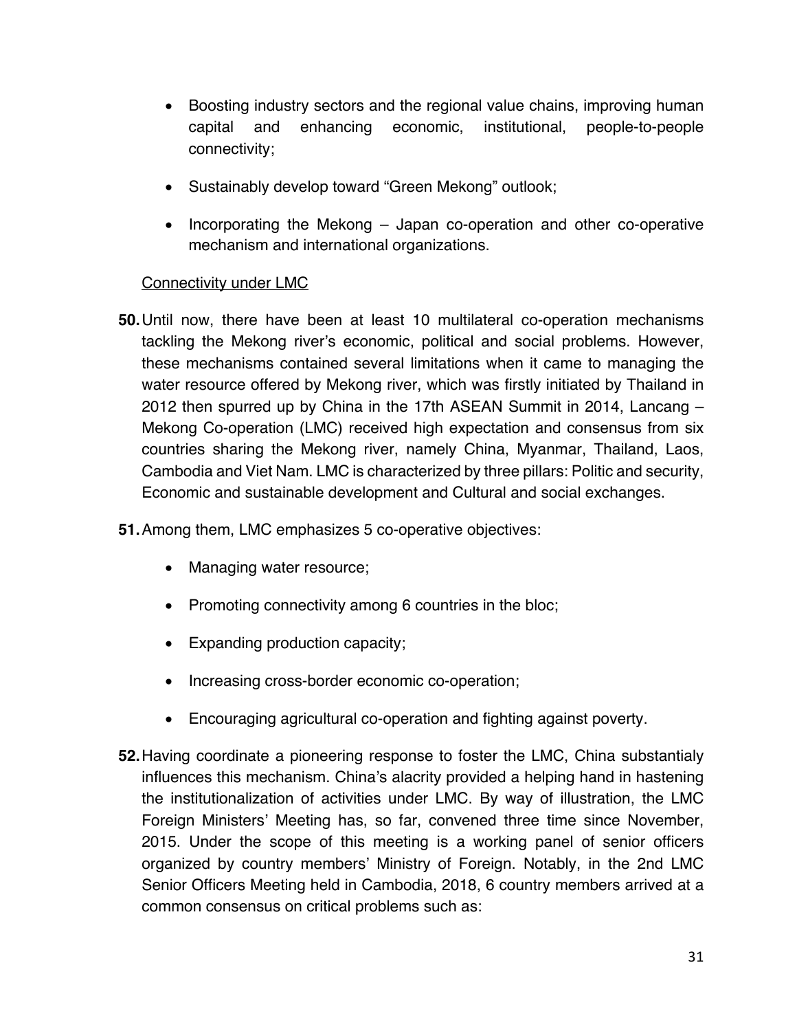- Boosting industry sectors and the regional value chains, improving human capital and enhancing economic, institutional, people-to-people connectivity;

- Sustainably develop toward "Green Mekong" outlook;

- Incorporating the Mekong – Japan co-operation and other co-operative mechanism and international organizations.

<u>Connectivity under LMC</u>

**50.** Until now, there have been at least 10 multilateral co-operation mechanisms tackling the Mekong river's economic, political and social problems. However, these mechanisms contained several limitations when it came to managing the water resource offered by Mekong river, which was firstly initiated by Thailand in 2012 then spurred up by China in the 17th ASEAN Summit in 2014, Lancang – Mekong Co-operation (LMC) received high expectation and consensus from six countries sharing the Mekong river, namely China, Myanmar, Thailand, Laos, Cambodia and Viet Nam. LMC is characterized by three pillars: Politic and security, Economic and sustainable development and Cultural and social exchanges.

**51.** Among them, LMC emphasizes 5 co-operative objectives:

- Managing water resource;

- Promoting connectivity among 6 countries in the bloc;

- Expanding production capacity;

- Increasing cross-border economic co-operation;

- Encouraging agricultural co-operation and fighting against poverty.

**52.** Having coordinate a pioneering response to foster the LMC, China substantialy influences this mechanism. China's alacrity provided a helping hand in hastening the institutionalization of activities under LMC. By way of illustration, the LMC Foreign Ministers' Meeting has, so far, convened three time since November, 2015. Under the scope of this meeting is a working panel of senior officers organized by country members' Ministry of Foreign. Notably, in the 2nd LMC Senior Officers Meeting held in Cambodia, 2018, 6 country members arrived at a common consensus on critical problems such as: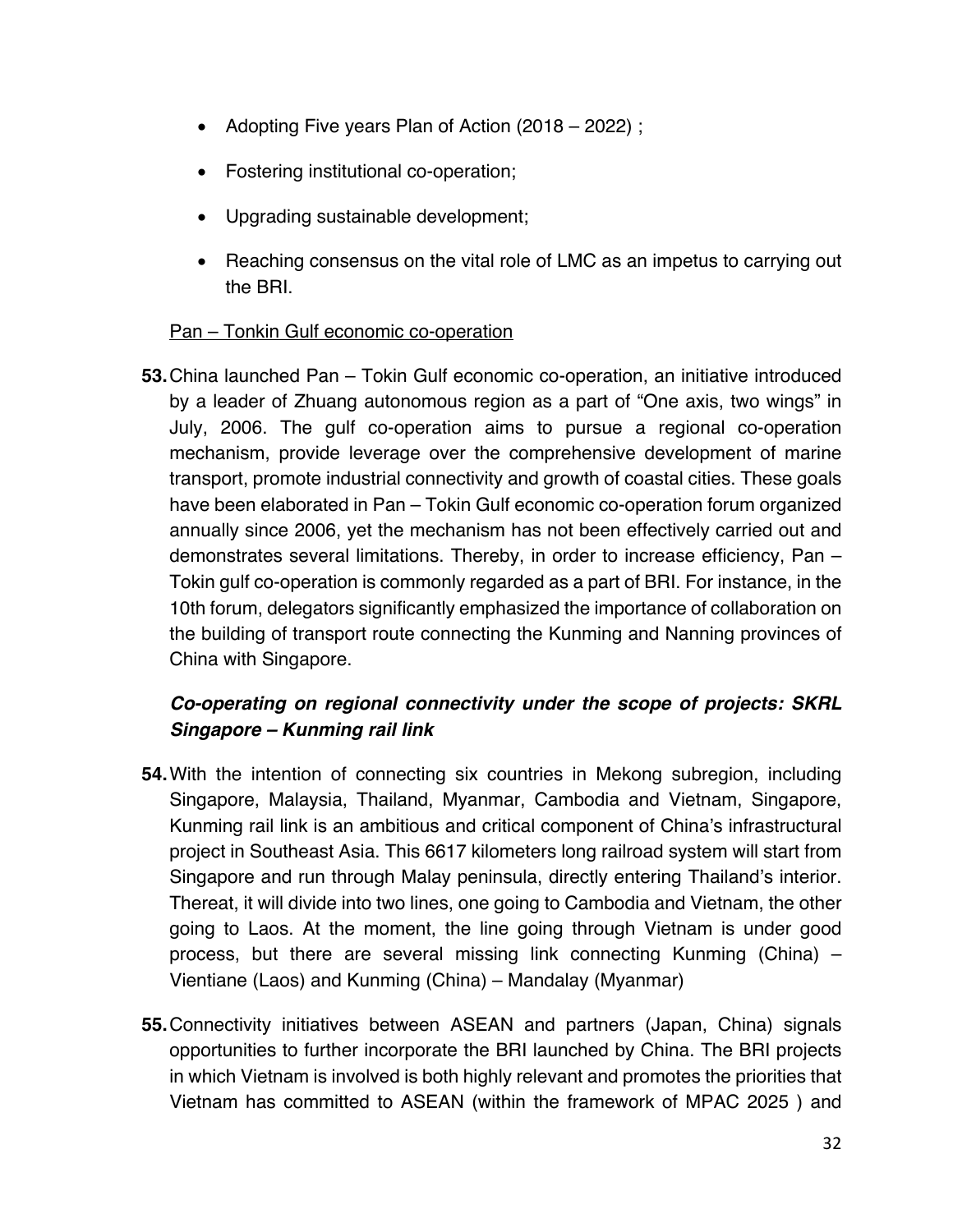- Adopting Five years Plan of Action (2018 – 2022) ;
- Fostering institutional co-operation;
- Upgrading sustainable development;
- Reaching consensus on the vital role of LMC as an impetus to carrying out the BRI.

<u>Pan – Tonkin Gulf economic co-operation</u>

**53.** China launched Pan – Tokin Gulf economic co-operation, an initiative introduced by a leader of Zhuang autonomous region as a part of "One axis, two wings" in July, 2006. The gulf co-operation aims to pursue a regional co-operation mechanism, provide leverage over the comprehensive development of marine transport, promote industrial connectivity and growth of coastal cities. These goals have been elaborated in Pan – Tokin Gulf economic co-operation forum organized annually since 2006, yet the mechanism has not been effectively carried out and demonstrates several limitations. Thereby, in order to increase efficiency, Pan – Tokin gulf co-operation is commonly regarded as a part of BRI. For instance, in the 10th forum, delegators significantly emphasized the importance of collaboration on the building of transport route connecting the Kunming and Nanning provinces of China with Singapore.

***Co-operating on regional connectivity under the scope of projects: SKRL Singapore – Kunming rail link***

**54.** With the intention of connecting six countries in Mekong subregion, including Singapore, Malaysia, Thailand, Myanmar, Cambodia and Vietnam, Singapore, Kunming rail link is an ambitious and critical component of China's infrastructural project in Southeast Asia. This 6617 kilometers long railroad system will start from Singapore and run through Malay peninsula, directly entering Thailand's interior. Thereat, it will divide into two lines, one going to Cambodia and Vietnam, the other going to Laos. At the moment, the line going through Vietnam is under good process, but there are several missing link connecting Kunming (China) – Vientiane (Laos) and Kunming (China) – Mandalay (Myanmar)

**55.** Connectivity initiatives between ASEAN and partners (Japan, China) signals opportunities to further incorporate the BRI launched by China. The BRI projects in which Vietnam is involved is both highly relevant and promotes the priorities that Vietnam has committed to ASEAN (within the framework of MPAC 2025 ) and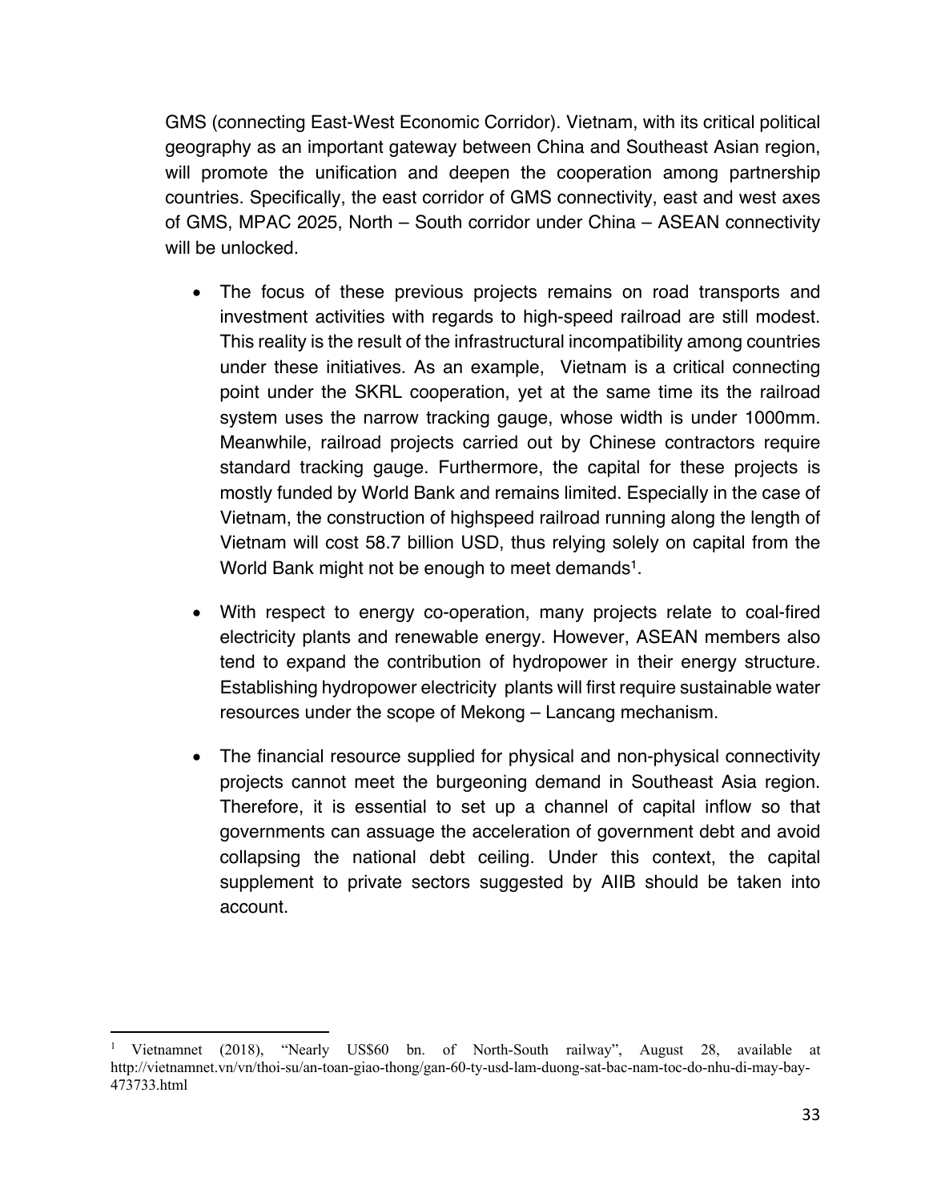GMS (connecting East-West Economic Corridor). Vietnam, with its critical political geography as an important gateway between China and Southeast Asian region, will promote the unification and deepen the cooperation among partnership countries. Specifically, the east corridor of GMS connectivity, east and west axes of GMS, MPAC 2025, North – South corridor under China – ASEAN connectivity will be unlocked.

- The focus of these previous projects remains on road transports and investment activities with regards to high-speed railroad are still modest. This reality is the result of the infrastructural incompatibility among countries under these initiatives. As an example, Vietnam is a critical connecting point under the SKRL cooperation, yet at the same time its the railroad system uses the narrow tracking gauge, whose width is under 1000mm. Meanwhile, railroad projects carried out by Chinese contractors require standard tracking gauge. Furthermore, the capital for these projects is mostly funded by World Bank and remains limited. Especially in the case of Vietnam, the construction of highspeed railroad running along the length of Vietnam will cost 58.7 billion USD, thus relying solely on capital from the World Bank might not be enough to meet demands[1].

- With respect to energy co-operation, many projects relate to coal-fired electricity plants and renewable energy. However, ASEAN members also tend to expand the contribution of hydropower in their energy structure. Establishing hydropower electricity plants will first require sustainable water resources under the scope of Mekong – Lancang mechanism.

- The financial resource supplied for physical and non-physical connectivity projects cannot meet the burgeoning demand in Southeast Asia region. Therefore, it is essential to set up a channel of capital inflow so that governments can assuage the acceleration of government debt and avoid collapsing the national debt ceiling. Under this context, the capital supplement to private sectors suggested by AIIB should be taken into account.

[1] Vietnamnet (2018), "Nearly US$60 bn. of North-South railway", August 28, available at http://vietnamnet.vn/vn/thoi-su/an-toan-giao-thong/gan-60-ty-usd-lam-duong-sat-bac-nam-toc-do-nhu-di-may-bay-473733.html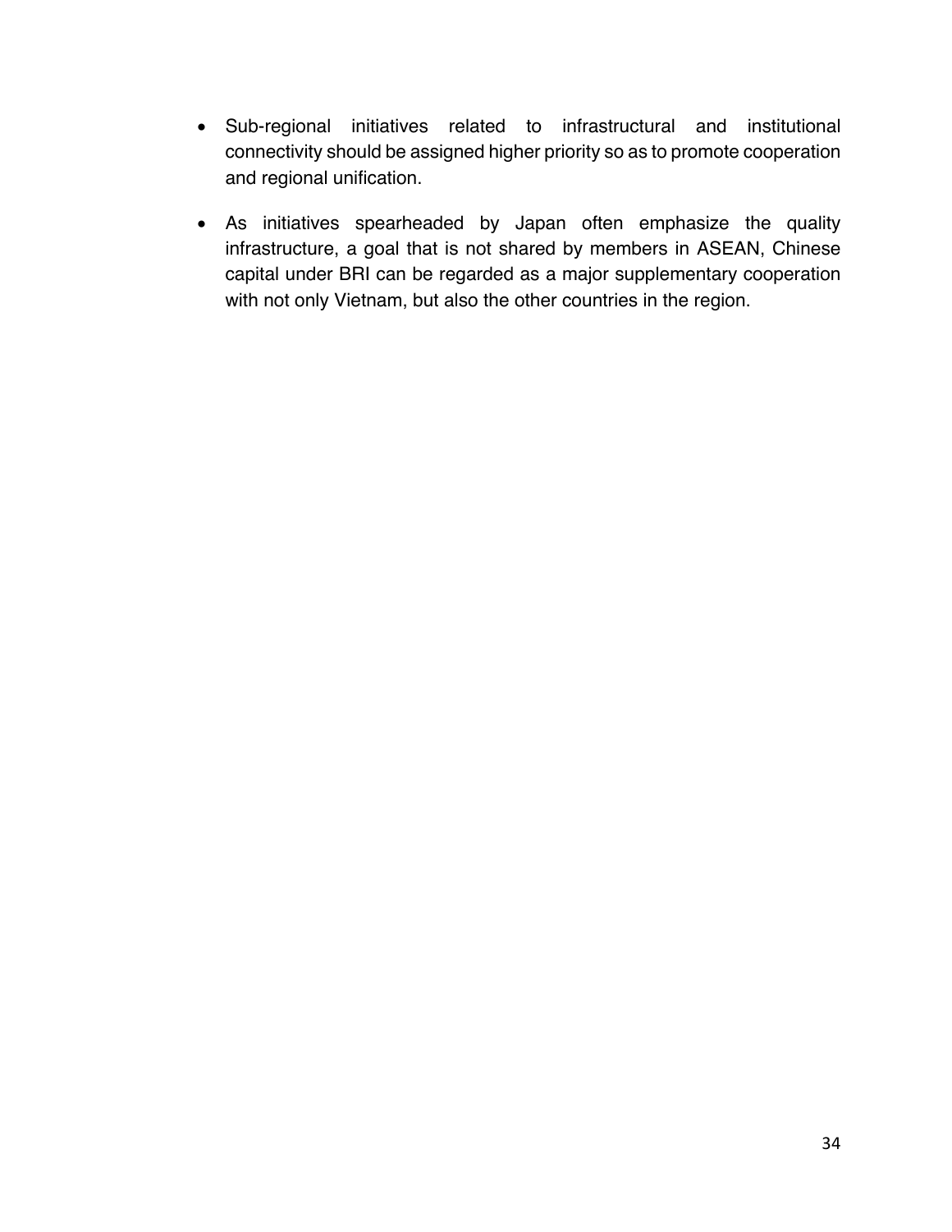- Sub-regional initiatives related to infrastructural and institutional connectivity should be assigned higher priority so as to promote cooperation and regional unification.
- As initiatives spearheaded by Japan often emphasize the quality infrastructure, a goal that is not shared by members in ASEAN, Chinese capital under BRI can be regarded as a major supplementary cooperation with not only Vietnam, but also the other countries in the region.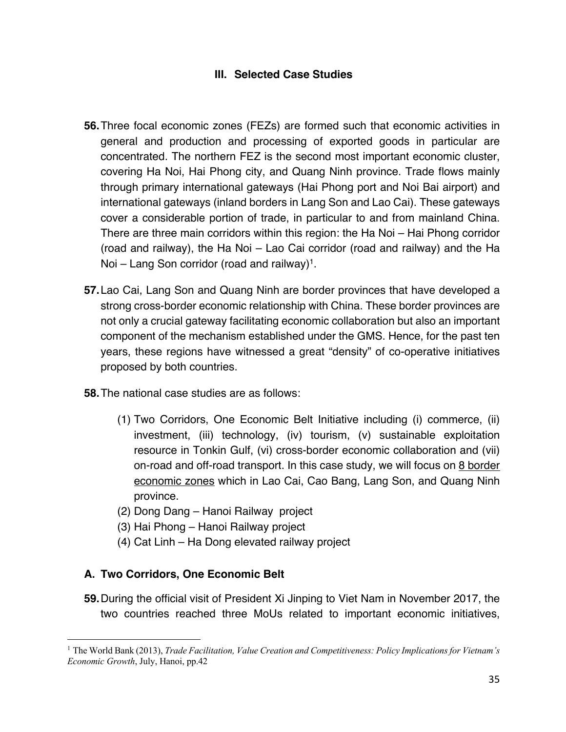## III. Selected Case Studies

**56.** Three focal economic zones (FEZs) are formed such that economic activities in general and production and processing of exported goods in particular are concentrated. The northern FEZ is the second most important economic cluster, covering Ha Noi, Hai Phong city, and Quang Ninh province. Trade flows mainly through primary international gateways (Hai Phong port and Noi Bai airport) and international gateways (inland borders in Lang Son and Lao Cai). These gateways cover a considerable portion of trade, in particular to and from mainland China. There are three main corridors within this region: the Ha Noi – Hai Phong corridor (road and railway), the Ha Noi – Lao Cai corridor (road and railway) and the Ha Noi – Lang Son corridor (road and railway)[1].

**57.** Lao Cai, Lang Son and Quang Ninh are border provinces that have developed a strong cross-border economic relationship with China. These border provinces are not only a crucial gateway facilitating economic collaboration but also an important component of the mechanism established under the GMS. Hence, for the past ten years, these regions have witnessed a great "density" of co-operative initiatives proposed by both countries.

**58.** The national case studies are as follows:

(1) Two Corridors, One Economic Belt Initiative including (i) commerce, (ii) investment, (iii) technology, (iv) tourism, (v) sustainable exploitation resource in Tonkin Gulf, (vi) cross-border economic collaboration and (vii) on-road and off-road transport. In this case study, we will focus on <u>8 border economic zones</u> which in Lao Cai, Cao Bang, Lang Son, and Quang Ninh province.
(2) Dong Dang – Hanoi Railway project
(3) Hai Phong – Hanoi Railway project
(4) Cat Linh – Ha Dong elevated railway project

### A. Two Corridors, One Economic Belt

**59.** During the official visit of President Xi Jinping to Viet Nam in November 2017, the two countries reached three MoUs related to important economic initiatives,

---

[1] The World Bank (2013), *Trade Facilitation, Value Creation and Competitiveness: Policy Implications for Vietnam's Economic Growth*, July, Hanoi, pp.42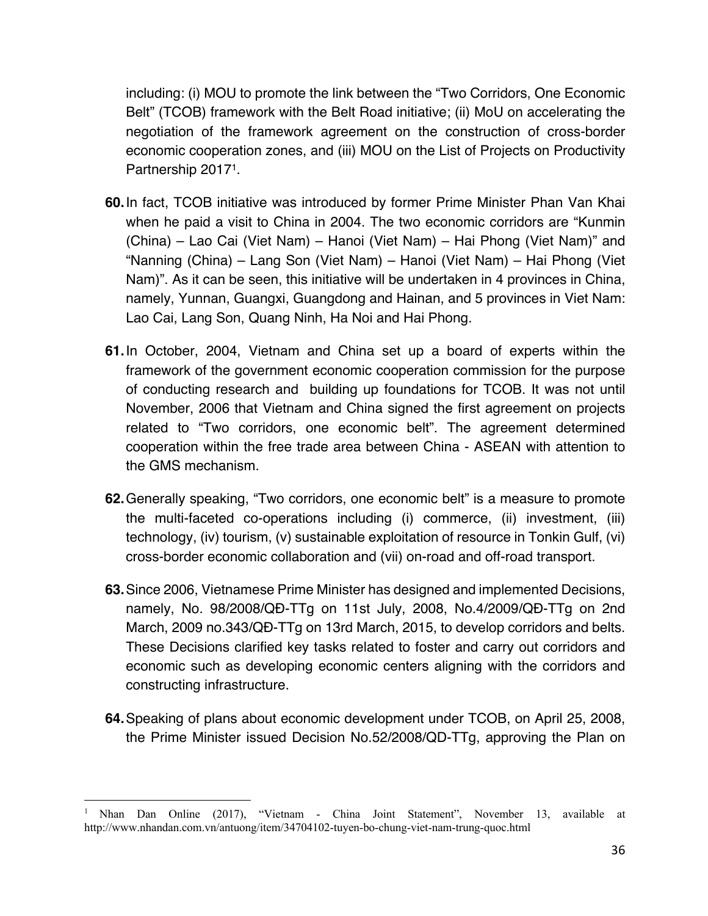including: (i) MOU to promote the link between the "Two Corridors, One Economic Belt" (TCOB) framework with the Belt Road initiative; (ii) MoU on accelerating the negotiation of the framework agreement on the construction of cross-border economic cooperation zones, and (iii) MOU on the List of Projects on Productivity Partnership 2017[1].

**60.** In fact, TCOB initiative was introduced by former Prime Minister Phan Van Khai when he paid a visit to China in 2004. The two economic corridors are "Kunmin (China) – Lao Cai (Viet Nam) – Hanoi (Viet Nam) – Hai Phong (Viet Nam)" and "Nanning (China) – Lang Son (Viet Nam) – Hanoi (Viet Nam) – Hai Phong (Viet Nam)". As it can be seen, this initiative will be undertaken in 4 provinces in China, namely, Yunnan, Guangxi, Guangdong and Hainan, and 5 provinces in Viet Nam: Lao Cai, Lang Son, Quang Ninh, Ha Noi and Hai Phong.

**61.** In October, 2004, Vietnam and China set up a board of experts within the framework of the government economic cooperation commission for the purpose of conducting research and building up foundations for TCOB. It was not until November, 2006 that Vietnam and China signed the first agreement on projects related to "Two corridors, one economic belt". The agreement determined cooperation within the free trade area between China - ASEAN with attention to the GMS mechanism.

**62.** Generally speaking, "Two corridors, one economic belt" is a measure to promote the multi-faceted co-operations including (i) commerce, (ii) investment, (iii) technology, (iv) tourism, (v) sustainable exploitation of resource in Tonkin Gulf, (vi) cross-border economic collaboration and (vii) on-road and off-road transport.

**63.** Since 2006, Vietnamese Prime Minister has designed and implemented Decisions, namely, No. 98/2008/QĐ-TTg on 11st July, 2008, No.4/2009/QĐ-TTg on 2nd March, 2009 no.343/QĐ-TTg on 13rd March, 2015, to develop corridors and belts. These Decisions clarified key tasks related to foster and carry out corridors and economic such as developing economic centers aligning with the corridors and constructing infrastructure.

**64.** Speaking of plans about economic development under TCOB, on April 25, 2008, the Prime Minister issued Decision No.52/2008/QD-TTg, approving the Plan on

---

[1] Nhan Dan Online (2017), "Vietnam - China Joint Statement", November 13, available at http://www.nhandan.com.vn/antuong/item/34704102-tuyen-bo-chung-viet-nam-trung-quoc.html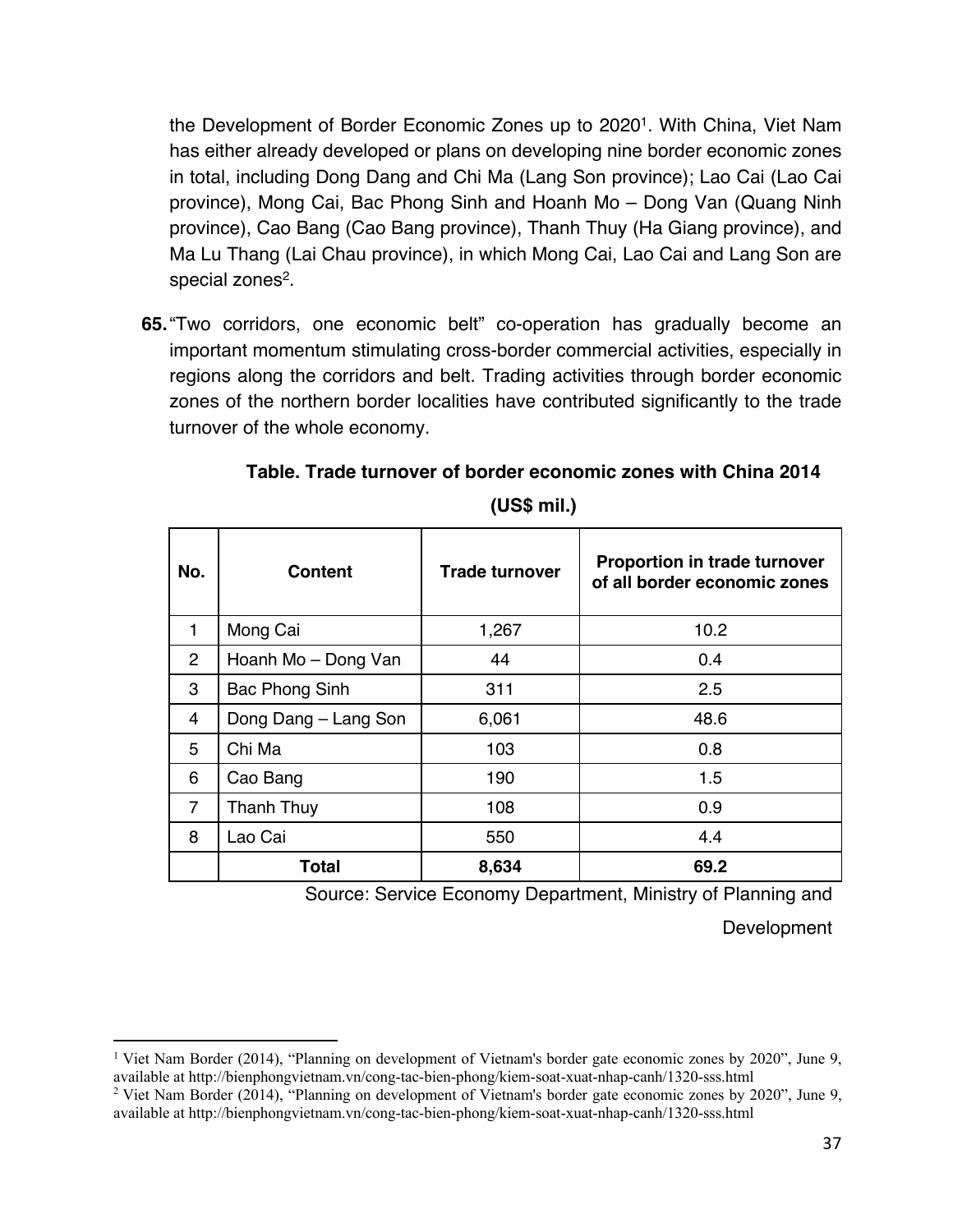the Development of Border Economic Zones up to 2020[1]. With China, Viet Nam has either already developed or plans on developing nine border economic zones in total, including Dong Dang and Chi Ma (Lang Son province); Lao Cai (Lao Cai province), Mong Cai, Bac Phong Sinh and Hoanh Mo – Dong Van (Quang Ninh province), Cao Bang (Cao Bang province), Thanh Thuy (Ha Giang province), and Ma Lu Thang (Lai Chau province), in which Mong Cai, Lao Cai and Lang Son are special zones[2].

**65.** "Two corridors, one economic belt" co-operation has gradually become an important momentum stimulating cross-border commercial activities, especially in regions along the corridors and belt. Trading activities through border economic zones of the northern border localities have contributed significantly to the trade turnover of the whole economy.

**Table. Trade turnover of border economic zones with China 2014**

**(US$ mil.)**

| No. | Content | Trade turnover | Proportion in trade turnover of all border economic zones |
|---|---|---|---|
| 1 | Mong Cai | 1,267 | 10.2 |
| 2 | Hoanh Mo – Dong Van | 44 | 0.4 |
| 3 | Bac Phong Sinh | 311 | 2.5 |
| 4 | Dong Dang – Lang Son | 6,061 | 48.6 |
| 5 | Chi Ma | 103 | 0.8 |
| 6 | Cao Bang | 190 | 1.5 |
| 7 | Thanh Thuy | 108 | 0.9 |
| 8 | Lao Cai | 550 | 4.4 |
| | **Total** | **8,634** | **69.2** |

Source: Service Economy Department, Ministry of Planning and Development

[1] Viet Nam Border (2014), "Planning on development of Vietnam's border gate economic zones by 2020", June 9, available at http://bienphongvietnam.vn/cong-tac-bien-phong/kiem-soat-xuat-nhap-canh/1320-sss.html

[2] Viet Nam Border (2014), "Planning on development of Vietnam's border gate economic zones by 2020", June 9, available at http://bienphongvietnam.vn/cong-tac-bien-phong/kiem-soat-xuat-nhap-canh/1320-sss.html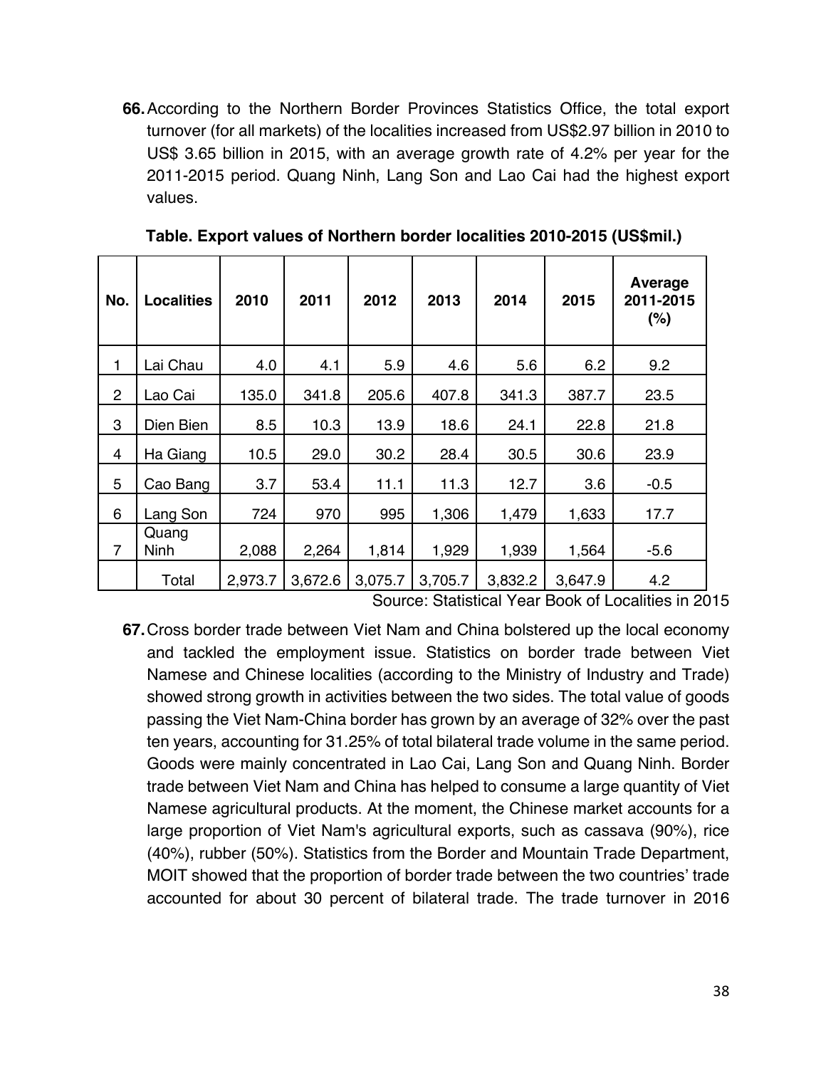**66.** According to the Northern Border Provinces Statistics Office, the total export turnover (for all markets) of the localities increased from US$2.97 billion in 2010 to US$ 3.65 billion in 2015, with an average growth rate of 4.2% per year for the 2011-2015 period. Quang Ninh, Lang Son and Lao Cai had the highest export values.

**Table. Export values of Northern border localities 2010-2015 (US$mil.)**

| No. | Localities | 2010 | 2011 | 2012 | 2013 | 2014 | 2015 | Average 2011-2015 (%) |
|---|---|---|---|---|---|---|---|---|
| 1 | Lai Chau | 4.0 | 4.1 | 5.9 | 4.6 | 5.6 | 6.2 | 9.2 |
| 2 | Lao Cai | 135.0 | 341.8 | 205.6 | 407.8 | 341.3 | 387.7 | 23.5 |
| 3 | Dien Bien | 8.5 | 10.3 | 13.9 | 18.6 | 24.1 | 22.8 | 21.8 |
| 4 | Ha Giang | 10.5 | 29.0 | 30.2 | 28.4 | 30.5 | 30.6 | 23.9 |
| 5 | Cao Bang | 3.7 | 53.4 | 11.1 | 11.3 | 12.7 | 3.6 | -0.5 |
| 6 | Lang Son | 724 | 970 | 995 | 1,306 | 1,479 | 1,633 | 17.7 |
| 7 | Quang Ninh | 2,088 | 2,264 | 1,814 | 1,929 | 1,939 | 1,564 | -5.6 |
| | Total | 2,973.7 | 3,672.6 | 3,075.7 | 3,705.7 | 3,832.2 | 3,647.9 | 4.2 |

Source: Statistical Year Book of Localities in 2015

**67.** Cross border trade between Viet Nam and China bolstered up the local economy and tackled the employment issue. Statistics on border trade between Viet Namese and Chinese localities (according to the Ministry of Industry and Trade) showed strong growth in activities between the two sides. The total value of goods passing the Viet Nam-China border has grown by an average of 32% over the past ten years, accounting for 31.25% of total bilateral trade volume in the same period. Goods were mainly concentrated in Lao Cai, Lang Son and Quang Ninh. Border trade between Viet Nam and China has helped to consume a large quantity of Viet Namese agricultural products. At the moment, the Chinese market accounts for a large proportion of Viet Nam's agricultural exports, such as cassava (90%), rice (40%), rubber (50%). Statistics from the Border and Mountain Trade Department, MOIT showed that the proportion of border trade between the two countries' trade accounted for about 30 percent of bilateral trade. The trade turnover in 2016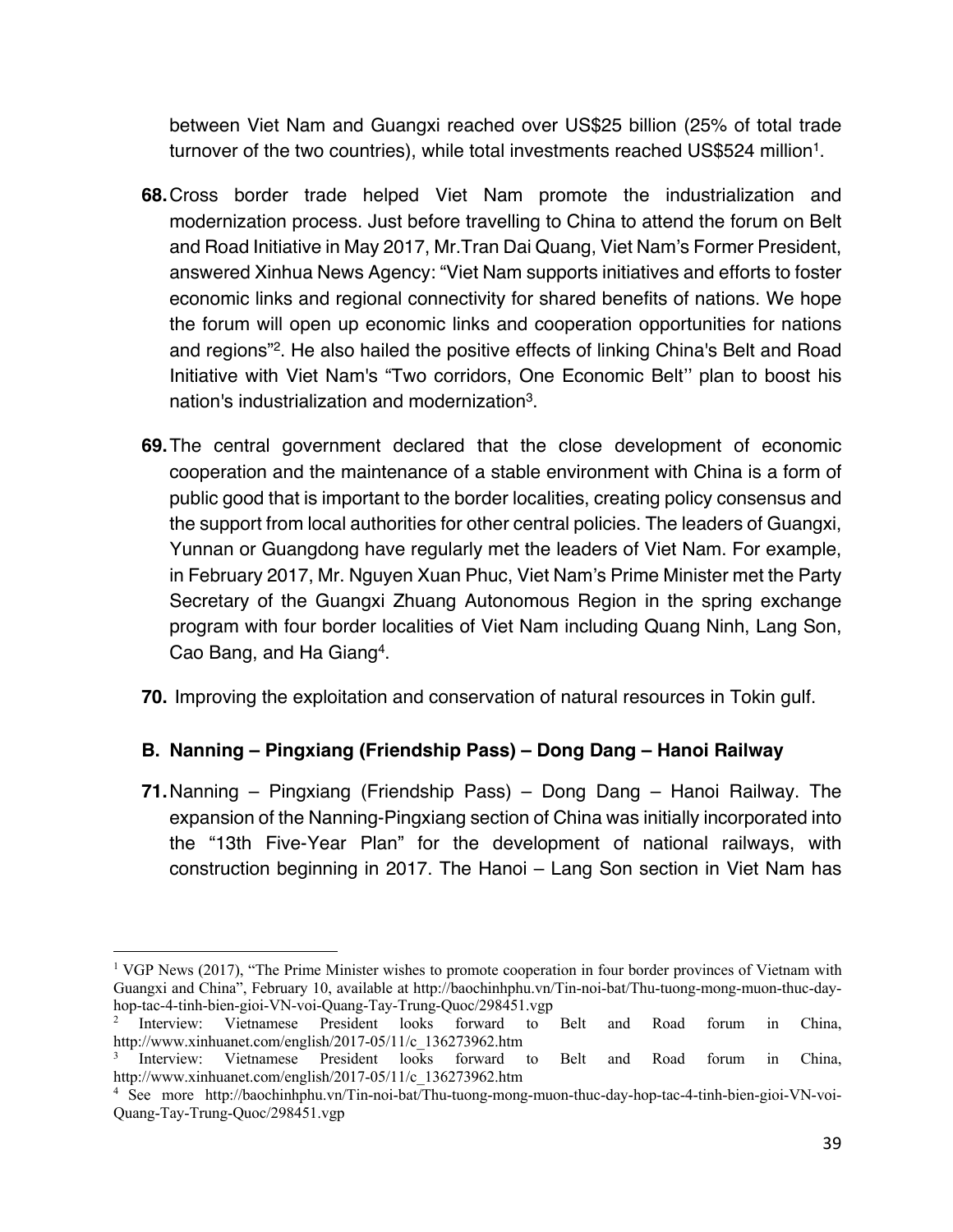between Viet Nam and Guangxi reached over US$25 billion (25% of total trade turnover of the two countries), while total investments reached US$524 million[1].

**68.** Cross border trade helped Viet Nam promote the industrialization and modernization process. Just before travelling to China to attend the forum on Belt and Road Initiative in May 2017, Mr.Tran Dai Quang, Viet Nam's Former President, answered Xinhua News Agency: "Viet Nam supports initiatives and efforts to foster economic links and regional connectivity for shared benefits of nations. We hope the forum will open up economic links and cooperation opportunities for nations and regions"[2]. He also hailed the positive effects of linking China's Belt and Road Initiative with Viet Nam's "Two corridors, One Economic Belt'' plan to boost his nation's industrialization and modernization[3].

**69.** The central government declared that the close development of economic cooperation and the maintenance of a stable environment with China is a form of public good that is important to the border localities, creating policy consensus and the support from local authorities for other central policies. The leaders of Guangxi, Yunnan or Guangdong have regularly met the leaders of Viet Nam. For example, in February 2017, Mr. Nguyen Xuan Phuc, Viet Nam's Prime Minister met the Party Secretary of the Guangxi Zhuang Autonomous Region in the spring exchange program with four border localities of Viet Nam including Quang Ninh, Lang Son, Cao Bang, and Ha Giang[4].

**70.** Improving the exploitation and conservation of natural resources in Tokin gulf.

### B. Nanning – Pingxiang (Friendship Pass) – Dong Dang – Hanoi Railway

**71.** Nanning – Pingxiang (Friendship Pass) – Dong Dang – Hanoi Railway. The expansion of the Nanning-Pingxiang section of China was initially incorporated into the "13th Five-Year Plan" for the development of national railways, with construction beginning in 2017. The Hanoi – Lang Son section in Viet Nam has

---

[1] VGP News (2017), "The Prime Minister wishes to promote cooperation in four border provinces of Vietnam with Guangxi and China", February 10, available at http://baochinhphu.vn/Tin-noi-bat/Thu-tuong-mong-muon-thuc-day-hop-tac-4-tinh-bien-gioi-VN-voi-Quang-Tay-Trung-Quoc/298451.vgp

[2] Interview: Vietnamese President looks forward to Belt and Road forum in China, http://www.xinhuanet.com/english/2017-05/11/c_136273962.htm

[3] Interview: Vietnamese President looks forward to Belt and Road forum in China, http://www.xinhuanet.com/english/2017-05/11/c_136273962.htm

[4] See more http://baochinhphu.vn/Tin-noi-bat/Thu-tuong-mong-muon-thuc-day-hop-tac-4-tinh-bien-gioi-VN-voi-Quang-Tay-Trung-Quoc/298451.vgp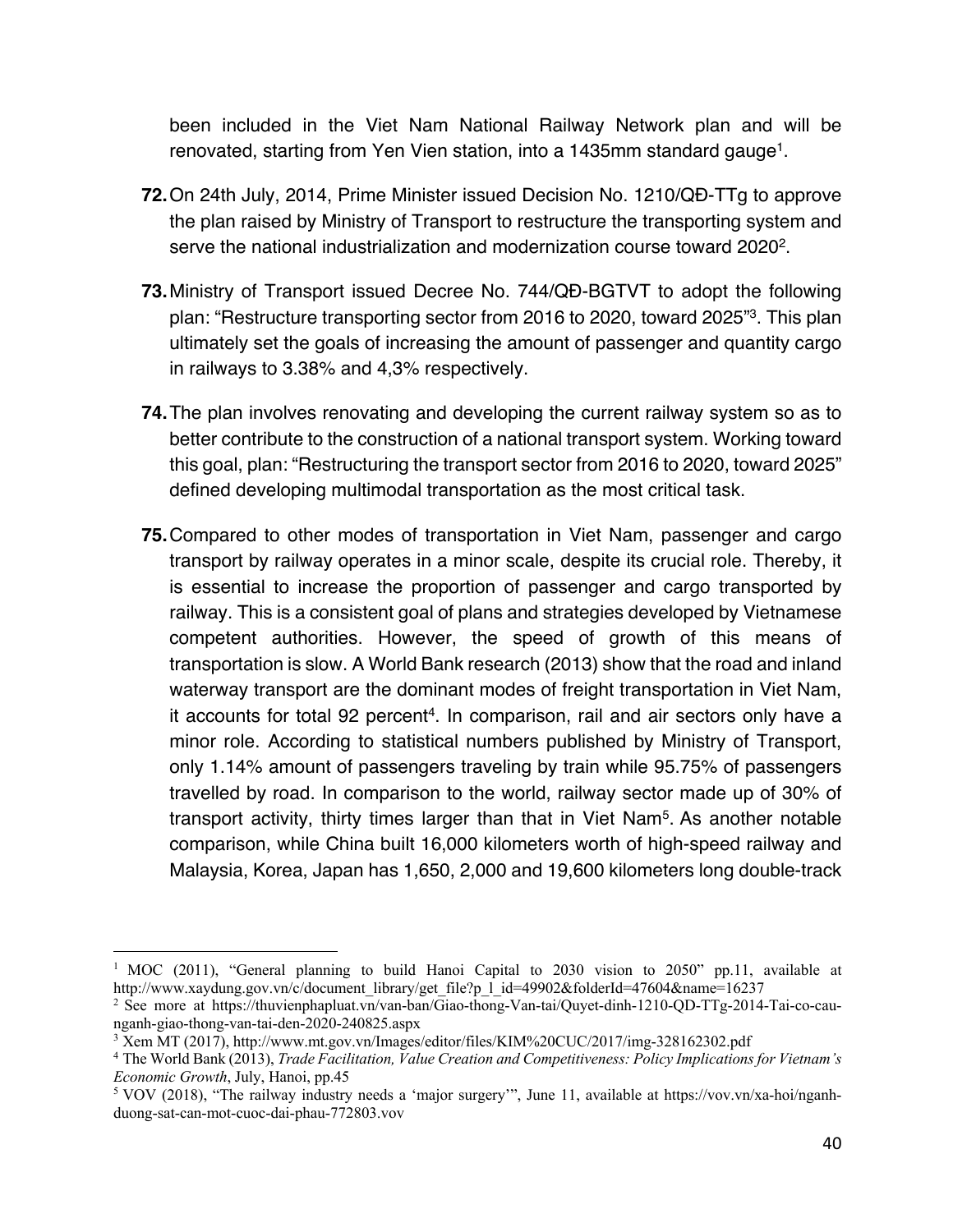been included in the Viet Nam National Railway Network plan and will be renovated, starting from Yen Vien station, into a 1435mm standard gauge[1].

**72.** On 24th July, 2014, Prime Minister issued Decision No. 1210/QĐ-TTg to approve the plan raised by Ministry of Transport to restructure the transporting system and serve the national industrialization and modernization course toward 2020[2].

**73.** Ministry of Transport issued Decree No. 744/QĐ-BGTVT to adopt the following plan: "Restructure transporting sector from 2016 to 2020, toward 2025"[3]. This plan ultimately set the goals of increasing the amount of passenger and quantity cargo in railways to 3.38% and 4,3% respectively.

**74.** The plan involves renovating and developing the current railway system so as to better contribute to the construction of a national transport system. Working toward this goal, plan: "Restructuring the transport sector from 2016 to 2020, toward 2025" defined developing multimodal transportation as the most critical task.

**75.** Compared to other modes of transportation in Viet Nam, passenger and cargo transport by railway operates in a minor scale, despite its crucial role. Thereby, it is essential to increase the proportion of passenger and cargo transported by railway. This is a consistent goal of plans and strategies developed by Vietnamese competent authorities. However, the speed of growth of this means of transportation is slow. A World Bank research (2013) show that the road and inland waterway transport are the dominant modes of freight transportation in Viet Nam, it accounts for total 92 percent[4]. In comparison, rail and air sectors only have a minor role. According to statistical numbers published by Ministry of Transport, only 1.14% amount of passengers traveling by train while 95.75% of passengers travelled by road. In comparison to the world, railway sector made up of 30% of transport activity, thirty times larger than that in Viet Nam[5]. As another notable comparison, while China built 16,000 kilometers worth of high-speed railway and Malaysia, Korea, Japan has 1,650, 2,000 and 19,600 kilometers long double-track

---

[1] MOC (2011), "General planning to build Hanoi Capital to 2030 vision to 2050" pp.11, available at http://www.xaydung.gov.vn/c/document_library/get_file?p_l_id=49902&folderId=47604&name=16237

[2] See more at https://thuvienphapluat.vn/van-ban/Giao-thong-Van-tai/Quyet-dinh-1210-QD-TTg-2014-Tai-co-cau-nganh-giao-thong-van-tai-den-2020-240825.aspx

[3] Xem MT (2017), http://www.mt.gov.vn/Images/editor/files/KIM%20CUC/2017/img-328162302.pdf

[4] The World Bank (2013), *Trade Facilitation, Value Creation and Competitiveness: Policy Implications for Vietnam's Economic Growth*, July, Hanoi, pp.45

[5] VOV (2018), "The railway industry needs a 'major surgery'", June 11, available at https://vov.vn/xa-hoi/nganh-duong-sat-can-mot-cuoc-dai-phau-772803.vov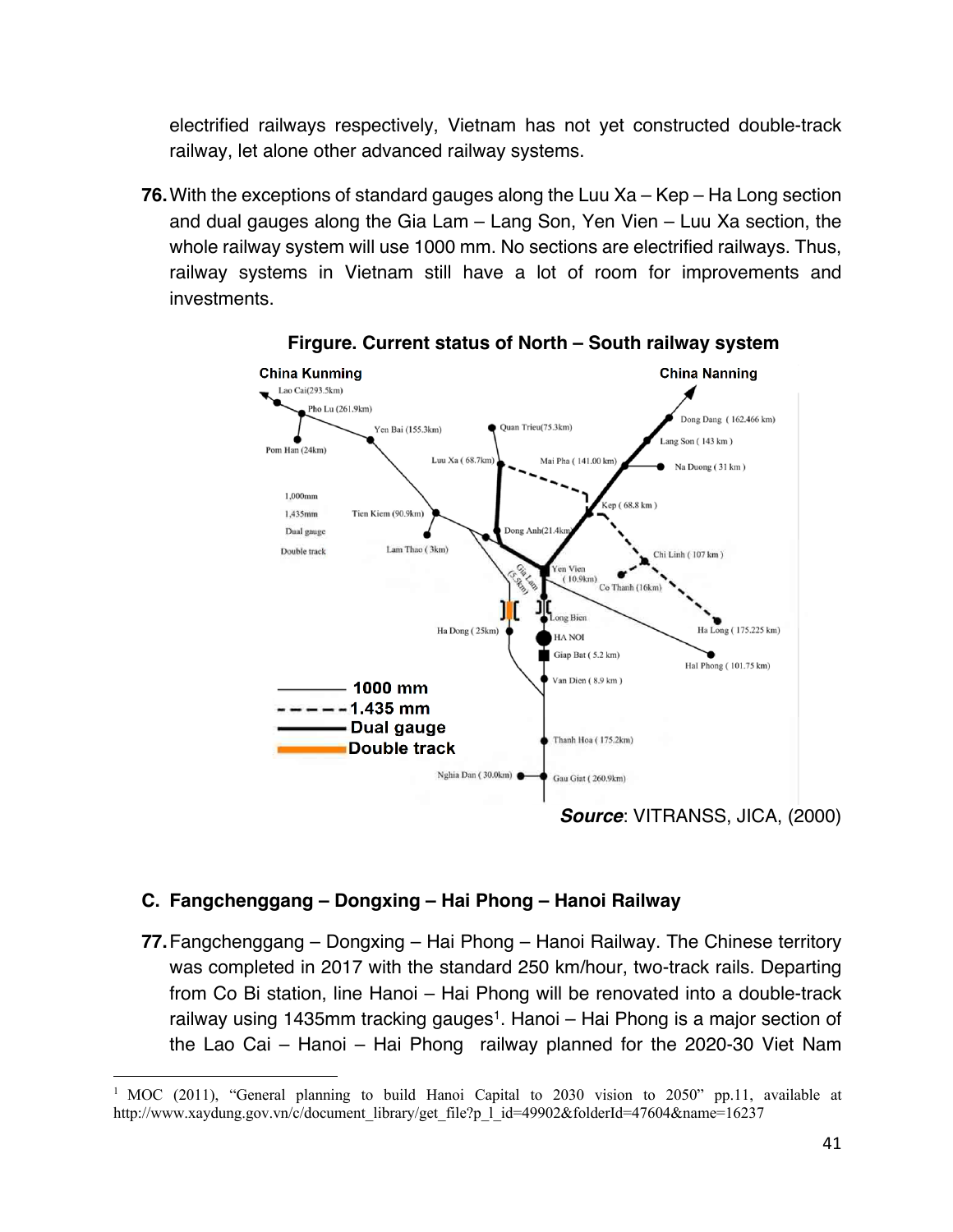electrified railways respectively, Vietnam has not yet constructed double-track railway, let alone other advanced railway systems.

**76.** With the exceptions of standard gauges along the Luu Xa – Kep – Ha Long section and dual gauges along the Gia Lam – Lang Son, Yen Vien – Luu Xa section, the whole railway system will use 1000 mm. No sections are electrified railways. Thus, railway systems in Vietnam still have a lot of room for improvements and investments.

**Firgure. Current status of North – South railway system**

***Source***: VITRANSS, JICA, (2000)

### C. Fangchenggang – Dongxing – Hai Phong – Hanoi Railway

**77.** Fangchenggang – Dongxing – Hai Phong – Hanoi Railway. The Chinese territory was completed in 2017 with the standard 250 km/hour, two-track rails. Departing from Co Bi station, line Hanoi – Hai Phong will be renovated into a double-track railway using 1435mm tracking gauges[1]. Hanoi – Hai Phong is a major section of the Lao Cai – Hanoi – Hai Phong railway planned for the 2020-30 Viet Nam

---

[1] MOC (2011), "General planning to build Hanoi Capital to 2030 vision to 2050" pp.11, available at http://www.xaydung.gov.vn/c/document_library/get_file?p_l_id=49902&folderId=47604&name=16237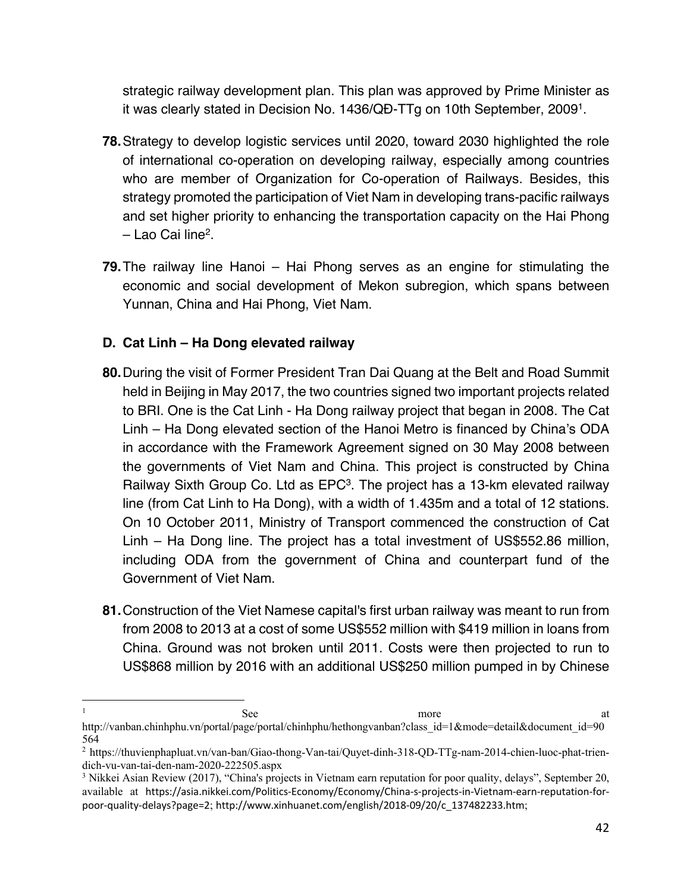strategic railway development plan. This plan was approved by Prime Minister as it was clearly stated in Decision No. 1436/QĐ-TTg on 10th September, 2009[1].

**78.** Strategy to develop logistic services until 2020, toward 2030 highlighted the role of international co-operation on developing railway, especially among countries who are member of Organization for Co-operation of Railways. Besides, this strategy promoted the participation of Viet Nam in developing trans-pacific railways and set higher priority to enhancing the transportation capacity on the Hai Phong – Lao Cai line[2].

**79.** The railway line Hanoi – Hai Phong serves as an engine for stimulating the economic and social development of Mekon subregion, which spans between Yunnan, China and Hai Phong, Viet Nam.

### D. Cat Linh – Ha Dong elevated railway

**80.** During the visit of Former President Tran Dai Quang at the Belt and Road Summit held in Beijing in May 2017, the two countries signed two important projects related to BRI. One is the Cat Linh - Ha Dong railway project that began in 2008. The Cat Linh – Ha Dong elevated section of the Hanoi Metro is financed by China's ODA in accordance with the Framework Agreement signed on 30 May 2008 between the governments of Viet Nam and China. This project is constructed by China Railway Sixth Group Co. Ltd as EPC[3]. The project has a 13-km elevated railway line (from Cat Linh to Ha Dong), with a width of 1.435m and a total of 12 stations. On 10 October 2011, Ministry of Transport commenced the construction of Cat Linh – Ha Dong line. The project has a total investment of US$552.86 million, including ODA from the government of China and counterpart fund of the Government of Viet Nam.

**81.** Construction of the Viet Namese capital's first urban railway was meant to run from from 2008 to 2013 at a cost of some US$552 million with $419 million in loans from China. Ground was not broken until 2011. Costs were then projected to run to US$868 million by 2016 with an additional US$250 million pumped in by Chinese

---

[1] See more at http://vanban.chinhphu.vn/portal/page/portal/chinhphu/hethongvanban?class_id=1&mode=detail&document_id=90564

[2] https://thuvienphapluat.vn/van-ban/Giao-thong-Van-tai/Quyet-dinh-318-QD-TTg-nam-2014-chien-luoc-phat-trien-dich-vu-van-tai-den-nam-2020-222505.aspx

[3] Nikkei Asian Review (2017), "China's projects in Vietnam earn reputation for poor quality, delays", September 20, available at https://asia.nikkei.com/Politics-Economy/Economy/China-s-projects-in-Vietnam-earn-reputation-for-poor-quality-delays?page=2; http://www.xinhuanet.com/english/2018-09/20/c_137482233.htm;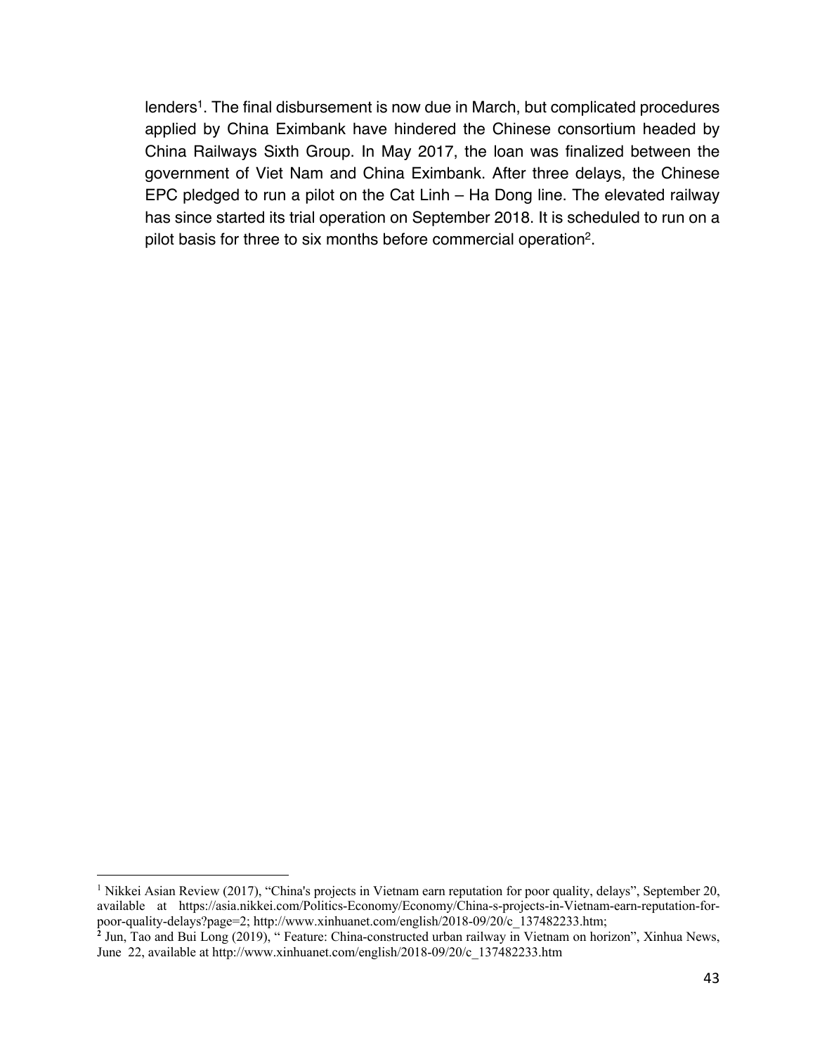lenders[1]. The final disbursement is now due in March, but complicated procedures applied by China Eximbank have hindered the Chinese consortium headed by China Railways Sixth Group. In May 2017, the loan was finalized between the government of Viet Nam and China Eximbank. After three delays, the Chinese EPC pledged to run a pilot on the Cat Linh – Ha Dong line. The elevated railway has since started its trial operation on September 2018. It is scheduled to run on a pilot basis for three to six months before commercial operation[2].

---

[1] Nikkei Asian Review (2017), "China's projects in Vietnam earn reputation for poor quality, delays", September 20, available at https://asia.nikkei.com/Politics-Economy/Economy/China-s-projects-in-Vietnam-earn-reputation-for-poor-quality-delays?page=2; http://www.xinhuanet.com/english/2018-09/20/c_137482233.htm;

[2] Jun, Tao and Bui Long (2019), " Feature: China-constructed urban railway in Vietnam on horizon", Xinhua News, June 22, available at http://www.xinhuanet.com/english/2018-09/20/c_137482233.htm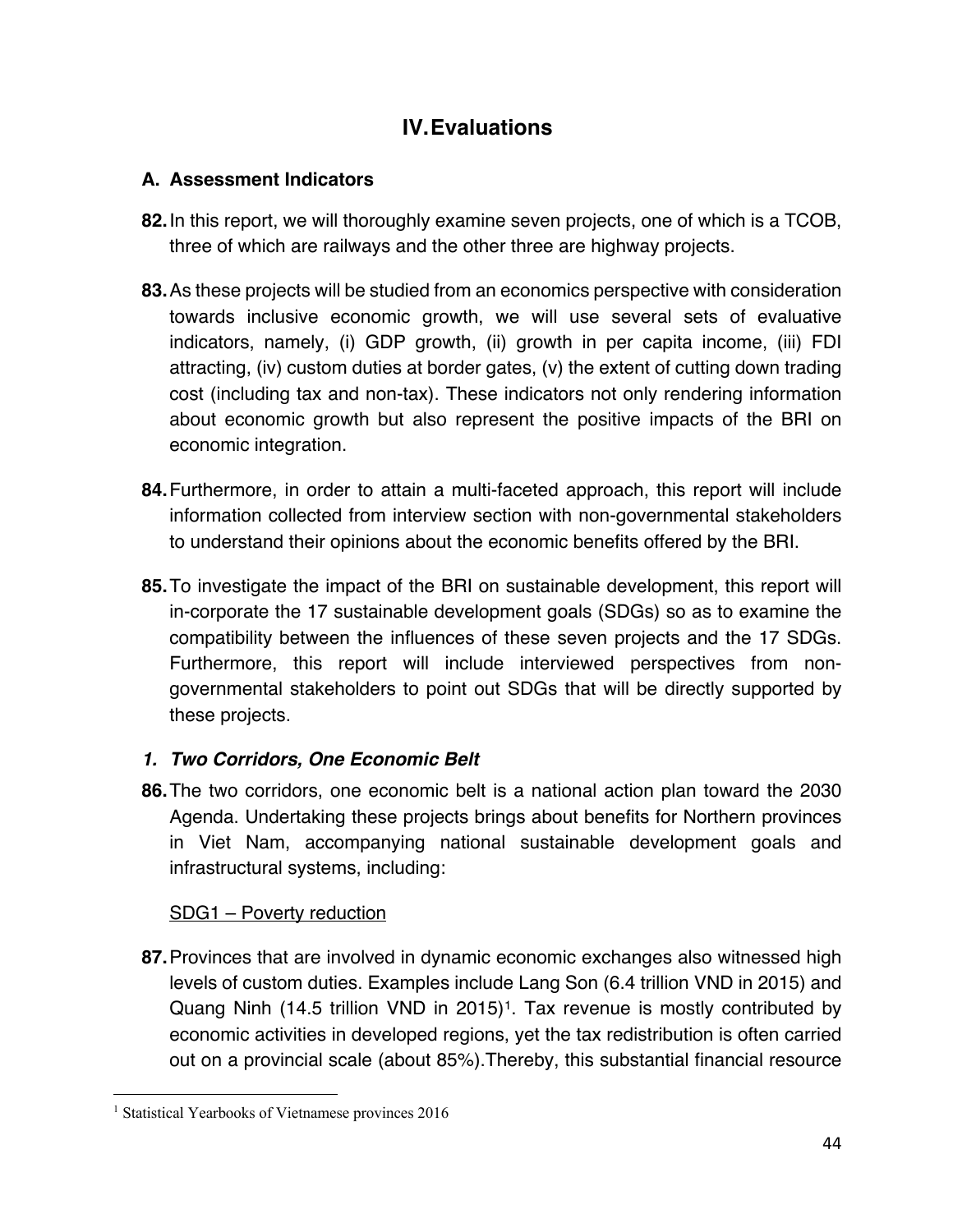# IV. Evaluations

## A. Assessment Indicators

**82.** In this report, we will thoroughly examine seven projects, one of which is a TCOB, three of which are railways and the other three are highway projects.

**83.** As these projects will be studied from an economics perspective with consideration towards inclusive economic growth, we will use several sets of evaluative indicators, namely, (i) GDP growth, (ii) growth in per capita income, (iii) FDI attracting, (iv) custom duties at border gates, (v) the extent of cutting down trading cost (including tax and non-tax). These indicators not only rendering information about economic growth but also represent the positive impacts of the BRI on economic integration.

**84.** Furthermore, in order to attain a multi-faceted approach, this report will include information collected from interview section with non-governmental stakeholders to understand their opinions about the economic benefits offered by the BRI.

**85.** To investigate the impact of the BRI on sustainable development, this report will in-corporate the 17 sustainable development goals (SDGs) so as to examine the compatibility between the influences of these seven projects and the 17 SDGs. Furthermore, this report will include interviewed perspectives from non-governmental stakeholders to point out SDGs that will be directly supported by these projects.

### *1. Two Corridors, One Economic Belt*

**86.** The two corridors, one economic belt is a national action plan toward the 2030 Agenda. Undertaking these projects brings about benefits for Northern provinces in Viet Nam, accompanying national sustainable development goals and infrastructural systems, including:

<u>SDG1 – Poverty reduction</u>

**87.** Provinces that are involved in dynamic economic exchanges also witnessed high levels of custom duties. Examples include Lang Son (6.4 trillion VND in 2015) and Quang Ninh (14.5 trillion VND in 2015)[1]. Tax revenue is mostly contributed by economic activities in developed regions, yet the tax redistribution is often carried out on a provincial scale (about 85%).Thereby, this substantial financial resource

---

[1] Statistical Yearbooks of Vietnamese provinces 2016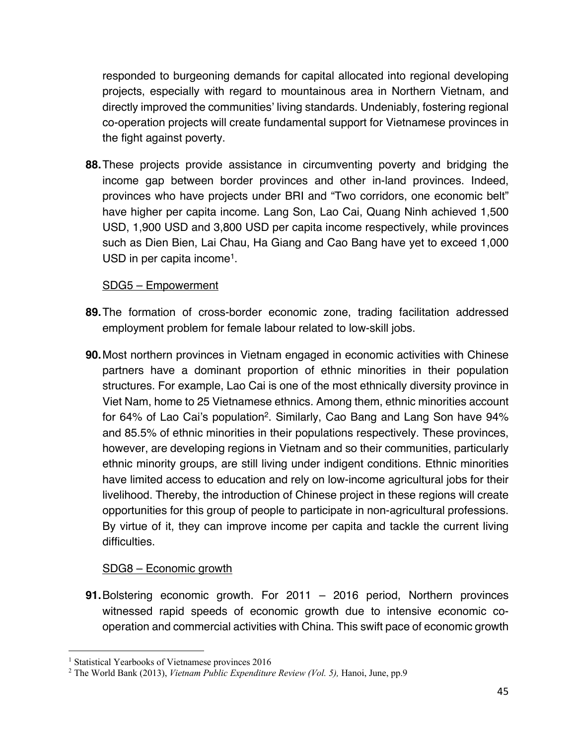responded to burgeoning demands for capital allocated into regional developing projects, especially with regard to mountainous area in Northern Vietnam, and directly improved the communities' living standards. Undeniably, fostering regional co-operation projects will create fundamental support for Vietnamese provinces in the fight against poverty.

**88.** These projects provide assistance in circumventing poverty and bridging the income gap between border provinces and other in-land provinces. Indeed, provinces who have projects under BRI and "Two corridors, one economic belt" have higher per capita income. Lang Son, Lao Cai, Quang Ninh achieved 1,500 USD, 1,900 USD and 3,800 USD per capita income respectively, while provinces such as Dien Bien, Lai Chau, Ha Giang and Cao Bang have yet to exceed 1,000 USD in per capita income[1].

<u>SDG5 – Empowerment</u>

**89.** The formation of cross-border economic zone, trading facilitation addressed employment problem for female labour related to low-skill jobs.

**90.** Most northern provinces in Vietnam engaged in economic activities with Chinese partners have a dominant proportion of ethnic minorities in their population structures. For example, Lao Cai is one of the most ethnically diversity province in Viet Nam, home to 25 Vietnamese ethnics. Among them, ethnic minorities account for 64% of Lao Cai's population[2]. Similarly, Cao Bang and Lang Son have 94% and 85.5% of ethnic minorities in their populations respectively. These provinces, however, are developing regions in Vietnam and so their communities, particularly ethnic minority groups, are still living under indigent conditions. Ethnic minorities have limited access to education and rely on low-income agricultural jobs for their livelihood. Thereby, the introduction of Chinese project in these regions will create opportunities for this group of people to participate in non-agricultural professions. By virtue of it, they can improve income per capita and tackle the current living difficulties.

<u>SDG8 – Economic growth</u>

**91.** Bolstering economic growth. For 2011 – 2016 period, Northern provinces witnessed rapid speeds of economic growth due to intensive economic co-operation and commercial activities with China. This swift pace of economic growth

---

[1] Statistical Yearbooks of Vietnamese provinces 2016

[2] The World Bank (2013), *Vietnam Public Expenditure Review (Vol. 5),* Hanoi, June, pp.9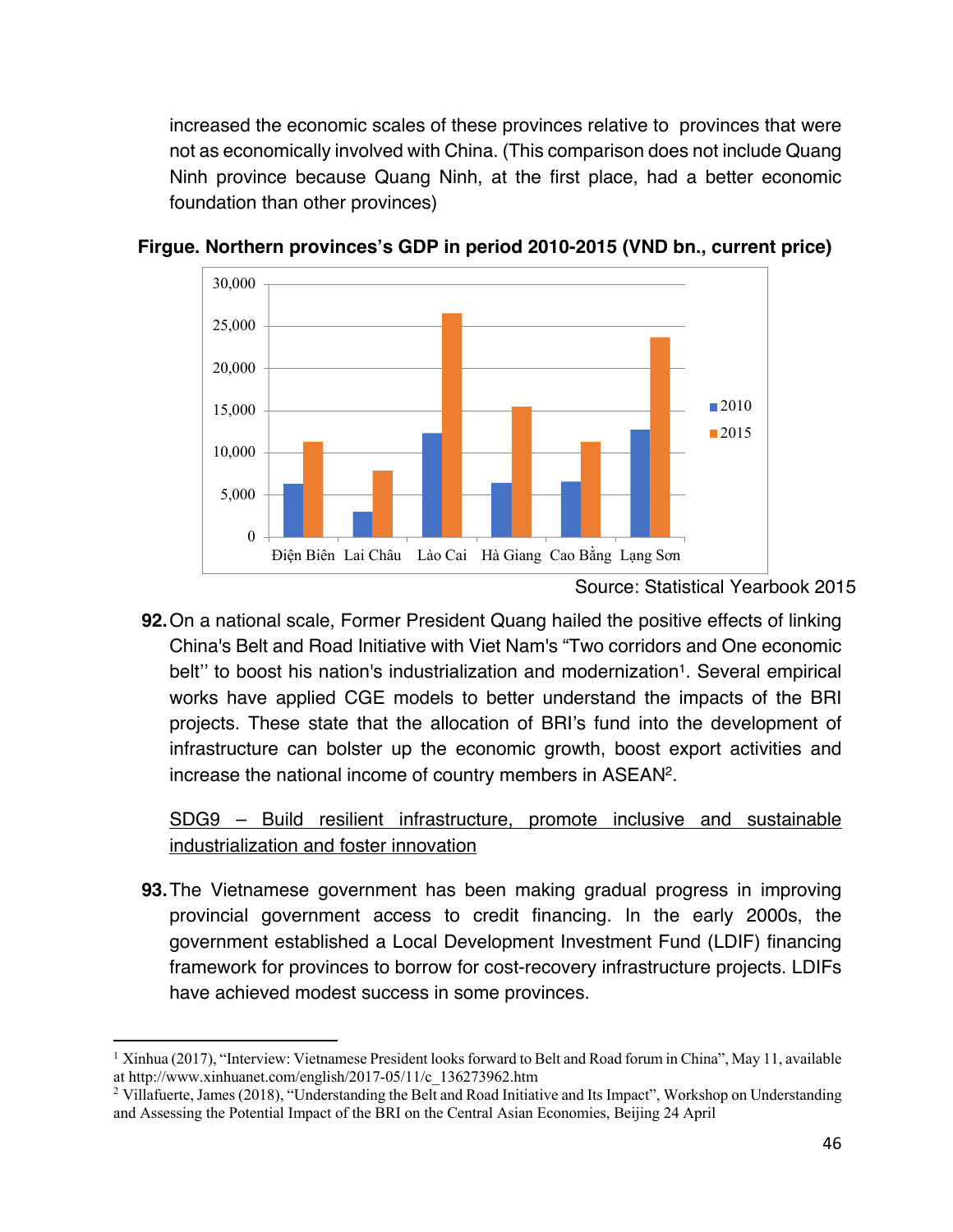increased the economic scales of these provinces relative to provinces that were not as economically involved with China. (This comparison does not include Quang Ninh province because Quang Ninh, at the first place, had a better economic foundation than other provinces)

**Firgue. Northern provinces's GDP in period 2010-2015 (VND bn., current price)**

Source: Statistical Yearbook 2015

**92.** On a national scale, Former President Quang hailed the positive effects of linking China's Belt and Road Initiative with Viet Nam's "Two corridors and One economic belt'' to boost his nation's industrialization and modernization[1]. Several empirical works have applied CGE models to better understand the impacts of the BRI projects. These state that the allocation of BRI's fund into the development of infrastructure can bolster up the economic growth, boost export activities and increase the national income of country members in ASEAN[2].

<u>SDG9 – Build resilient infrastructure, promote inclusive and sustainable industrialization and foster innovation</u>

**93.** The Vietnamese government has been making gradual progress in improving provincial government access to credit financing. In the early 2000s, the government established a Local Development Investment Fund (LDIF) financing framework for provinces to borrow for cost-recovery infrastructure projects. LDIFs have achieved modest success in some provinces.

[1] Xinhua (2017), "Interview: Vietnamese President looks forward to Belt and Road forum in China", May 11, available at http://www.xinhuanet.com/english/2017-05/11/c_136273962.htm

[2] Villafuerte, James (2018), "Understanding the Belt and Road Initiative and Its Impact", Workshop on Understanding and Assessing the Potential Impact of the BRI on the Central Asian Economies, Beijing 24 April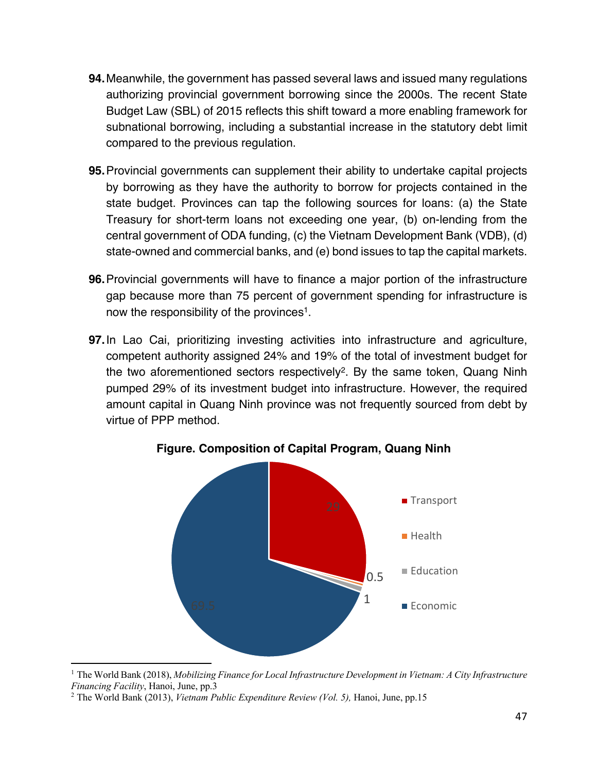**94.** Meanwhile, the government has passed several laws and issued many regulations authorizing provincial government borrowing since the 2000s. The recent State Budget Law (SBL) of 2015 reflects this shift toward a more enabling framework for subnational borrowing, including a substantial increase in the statutory debt limit compared to the previous regulation.

**95.** Provincial governments can supplement their ability to undertake capital projects by borrowing as they have the authority to borrow for projects contained in the state budget. Provinces can tap the following sources for loans: (a) the State Treasury for short-term loans not exceeding one year, (b) on-lending from the central government of ODA funding, (c) the Vietnam Development Bank (VDB), (d) state-owned and commercial banks, and (e) bond issues to tap the capital markets.

**96.** Provincial governments will have to finance a major portion of the infrastructure gap because more than 75 percent of government spending for infrastructure is now the responsibility of the provinces[1].

**97.** In Lao Cai, prioritizing investing activities into infrastructure and agriculture, competent authority assigned 24% and 19% of the total of investment budget for the two aforementioned sectors respectively[2]. By the same token, Quang Ninh pumped 29% of its investment budget into infrastructure. However, the required amount capital in Quang Ninh province was not frequently sourced from debt by virtue of PPP method.

**Figure. Composition of Capital Program, Quang Ninh**

| Sector | Share |
|---|---|
| Transport | 29 |
| Health | 0.5 |
| Education | 1 |
| Economic | 69.5 |

---

[1] The World Bank (2018), *Mobilizing Finance for Local Infrastructure Development in Vietnam: A City Infrastructure Financing Facility*, Hanoi, June, pp.3

[2] The World Bank (2013), *Vietnam Public Expenditure Review (Vol. 5),* Hanoi, June, pp.15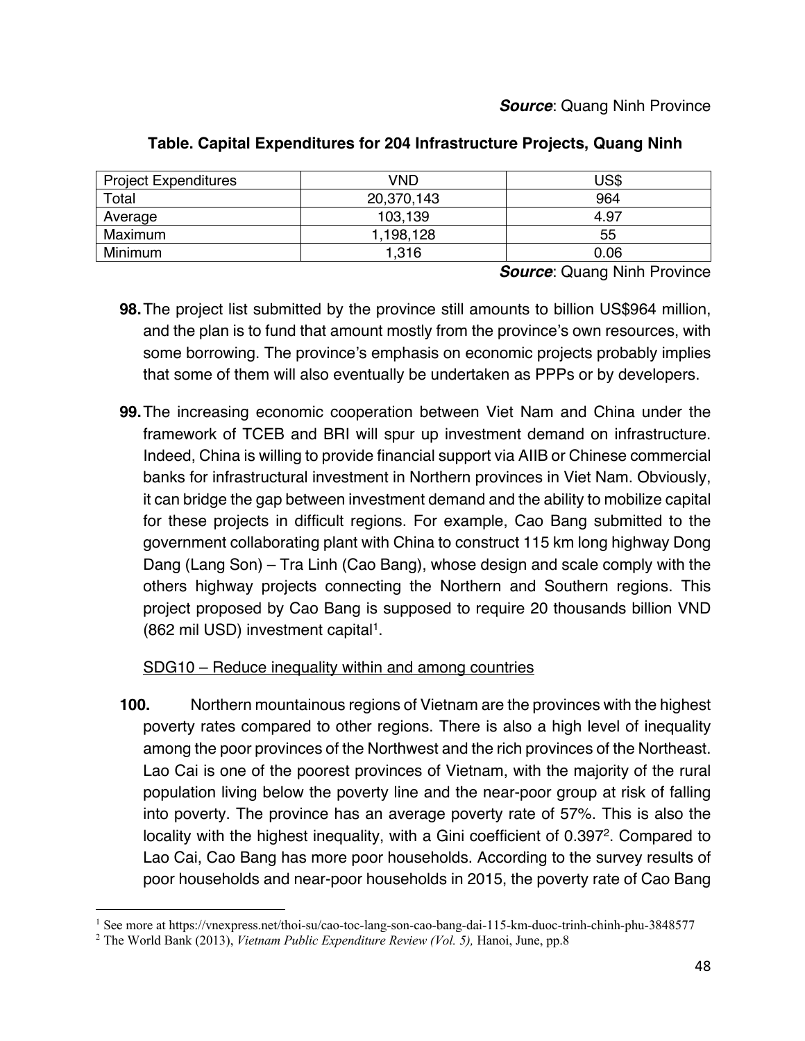***Source***: Quang Ninh Province

**Table. Capital Expenditures for 204 Infrastructure Projects, Quang Ninh**

| Project Expenditures | VND | US$ |
|---|---|---|
| Total | 20,370,143 | 964 |
| Average | 103,139 | 4.97 |
| Maximum | 1,198,128 | 55 |
| Minimum | 1,316 | 0.06 |

***Source***: Quang Ninh Province

**98.** The project list submitted by the province still amounts to billion US$964 million, and the plan is to fund that amount mostly from the province's own resources, with some borrowing. The province's emphasis on economic projects probably implies that some of them will also eventually be undertaken as PPPs or by developers.

**99.** The increasing economic cooperation between Viet Nam and China under the framework of TCEB and BRI will spur up investment demand on infrastructure. Indeed, China is willing to provide financial support via AIIB or Chinese commercial banks for infrastructural investment in Northern provinces in Viet Nam. Obviously, it can bridge the gap between investment demand and the ability to mobilize capital for these projects in difficult regions. For example, Cao Bang submitted to the government collaborating plant with China to construct 115 km long highway Dong Dang (Lang Son) – Tra Linh (Cao Bang), whose design and scale comply with the others highway projects connecting the Northern and Southern regions. This project proposed by Cao Bang is supposed to require 20 thousands billion VND (862 mil USD) investment capital[1].

SDG10 – Reduce inequality within and among countries

**100.** Northern mountainous regions of Vietnam are the provinces with the highest poverty rates compared to other regions. There is also a high level of inequality among the poor provinces of the Northwest and the rich provinces of the Northeast. Lao Cai is one of the poorest provinces of Vietnam, with the majority of the rural population living below the poverty line and the near-poor group at risk of falling into poverty. The province has an average poverty rate of 57%. This is also the locality with the highest inequality, with a Gini coefficient of 0.397[2]. Compared to Lao Cai, Cao Bang has more poor households. According to the survey results of poor households and near-poor households in 2015, the poverty rate of Cao Bang

[1] See more at https://vnexpress.net/thoi-su/cao-toc-lang-son-cao-bang-dai-115-km-duoc-trinh-chinh-phu-3848577

[2] The World Bank (2013), *Vietnam Public Expenditure Review (Vol. 5),* Hanoi, June, pp.8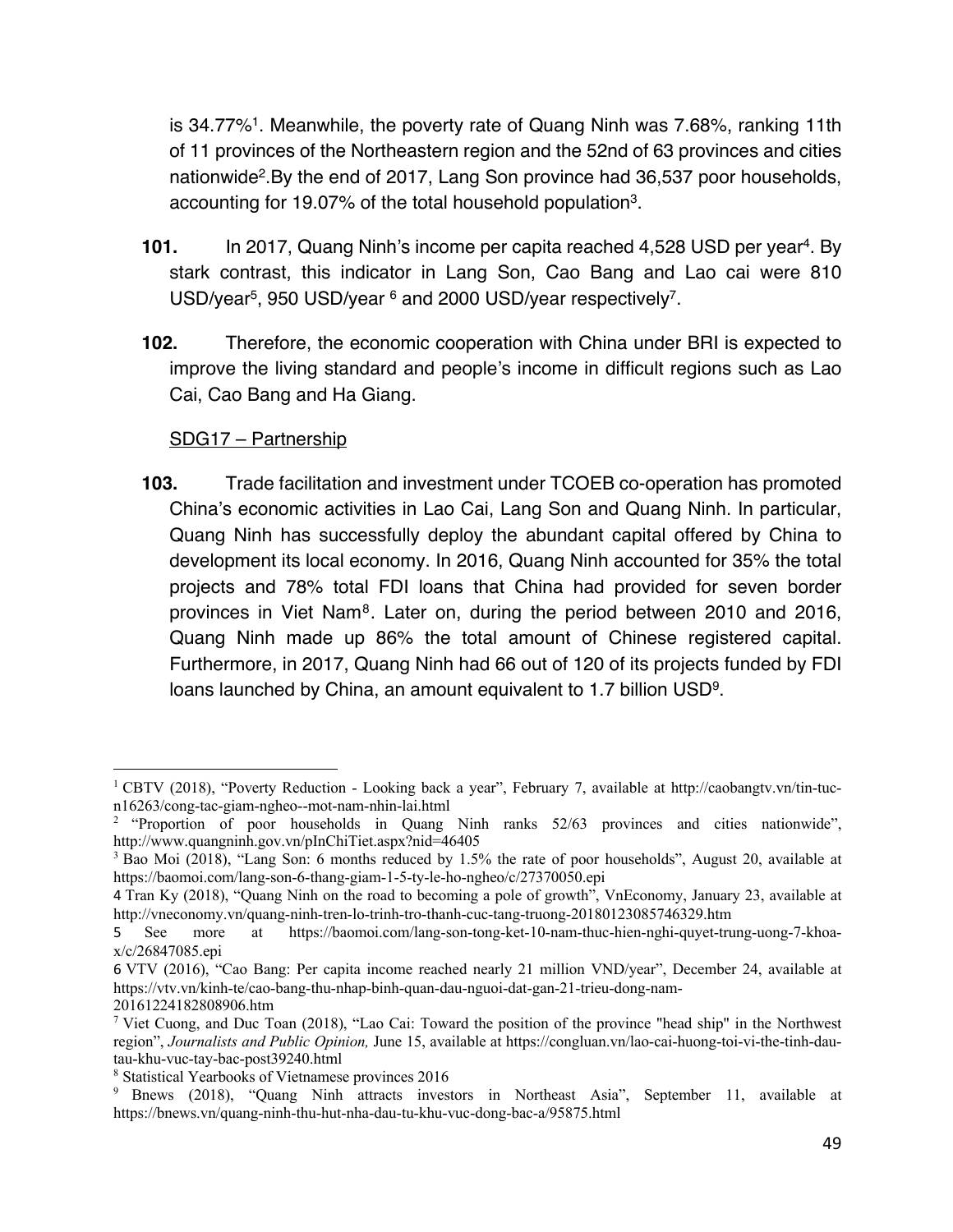is 34.77%[1]. Meanwhile, the poverty rate of Quang Ninh was 7.68%, ranking 11th of 11 provinces of the Northeastern region and the 52nd of 63 provinces and cities nationwide[2].By the end of 2017, Lang Son province had 36,537 poor households, accounting for 19.07% of the total household population[3].

**101.** In 2017, Quang Ninh's income per capita reached 4,528 USD per year[4]. By stark contrast, this indicator in Lang Son, Cao Bang and Lao cai were 810 USD/year[5], 950 USD/year [6] and 2000 USD/year respectively[7].

**102.** Therefore, the economic cooperation with China under BRI is expected to improve the living standard and people's income in difficult regions such as Lao Cai, Cao Bang and Ha Giang.

<u>SDG17 – Partnership</u>

**103.** Trade facilitation and investment under TCOEB co-operation has promoted China's economic activities in Lao Cai, Lang Son and Quang Ninh. In particular, Quang Ninh has successfully deploy the abundant capital offered by China to development its local economy. In 2016, Quang Ninh accounted for 35% the total projects and 78% total FDI loans that China had provided for seven border provinces in Viet Nam[8]. Later on, during the period between 2010 and 2016, Quang Ninh made up 86% the total amount of Chinese registered capital. Furthermore, in 2017, Quang Ninh had 66 out of 120 of its projects funded by FDI loans launched by China, an amount equivalent to 1.7 billion USD[9].

---

[1] CBTV (2018), "Poverty Reduction - Looking back a year", February 7, available at http://caobangtv.vn/tin-tuc-n16263/cong-tac-giam-ngheo--mot-nam-nhin-lai.html

[2] "Proportion of poor households in Quang Ninh ranks 52/63 provinces and cities nationwide", http://www.quangninh.gov.vn/pInChiTiet.aspx?nid=46405

[3] Bao Moi (2018), "Lang Son: 6 months reduced by 1.5% the rate of poor households", August 20, available at https://baomoi.com/lang-son-6-thang-giam-1-5-ty-le-ho-ngheo/c/27370050.epi

[4] Tran Ky (2018), "Quang Ninh on the road to becoming a pole of growth", VnEconomy, January 23, available at http://vneconomy.vn/quang-ninh-tren-lo-trinh-tro-thanh-cuc-tang-truong-20180123085746329.htm

[5] See more at https://baomoi.com/lang-son-tong-ket-10-nam-thuc-hien-nghi-quyet-trung-uong-7-khoa-x/c/26847085.epi

[6] VTV (2016), "Cao Bang: Per capita income reached nearly 21 million VND/year", December 24, available at https://vtv.vn/kinh-te/cao-bang-thu-nhap-binh-quan-dau-nguoi-dat-gan-21-trieu-dong-nam-20161224182808906.htm

[7] Viet Cuong, and Duc Toan (2018), "Lao Cai: Toward the position of the province "head ship" in the Northwest region", *Journalists and Public Opinion,* June 15, available at https://congluan.vn/lao-cai-huong-toi-vi-the-tinh-dau-tau-khu-vuc-tay-bac-post39240.html

[8] Statistical Yearbooks of Vietnamese provinces 2016

[9] Bnews (2018), "Quang Ninh attracts investors in Northeast Asia", September 11, available at https://bnews.vn/quang-ninh-thu-hut-nha-dau-tu-khu-vuc-dong-bac-a/95875.html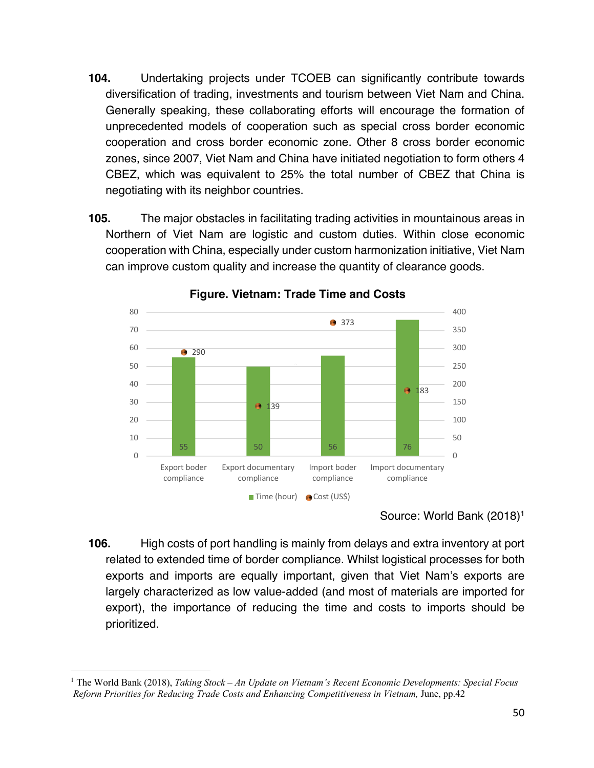**104.** Undertaking projects under TCOEB can significantly contribute towards diversification of trading, investments and tourism between Viet Nam and China. Generally speaking, these collaborating efforts will encourage the formation of unprecedented models of cooperation such as special cross border economic cooperation and cross border economic zone. Other 8 cross border economic zones, since 2007, Viet Nam and China have initiated negotiation to form others 4 CBEZ, which was equivalent to 25% the total number of CBEZ that China is negotiating with its neighbor countries.

**105.** The major obstacles in facilitating trading activities in mountainous areas in Northern of Viet Nam are logistic and custom duties. Within close economic cooperation with China, especially under custom harmonization initiative, Viet Nam can improve custom quality and increase the quantity of clearance goods.

**Figure. Vietnam: Trade Time and Costs**

| | Export boder compliance | Export documentary compliance | Import boder compliance | Import documentary compliance |
|---|---|---|---|---|
| Time (hour) | 55 | 50 | 56 | 76 |
| Cost (US$) | 290 | 139 | 373 | 183 |

Source: World Bank (2018)[1]

**106.** High costs of port handling is mainly from delays and extra inventory at port related to extended time of border compliance. Whilst logistical processes for both exports and imports are equally important, given that Viet Nam's exports are largely characterized as low value-added (and most of materials are imported for export), the importance of reducing the time and costs to imports should be prioritized.

---

[1] The World Bank (2018), *Taking Stock – An Update on Vietnam's Recent Economic Developments: Special Focus Reform Priorities for Reducing Trade Costs and Enhancing Competitiveness in Vietnam,* June, pp.42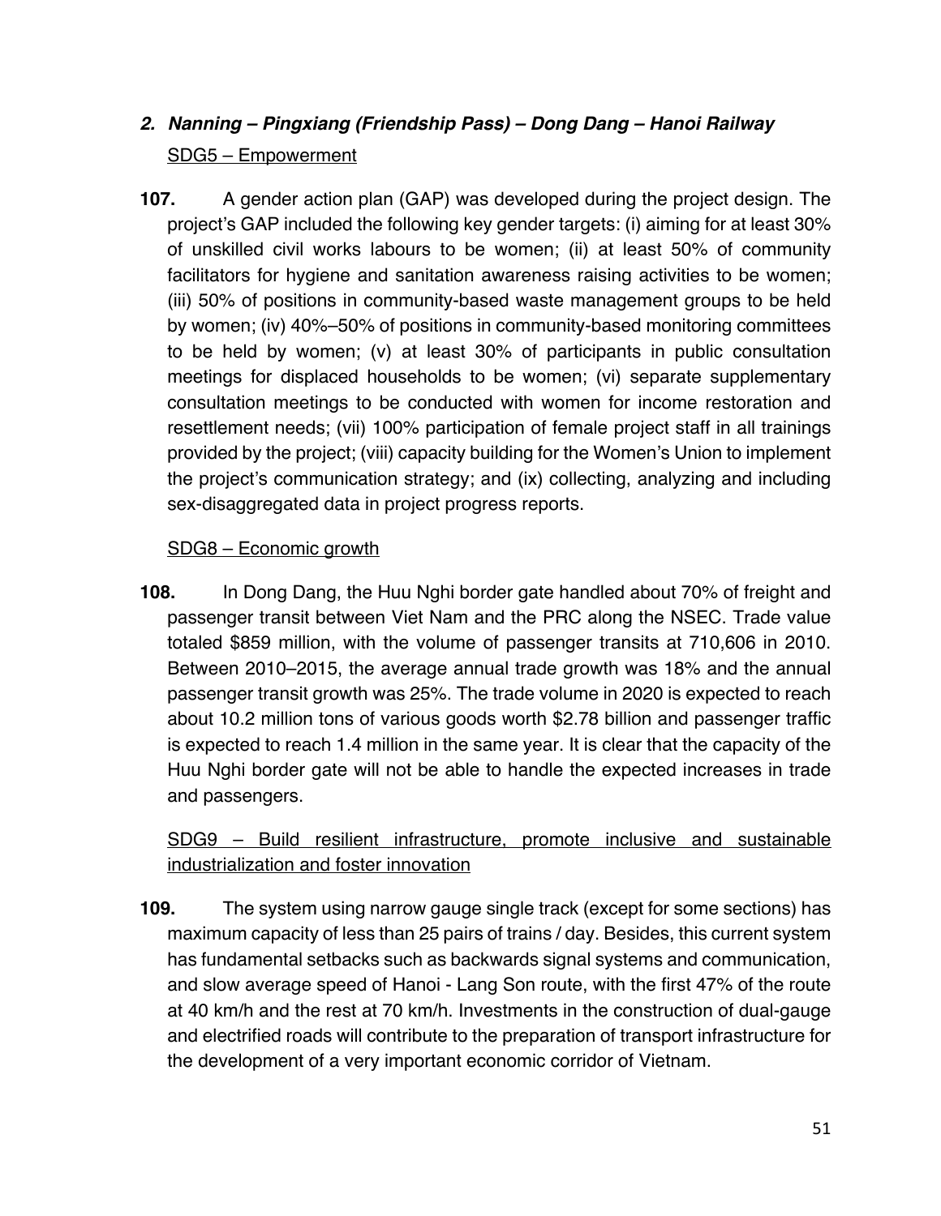### *2. Nanning – Pingxiang (Friendship Pass) – Dong Dang – Hanoi Railway*

SDG5 – Empowerment

**107.** A gender action plan (GAP) was developed during the project design. The project's GAP included the following key gender targets: (i) aiming for at least 30% of unskilled civil works labours to be women; (ii) at least 50% of community facilitators for hygiene and sanitation awareness raising activities to be women; (iii) 50% of positions in community-based waste management groups to be held by women; (iv) 40%–50% of positions in community-based monitoring committees to be held by women; (v) at least 30% of participants in public consultation meetings for displaced households to be women; (vi) separate supplementary consultation meetings to be conducted with women for income restoration and resettlement needs; (vii) 100% participation of female project staff in all trainings provided by the project; (viii) capacity building for the Women's Union to implement the project's communication strategy; and (ix) collecting, analyzing and including sex-disaggregated data in project progress reports.

SDG8 – Economic growth

**108.** In Dong Dang, the Huu Nghi border gate handled about 70% of freight and passenger transit between Viet Nam and the PRC along the NSEC. Trade value totaled $859 million, with the volume of passenger transits at 710,606 in 2010. Between 2010–2015, the average annual trade growth was 18% and the annual passenger transit growth was 25%. The trade volume in 2020 is expected to reach about 10.2 million tons of various goods worth $2.78 billion and passenger traffic is expected to reach 1.4 million in the same year. It is clear that the capacity of the Huu Nghi border gate will not be able to handle the expected increases in trade and passengers.

SDG9 – Build resilient infrastructure, promote inclusive and sustainable industrialization and foster innovation

**109.** The system using narrow gauge single track (except for some sections) has maximum capacity of less than 25 pairs of trains / day. Besides, this current system has fundamental setbacks such as backwards signal systems and communication, and slow average speed of Hanoi - Lang Son route, with the first 47% of the route at 40 km/h and the rest at 70 km/h. Investments in the construction of dual-gauge and electrified roads will contribute to the preparation of transport infrastructure for the development of a very important economic corridor of Vietnam.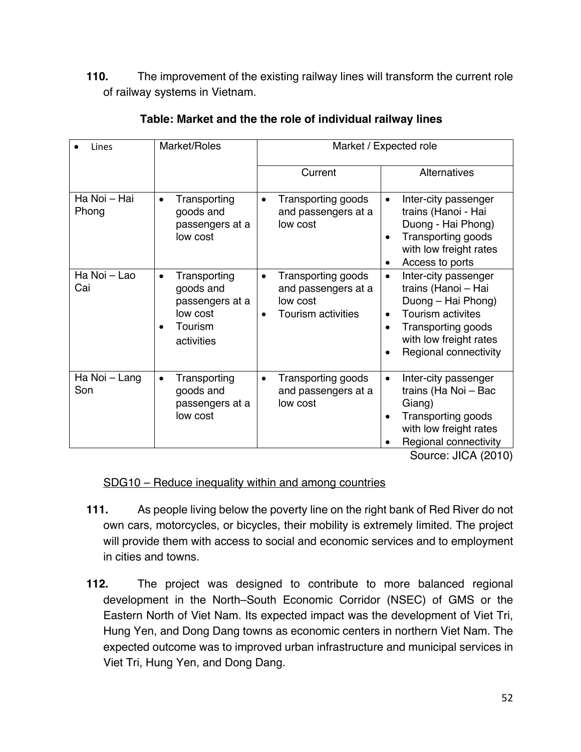**110.** The improvement of the existing railway lines will transform the current role of railway systems in Vietnam.

**Table: Market and the the role of individual railway lines**

| • Lines | Market/Roles | Market / Expected role | |
|---|---|---|---|
| | | Current | Alternatives |
| Ha Noi – Hai Phong | • Transporting goods and passengers at a low cost | • Transporting goods and passengers at a low cost | • Inter-city passenger trains (Hanoi - Hai Duong - Hai Phong)<br>• Transporting goods with low freight rates<br>• Access to ports |
| Ha Noi – Lao Cai | • Transporting goods and passengers at a low cost<br>• Tourism activities | • Transporting goods and passengers at a low cost<br>• Tourism activities | • Inter-city passenger trains (Hanoi – Hai Duong – Hai Phong)<br>• Tourism activites<br>• Transporting goods with low freight rates<br>• Regional connectivity |
| Ha Noi – Lang Son | • Transporting goods and passengers at a low cost | • Transporting goods and passengers at a low cost | • Inter-city passenger trains (Ha Noi – Bac Giang)<br>• Transporting goods with low freight rates<br>• Regional connectivity |

Source: JICA (2010)

SDG10 – Reduce inequality within and among countries

**111.** As people living below the poverty line on the right bank of Red River do not own cars, motorcycles, or bicycles, their mobility is extremely limited. The project will provide them with access to social and economic services and to employment in cities and towns.

**112.** The project was designed to contribute to more balanced regional development in the North–South Economic Corridor (NSEC) of GMS or the Eastern North of Viet Nam. Its expected impact was the development of Viet Tri, Hung Yen, and Dong Dang towns as economic centers in northern Viet Nam. The expected outcome was to improved urban infrastructure and municipal services in Viet Tri, Hung Yen, and Dong Dang.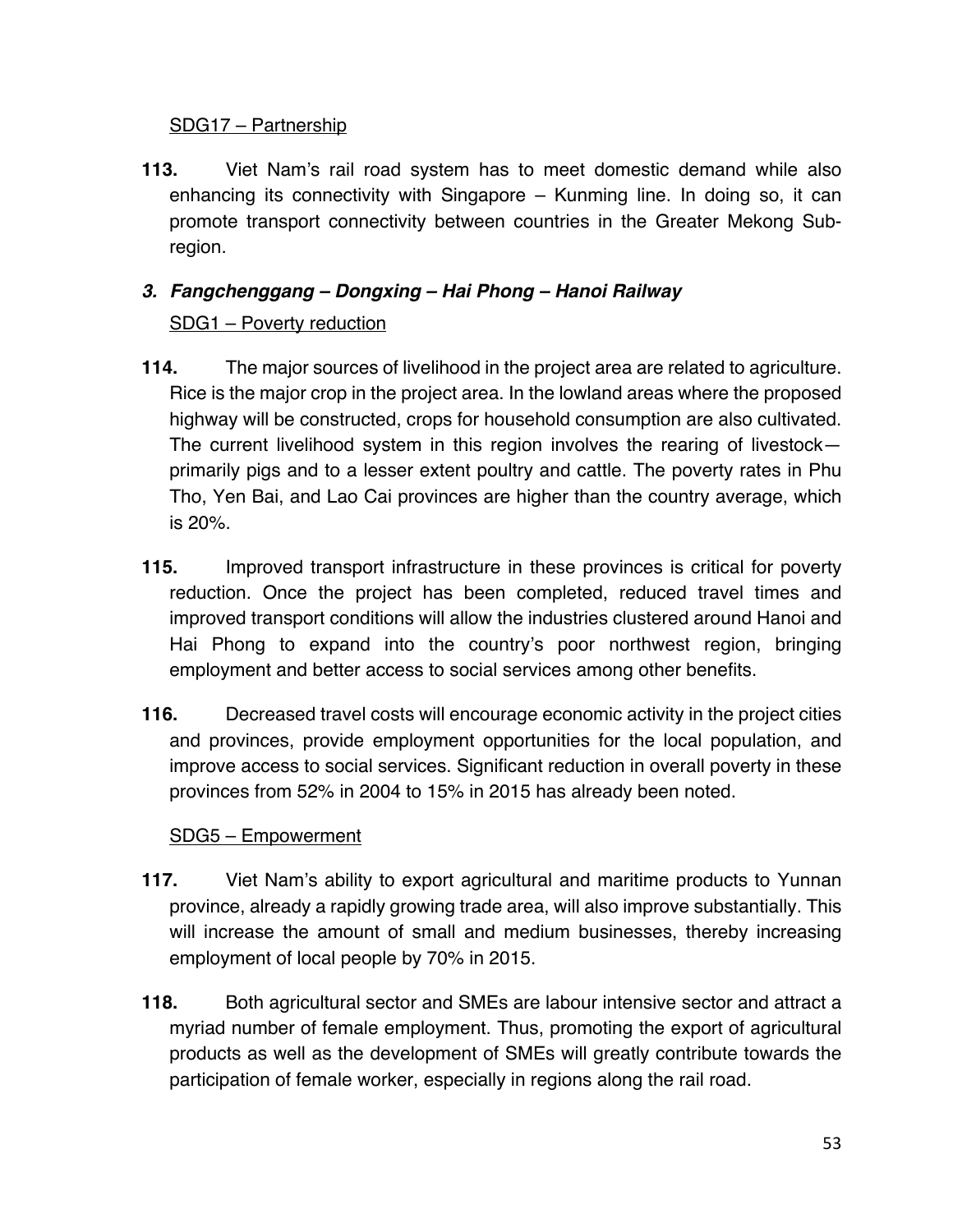SDG17 – Partnership

**113.** Viet Nam's rail road system has to meet domestic demand while also enhancing its connectivity with Singapore – Kunming line. In doing so, it can promote transport connectivity between countries in the Greater Mekong Sub-region.

### *3. Fangchenggang – Dongxing – Hai Phong – Hanoi Railway*

SDG1 – Poverty reduction

**114.** The major sources of livelihood in the project area are related to agriculture. Rice is the major crop in the project area. In the lowland areas where the proposed highway will be constructed, crops for household consumption are also cultivated. The current livelihood system in this region involves the rearing of livestock—primarily pigs and to a lesser extent poultry and cattle. The poverty rates in Phu Tho, Yen Bai, and Lao Cai provinces are higher than the country average, which is 20%.

**115.** Improved transport infrastructure in these provinces is critical for poverty reduction. Once the project has been completed, reduced travel times and improved transport conditions will allow the industries clustered around Hanoi and Hai Phong to expand into the country's poor northwest region, bringing employment and better access to social services among other benefits.

**116.** Decreased travel costs will encourage economic activity in the project cities and provinces, provide employment opportunities for the local population, and improve access to social services. Significant reduction in overall poverty in these provinces from 52% in 2004 to 15% in 2015 has already been noted.

SDG5 – Empowerment

**117.** Viet Nam's ability to export agricultural and maritime products to Yunnan province, already a rapidly growing trade area, will also improve substantially. This will increase the amount of small and medium businesses, thereby increasing employment of local people by 70% in 2015.

**118.** Both agricultural sector and SMEs are labour intensive sector and attract a myriad number of female employment. Thus, promoting the export of agricultural products as well as the development of SMEs will greatly contribute towards the participation of female worker, especially in regions along the rail road.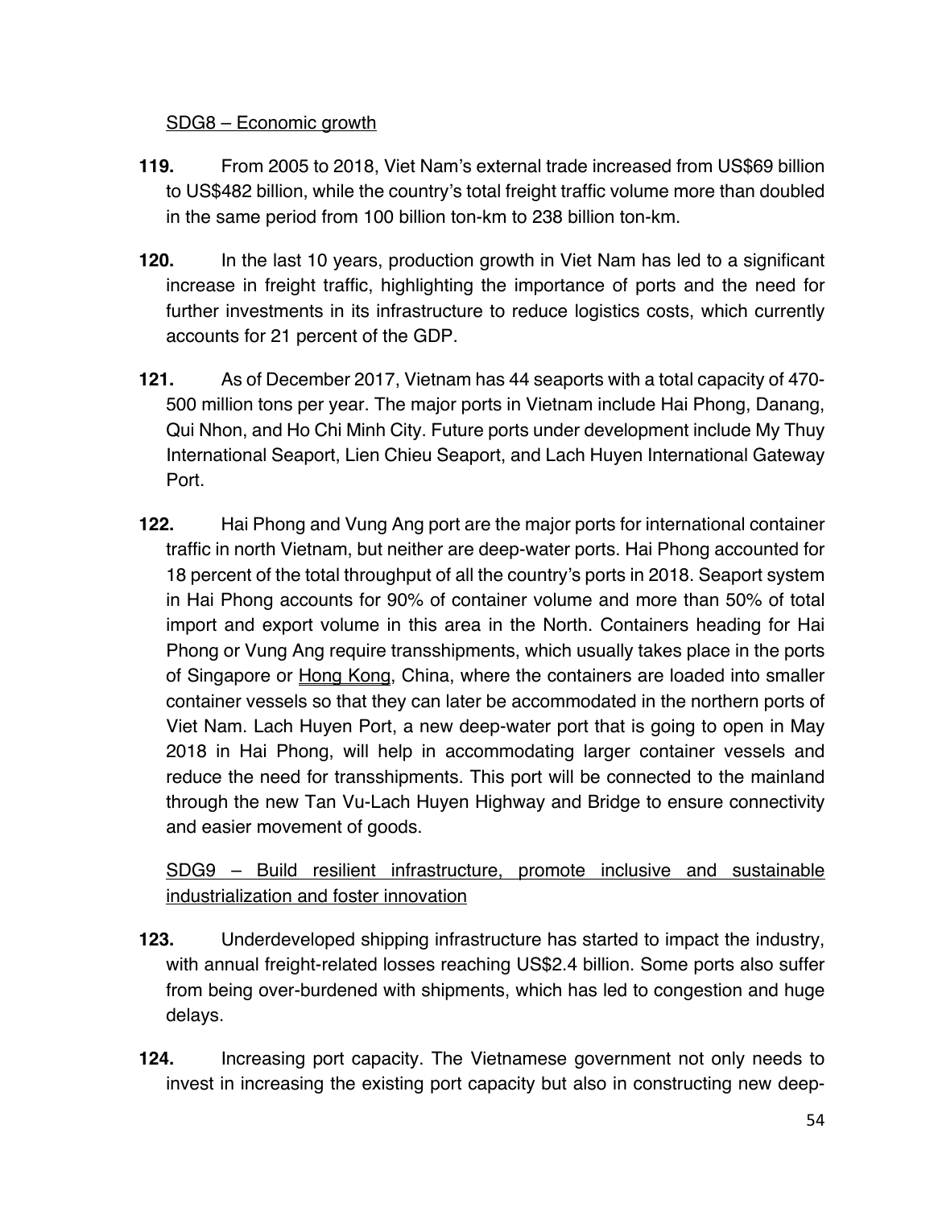SDG8 – Economic growth

**119.** From 2005 to 2018, Viet Nam's external trade increased from US$69 billion to US$482 billion, while the country's total freight traffic volume more than doubled in the same period from 100 billion ton-km to 238 billion ton-km.

**120.** In the last 10 years, production growth in Viet Nam has led to a significant increase in freight traffic, highlighting the importance of ports and the need for further investments in its infrastructure to reduce logistics costs, which currently accounts for 21 percent of the GDP.

**121.** As of December 2017, Vietnam has 44 seaports with a total capacity of 470-500 million tons per year. The major ports in Vietnam include Hai Phong, Danang, Qui Nhon, and Ho Chi Minh City. Future ports under development include My Thuy International Seaport, Lien Chieu Seaport, and Lach Huyen International Gateway Port.

**122.** Hai Phong and Vung Ang port are the major ports for international container traffic in north Vietnam, but neither are deep-water ports. Hai Phong accounted for 18 percent of the total throughput of all the country's ports in 2018. Seaport system in Hai Phong accounts for 90% of container volume and more than 50% of total import and export volume in this area in the North. Containers heading for Hai Phong or Vung Ang require transshipments, which usually takes place in the ports of Singapore or Hong Kong, China, where the containers are loaded into smaller container vessels so that they can later be accommodated in the northern ports of Viet Nam. Lach Huyen Port, a new deep-water port that is going to open in May 2018 in Hai Phong, will help in accommodating larger container vessels and reduce the need for transshipments. This port will be connected to the mainland through the new Tan Vu-Lach Huyen Highway and Bridge to ensure connectivity and easier movement of goods.

SDG9 – Build resilient infrastructure, promote inclusive and sustainable industrialization and foster innovation

**123.** Underdeveloped shipping infrastructure has started to impact the industry, with annual freight-related losses reaching US$2.4 billion. Some ports also suffer from being over-burdened with shipments, which has led to congestion and huge delays.

**124.** Increasing port capacity. The Vietnamese government not only needs to invest in increasing the existing port capacity but also in constructing new deep-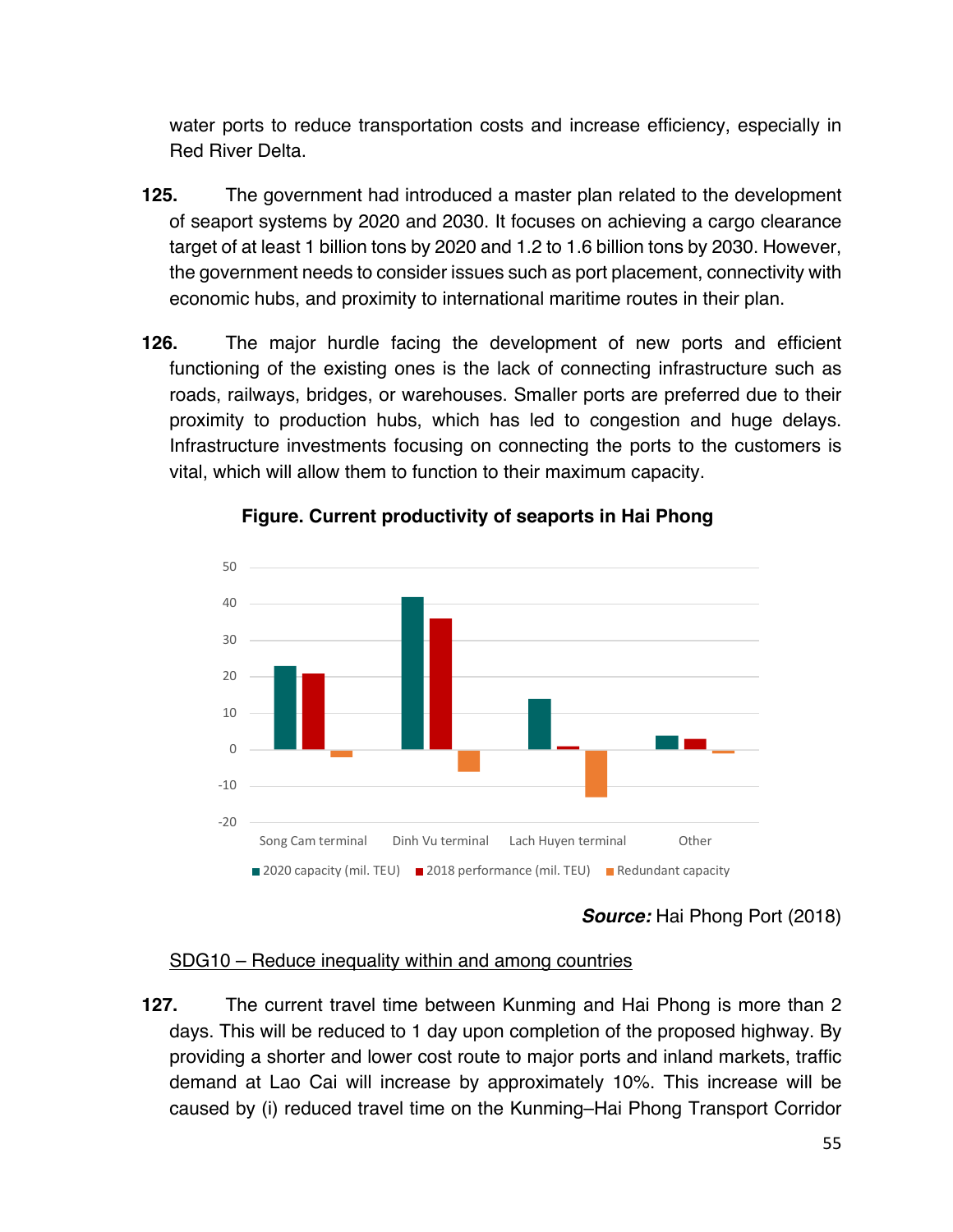water ports to reduce transportation costs and increase efficiency, especially in Red River Delta.

**125.** The government had introduced a master plan related to the development of seaport systems by 2020 and 2030. It focuses on achieving a cargo clearance target of at least 1 billion tons by 2020 and 1.2 to 1.6 billion tons by 2030. However, the government needs to consider issues such as port placement, connectivity with economic hubs, and proximity to international maritime routes in their plan.

**126.** The major hurdle facing the development of new ports and efficient functioning of the existing ones is the lack of connecting infrastructure such as roads, railways, bridges, or warehouses. Smaller ports are preferred due to their proximity to production hubs, which has led to congestion and huge delays. Infrastructure investments focusing on connecting the ports to the customers is vital, which will allow them to function to their maximum capacity.

**Figure. Current productivity of seaports in Hai Phong**

*Source:* Hai Phong Port (2018)

SDG10 – Reduce inequality within and among countries

**127.** The current travel time between Kunming and Hai Phong is more than 2 days. This will be reduced to 1 day upon completion of the proposed highway. By providing a shorter and lower cost route to major ports and inland markets, traffic demand at Lao Cai will increase by approximately 10%. This increase will be caused by (i) reduced travel time on the Kunming–Hai Phong Transport Corridor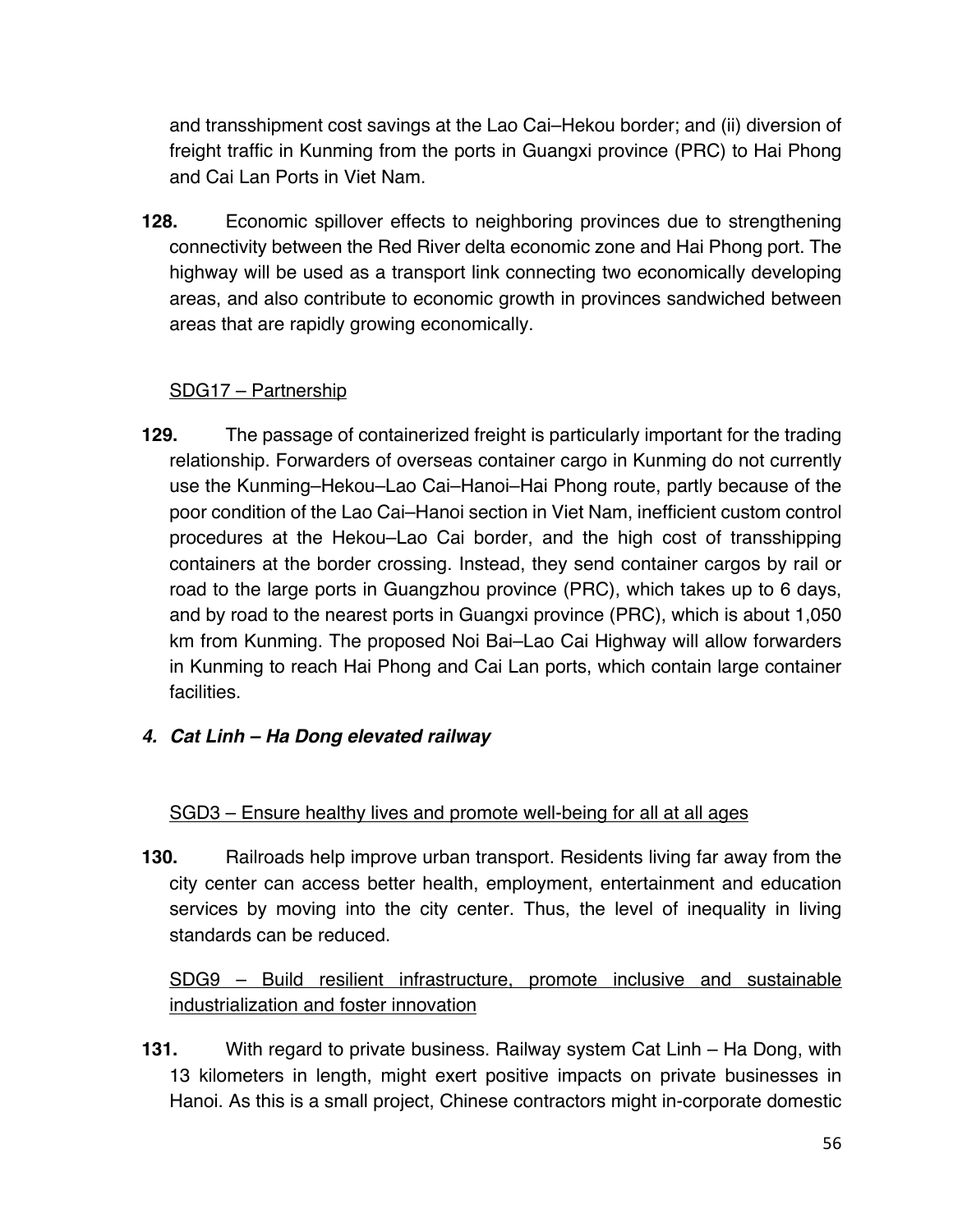and transshipment cost savings at the Lao Cai–Hekou border; and (ii) diversion of freight traffic in Kunming from the ports in Guangxi province (PRC) to Hai Phong and Cai Lan Ports in Viet Nam.

**128.** Economic spillover effects to neighboring provinces due to strengthening connectivity between the Red River delta economic zone and Hai Phong port. The highway will be used as a transport link connecting two economically developing areas, and also contribute to economic growth in provinces sandwiched between areas that are rapidly growing economically.

<u>SDG17 – Partnership</u>

**129.** The passage of containerized freight is particularly important for the trading relationship. Forwarders of overseas container cargo in Kunming do not currently use the Kunming–Hekou–Lao Cai–Hanoi–Hai Phong route, partly because of the poor condition of the Lao Cai–Hanoi section in Viet Nam, inefficient custom control procedures at the Hekou–Lao Cai border, and the high cost of transshipping containers at the border crossing. Instead, they send container cargos by rail or road to the large ports in Guangzhou province (PRC), which takes up to 6 days, and by road to the nearest ports in Guangxi province (PRC), which is about 1,050 km from Kunming. The proposed Noi Bai–Lao Cai Highway will allow forwarders in Kunming to reach Hai Phong and Cai Lan ports, which contain large container facilities.

### *4. Cat Linh – Ha Dong elevated railway*

<u>SGD3 – Ensure healthy lives and promote well-being for all at all ages</u>

**130.** Railroads help improve urban transport. Residents living far away from the city center can access better health, employment, entertainment and education services by moving into the city center. Thus, the level of inequality in living standards can be reduced.

<u>SDG9 – Build resilient infrastructure, promote inclusive and sustainable industrialization and foster innovation</u>

**131.** With regard to private business. Railway system Cat Linh – Ha Dong, with 13 kilometers in length, might exert positive impacts on private businesses in Hanoi. As this is a small project, Chinese contractors might in-corporate domestic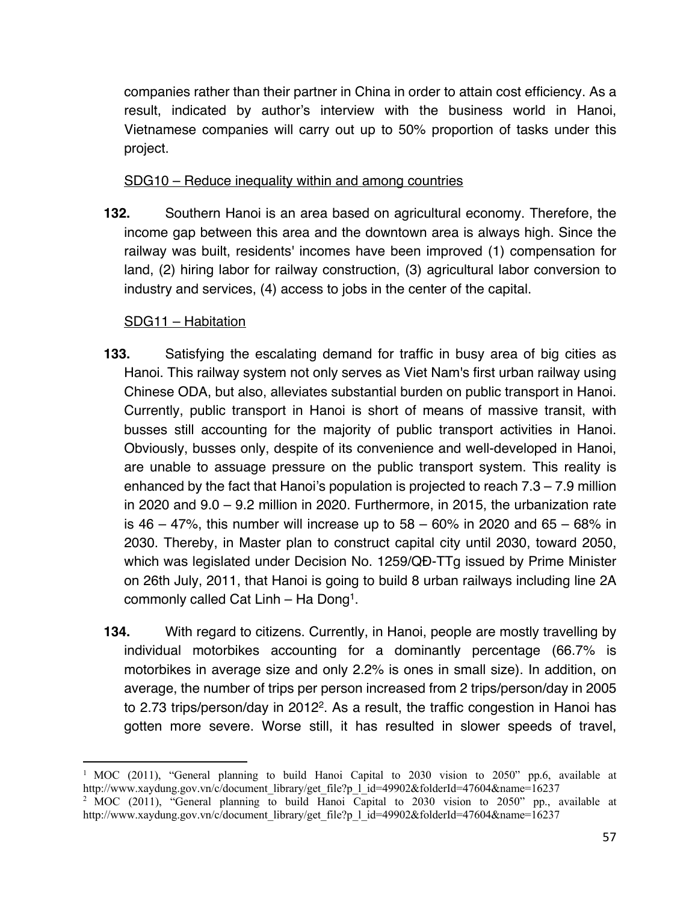companies rather than their partner in China in order to attain cost efficiency. As a result, indicated by author's interview with the business world in Hanoi, Vietnamese companies will carry out up to 50% proportion of tasks under this project.

<u>SDG10 – Reduce inequality within and among countries</u>

**132.** Southern Hanoi is an area based on agricultural economy. Therefore, the income gap between this area and the downtown area is always high. Since the railway was built, residents' incomes have been improved (1) compensation for land, (2) hiring labor for railway construction, (3) agricultural labor conversion to industry and services, (4) access to jobs in the center of the capital.

<u>SDG11 – Habitation</u>

**133.** Satisfying the escalating demand for traffic in busy area of big cities as Hanoi. This railway system not only serves as Viet Nam's first urban railway using Chinese ODA, but also, alleviates substantial burden on public transport in Hanoi. Currently, public transport in Hanoi is short of means of massive transit, with busses still accounting for the majority of public transport activities in Hanoi. Obviously, busses only, despite of its convenience and well-developed in Hanoi, are unable to assuage pressure on the public transport system. This reality is enhanced by the fact that Hanoi's population is projected to reach 7.3 – 7.9 million in 2020 and 9.0 – 9.2 million in 2020. Furthermore, in 2015, the urbanization rate is 46 – 47%, this number will increase up to 58 – 60% in 2020 and 65 – 68% in 2030. Thereby, in Master plan to construct capital city until 2030, toward 2050, which was legislated under Decision No. 1259/QĐ-TTg issued by Prime Minister on 26th July, 2011, that Hanoi is going to build 8 urban railways including line 2A commonly called Cat Linh – Ha Dong[1].

**134.** With regard to citizens. Currently, in Hanoi, people are mostly travelling by individual motorbikes accounting for a dominantly percentage (66.7% is motorbikes in average size and only 2.2% is ones in small size). In addition, on average, the number of trips per person increased from 2 trips/person/day in 2005 to 2.73 trips/person/day in 2012[2]. As a result, the traffic congestion in Hanoi has gotten more severe. Worse still, it has resulted in slower speeds of travel,

---

[1] MOC (2011), "General planning to build Hanoi Capital to 2030 vision to 2050" pp.6, available at http://www.xaydung.gov.vn/c/document_library/get_file?p_l_id=49902&folderId=47604&name=16237

[2] MOC (2011), "General planning to build Hanoi Capital to 2030 vision to 2050" pp., available at http://www.xaydung.gov.vn/c/document_library/get_file?p_l_id=49902&folderId=47604&name=16237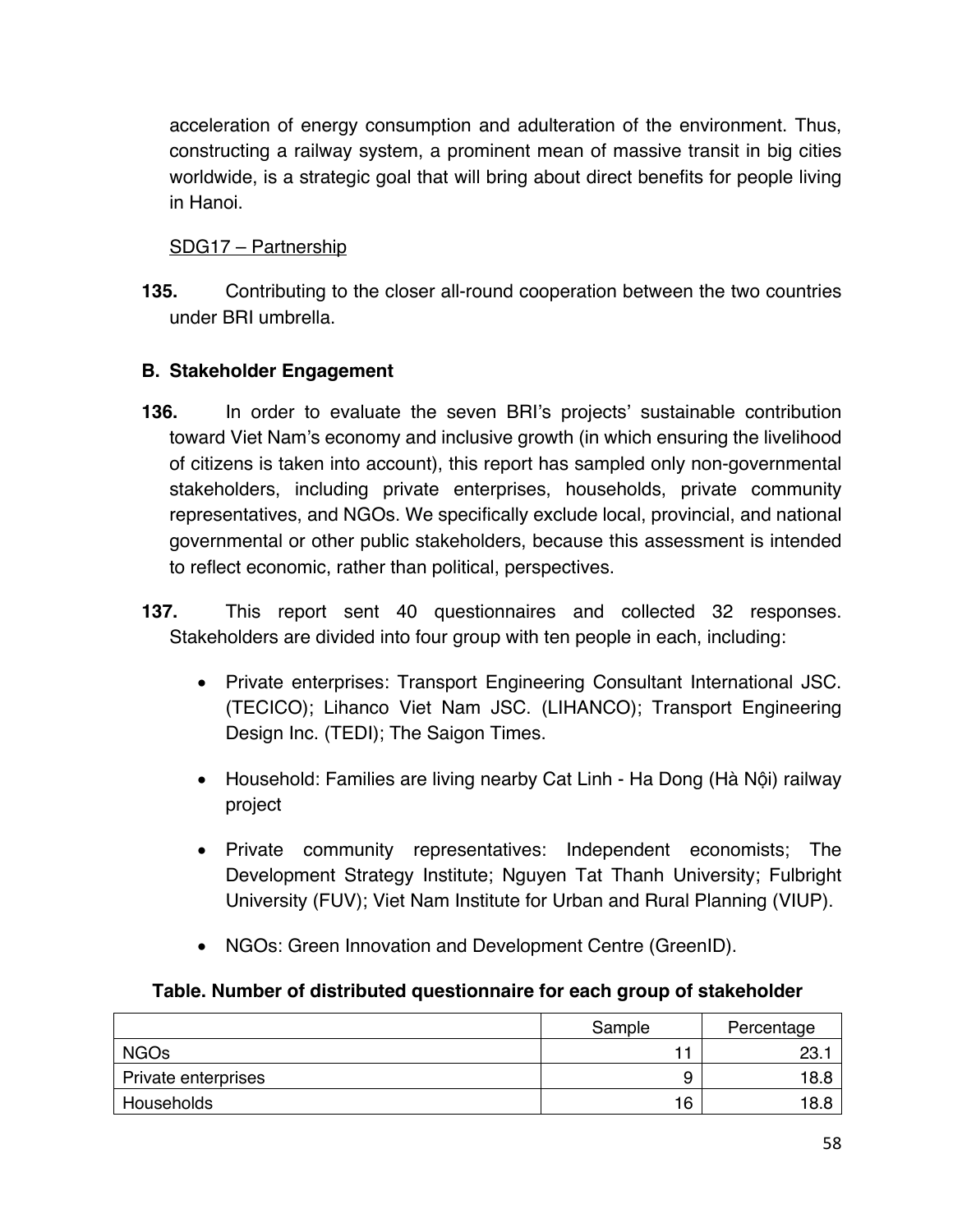acceleration of energy consumption and adulteration of the environment. Thus, constructing a railway system, a prominent mean of massive transit in big cities worldwide, is a strategic goal that will bring about direct benefits for people living in Hanoi.

SDG17 – Partnership

**135.** Contributing to the closer all-round cooperation between the two countries under BRI umbrella.

### B. Stakeholder Engagement

**136.** In order to evaluate the seven BRI's projects' sustainable contribution toward Viet Nam's economy and inclusive growth (in which ensuring the livelihood of citizens is taken into account), this report has sampled only non-governmental stakeholders, including private enterprises, households, private community representatives, and NGOs. We specifically exclude local, provincial, and national governmental or other public stakeholders, because this assessment is intended to reflect economic, rather than political, perspectives.

**137.** This report sent 40 questionnaires and collected 32 responses. Stakeholders are divided into four group with ten people in each, including:

- Private enterprises: Transport Engineering Consultant International JSC. (TECICO); Lihanco Viet Nam JSC. (LIHANCO); Transport Engineering Design Inc. (TEDI); The Saigon Times.
- Household: Families are living nearby Cat Linh - Ha Dong (Hà Nội) railway project
- Private community representatives: Independent economists; The Development Strategy Institute; Nguyen Tat Thanh University; Fulbright University (FUV); Viet Nam Institute for Urban and Rural Planning (VIUP).
- NGOs: Green Innovation and Development Centre (GreenID).

**Table. Number of distributed questionnaire for each group of stakeholder**

| | Sample | Percentage |
|---|---|---|
| NGOs | 11 | 23.1 |
| Private enterprises | 9 | 18.8 |
| Households | 16 | 18.8 |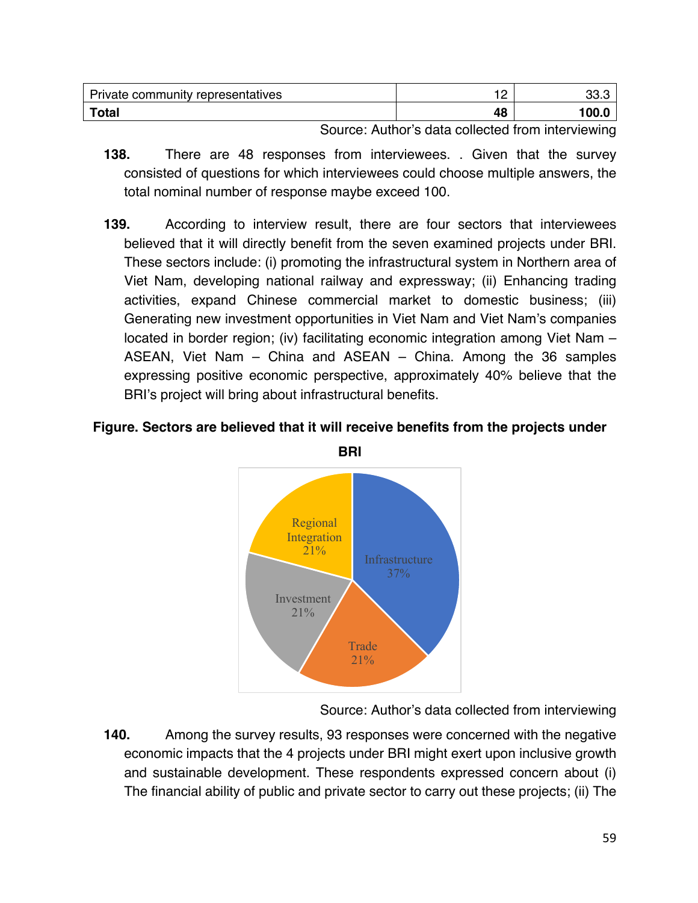| Private community representatives | 12 | 33.3 |
|---|---|---|
| **Total** | **48** | **100.0** |

Source: Author's data collected from interviewing

**138.** There are 48 responses from interviewees. . Given that the survey consisted of questions for which interviewees could choose multiple answers, the total nominal number of response maybe exceed 100.

**139.** According to interview result, there are four sectors that interviewees believed that it will directly benefit from the seven examined projects under BRI. These sectors include: (i) promoting the infrastructural system in Northern area of Viet Nam, developing national railway and expressway; (ii) Enhancing trading activities, expand Chinese commercial market to domestic business; (iii) Generating new investment opportunities in Viet Nam and Viet Nam's companies located in border region; (iv) facilitating economic integration among Viet Nam – ASEAN, Viet Nam – China and ASEAN – China. Among the 36 samples expressing positive economic perspective, approximately 40% believe that the BRI's project will bring about infrastructural benefits.

**Figure. Sectors are believed that it will receive benefits from the projects under BRI**

Infrastructure 37%, Trade 21%, Investment 21%, Regional Integration 21%

Source: Author's data collected from interviewing

**140.** Among the survey results, 93 responses were concerned with the negative economic impacts that the 4 projects under BRI might exert upon inclusive growth and sustainable development. These respondents expressed concern about (i) The financial ability of public and private sector to carry out these projects; (ii) The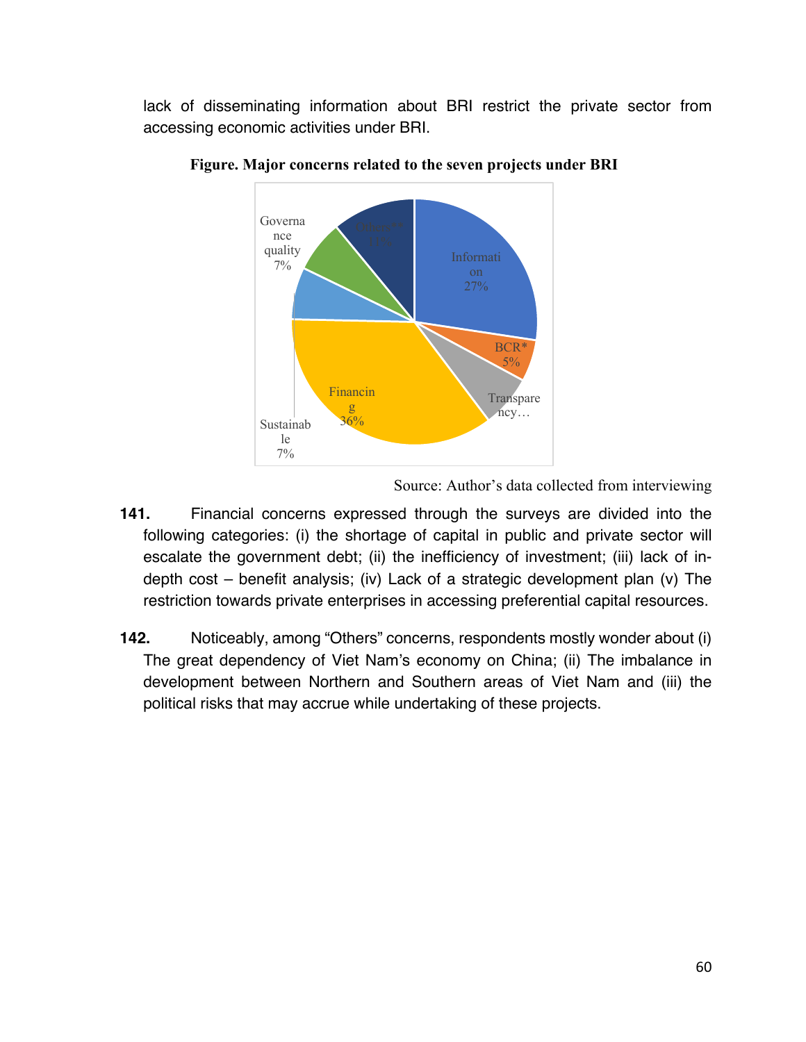lack of disseminating information about BRI restrict the private sector from accessing economic activities under BRI.

**Figure. Major concerns related to the seven projects under BRI**

Source: Author's data collected from interviewing

**141.** Financial concerns expressed through the surveys are divided into the following categories: (i) the shortage of capital in public and private sector will escalate the government debt; (ii) the inefficiency of investment; (iii) lack of in-depth cost – benefit analysis; (iv) Lack of a strategic development plan (v) The restriction towards private enterprises in accessing preferential capital resources.

**142.** Noticeably, among "Others" concerns, respondents mostly wonder about (i) The great dependency of Viet Nam's economy on China; (ii) The imbalance in development between Northern and Southern areas of Viet Nam and (iii) the political risks that may accrue while undertaking of these projects.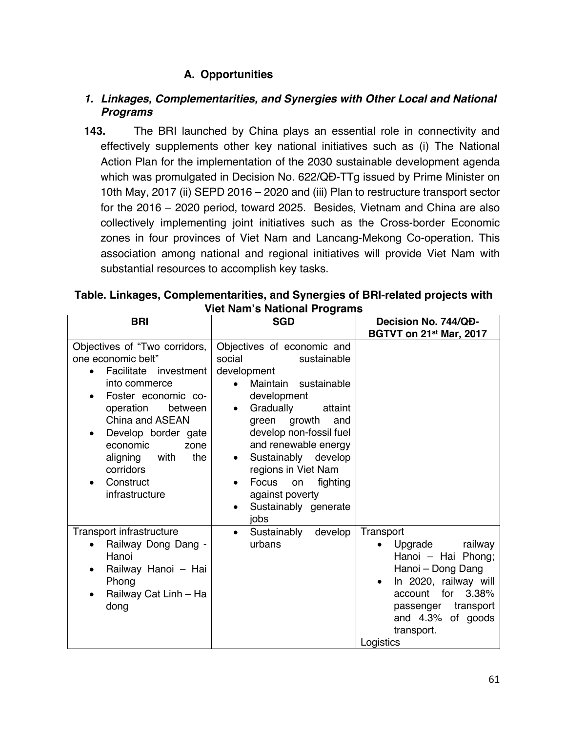### A. Opportunities

#### *1. Linkages, Complementarities, and Synergies with Other Local and National Programs*

**143.** The BRI launched by China plays an essential role in connectivity and effectively supplements other key national initiatives such as (i) The National Action Plan for the implementation of the 2030 sustainable development agenda which was promulgated in Decision No. 622/QĐ-TTg issued by Prime Minister on 10th May, 2017 (ii) SEPD 2016 – 2020 and (iii) Plan to restructure transport sector for the 2016 – 2020 period, toward 2025. Besides, Vietnam and China are also collectively implementing joint initiatives such as the Cross-border Economic zones in four provinces of Viet Nam and Lancang-Mekong Co-operation. This association among national and regional initiatives will provide Viet Nam with substantial resources to accomplish key tasks.

**Table. Linkages, Complementarities, and Synergies of BRI-related projects with Viet Nam's National Programs**

| BRI | SGD | Decision No. 744/QĐ-BGTVT on 21st Mar, 2017 |
|---|---|---|
| Objectives of "Two corridors, one economic belt"<br>• Facilitate investment into commerce<br>• Foster economic co-operation between China and ASEAN<br>• Develop border gate economic zone aligning with the corridors<br>• Construct infrastructure | Objectives of economic and social sustainable development<br>• Maintain sustainable development<br>• Gradually attaint green growth and develop non-fossil fuel and renewable energy<br>• Sustainably develop regions in Viet Nam<br>• Focus on fighting against poverty<br>• Sustainably generate jobs | |
| Transport infrastructure<br>• Railway Dong Dang - Hanoi<br>• Railway Hanoi – Hai Phong<br>• Railway Cat Linh – Ha dong | • Sustainably develop urbans | Transport<br>• Upgrade railway Hanoi – Hai Phong; Hanoi – Dong Dang<br>• In 2020, railway will account for 3.38% passenger transport and 4.3% of goods transport.<br>Logistics |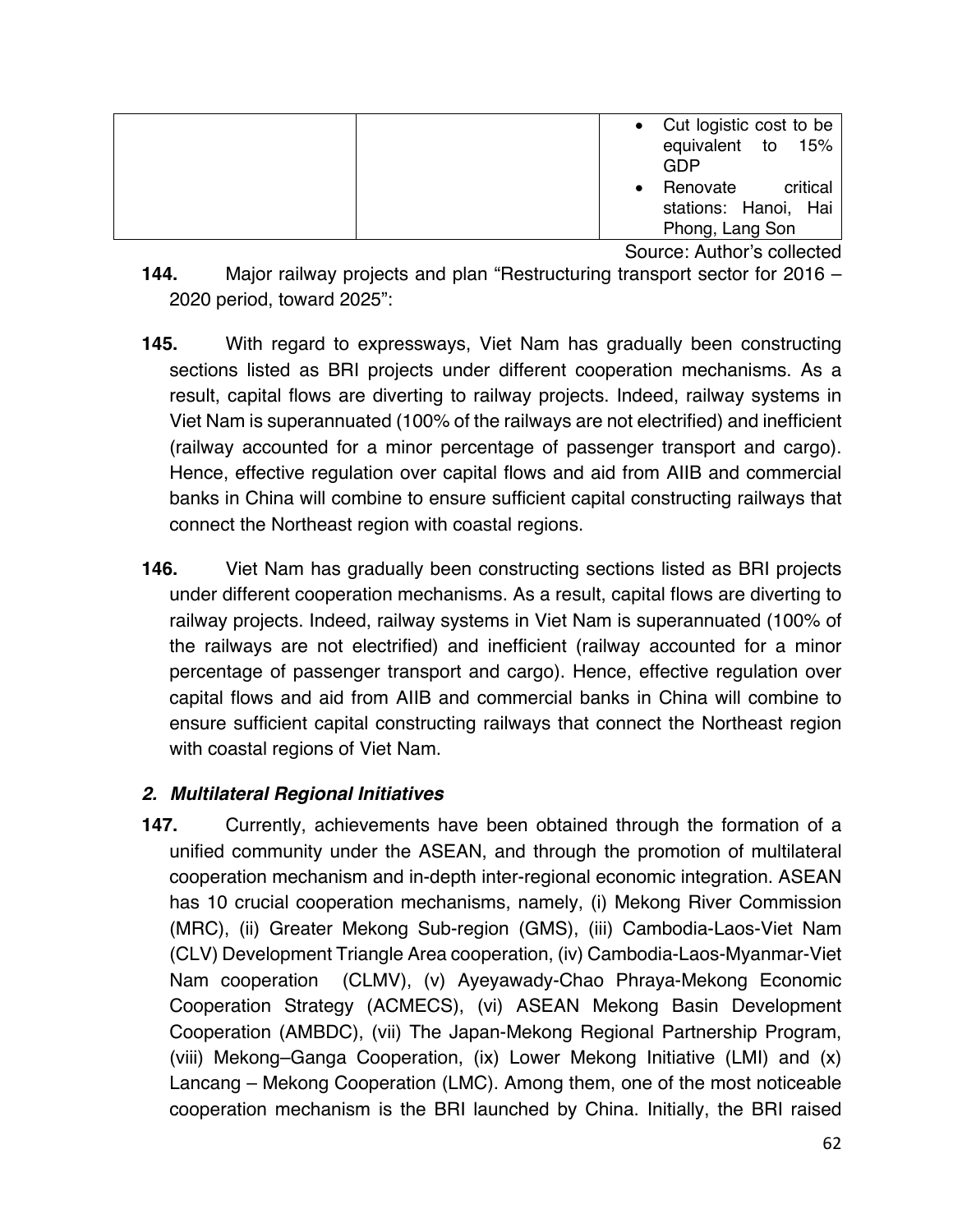| | | • Cut logistic cost to be equivalent to 15% GDP<br>• Renovate critical stations: Hanoi, Hai Phong, Lang Son |
|---|---|---|

Source: Author's collected

**144.** Major railway projects and plan "Restructuring transport sector for 2016 – 2020 period, toward 2025":

**145.** With regard to expressways, Viet Nam has gradually been constructing sections listed as BRI projects under different cooperation mechanisms. As a result, capital flows are diverting to railway projects. Indeed, railway systems in Viet Nam is superannuated (100% of the railways are not electrified) and inefficient (railway accounted for a minor percentage of passenger transport and cargo). Hence, effective regulation over capital flows and aid from AIIB and commercial banks in China will combine to ensure sufficient capital constructing railways that connect the Northeast region with coastal regions.

**146.** Viet Nam has gradually been constructing sections listed as BRI projects under different cooperation mechanisms. As a result, capital flows are diverting to railway projects. Indeed, railway systems in Viet Nam is superannuated (100% of the railways are not electrified) and inefficient (railway accounted for a minor percentage of passenger transport and cargo). Hence, effective regulation over capital flows and aid from AIIB and commercial banks in China will combine to ensure sufficient capital constructing railways that connect the Northeast region with coastal regions of Viet Nam.

### *2. Multilateral Regional Initiatives*

**147.** Currently, achievements have been obtained through the formation of a unified community under the ASEAN, and through the promotion of multilateral cooperation mechanism and in-depth inter-regional economic integration. ASEAN has 10 crucial cooperation mechanisms, namely, (i) Mekong River Commission (MRC), (ii) Greater Mekong Sub-region (GMS), (iii) Cambodia-Laos-Viet Nam (CLV) Development Triangle Area cooperation, (iv) Cambodia-Laos-Myanmar-Viet Nam cooperation (CLMV), (v) Ayeyawady-Chao Phraya-Mekong Economic Cooperation Strategy (ACMECS), (vi) ASEAN Mekong Basin Development Cooperation (AMBDC), (vii) The Japan-Mekong Regional Partnership Program, (viii) Mekong–Ganga Cooperation, (ix) Lower Mekong Initiative (LMI) and (x) Lancang – Mekong Cooperation (LMC). Among them, one of the most noticeable cooperation mechanism is the BRI launched by China. Initially, the BRI raised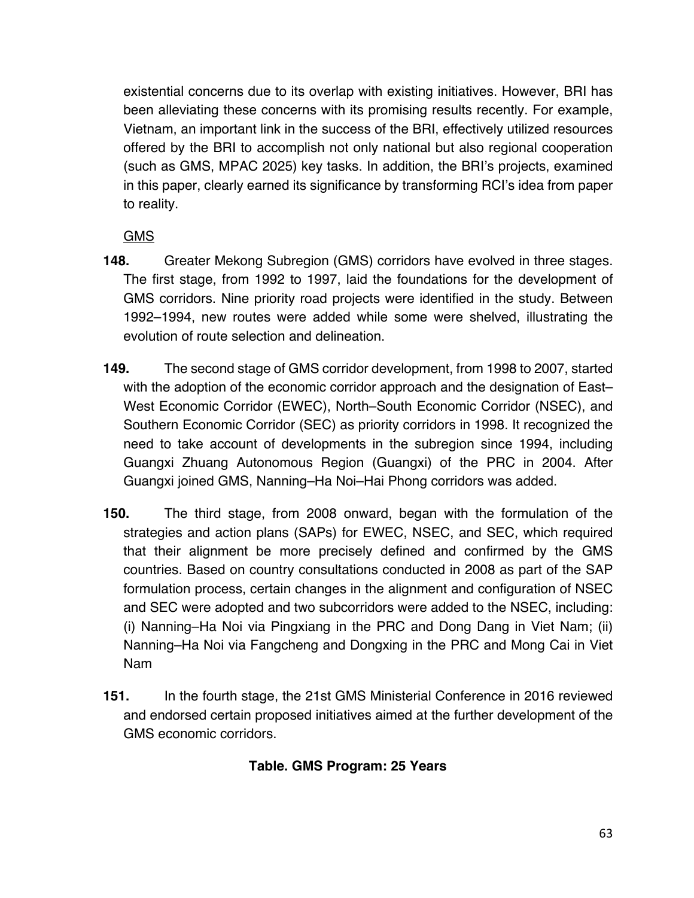existential concerns due to its overlap with existing initiatives. However, BRI has been alleviating these concerns with its promising results recently. For example, Vietnam, an important link in the success of the BRI, effectively utilized resources offered by the BRI to accomplish not only national but also regional cooperation (such as GMS, MPAC 2025) key tasks. In addition, the BRI's projects, examined in this paper, clearly earned its significance by transforming RCI's idea from paper to reality.

<u>GMS</u>

**148.** Greater Mekong Subregion (GMS) corridors have evolved in three stages. The first stage, from 1992 to 1997, laid the foundations for the development of GMS corridors. Nine priority road projects were identified in the study. Between 1992–1994, new routes were added while some were shelved, illustrating the evolution of route selection and delineation.

**149.** The second stage of GMS corridor development, from 1998 to 2007, started with the adoption of the economic corridor approach and the designation of East–West Economic Corridor (EWEC), North–South Economic Corridor (NSEC), and Southern Economic Corridor (SEC) as priority corridors in 1998. It recognized the need to take account of developments in the subregion since 1994, including Guangxi Zhuang Autonomous Region (Guangxi) of the PRC in 2004. After Guangxi joined GMS, Nanning–Ha Noi–Hai Phong corridors was added.

**150.** The third stage, from 2008 onward, began with the formulation of the strategies and action plans (SAPs) for EWEC, NSEC, and SEC, which required that their alignment be more precisely defined and confirmed by the GMS countries. Based on country consultations conducted in 2008 as part of the SAP formulation process, certain changes in the alignment and configuration of NSEC and SEC were adopted and two subcorridors were added to the NSEC, including: (i) Nanning–Ha Noi via Pingxiang in the PRC and Dong Dang in Viet Nam; (ii) Nanning–Ha Noi via Fangcheng and Dongxing in the PRC and Mong Cai in Viet Nam

**151.** In the fourth stage, the 21st GMS Ministerial Conference in 2016 reviewed and endorsed certain proposed initiatives aimed at the further development of the GMS economic corridors.

**Table. GMS Program: 25 Years**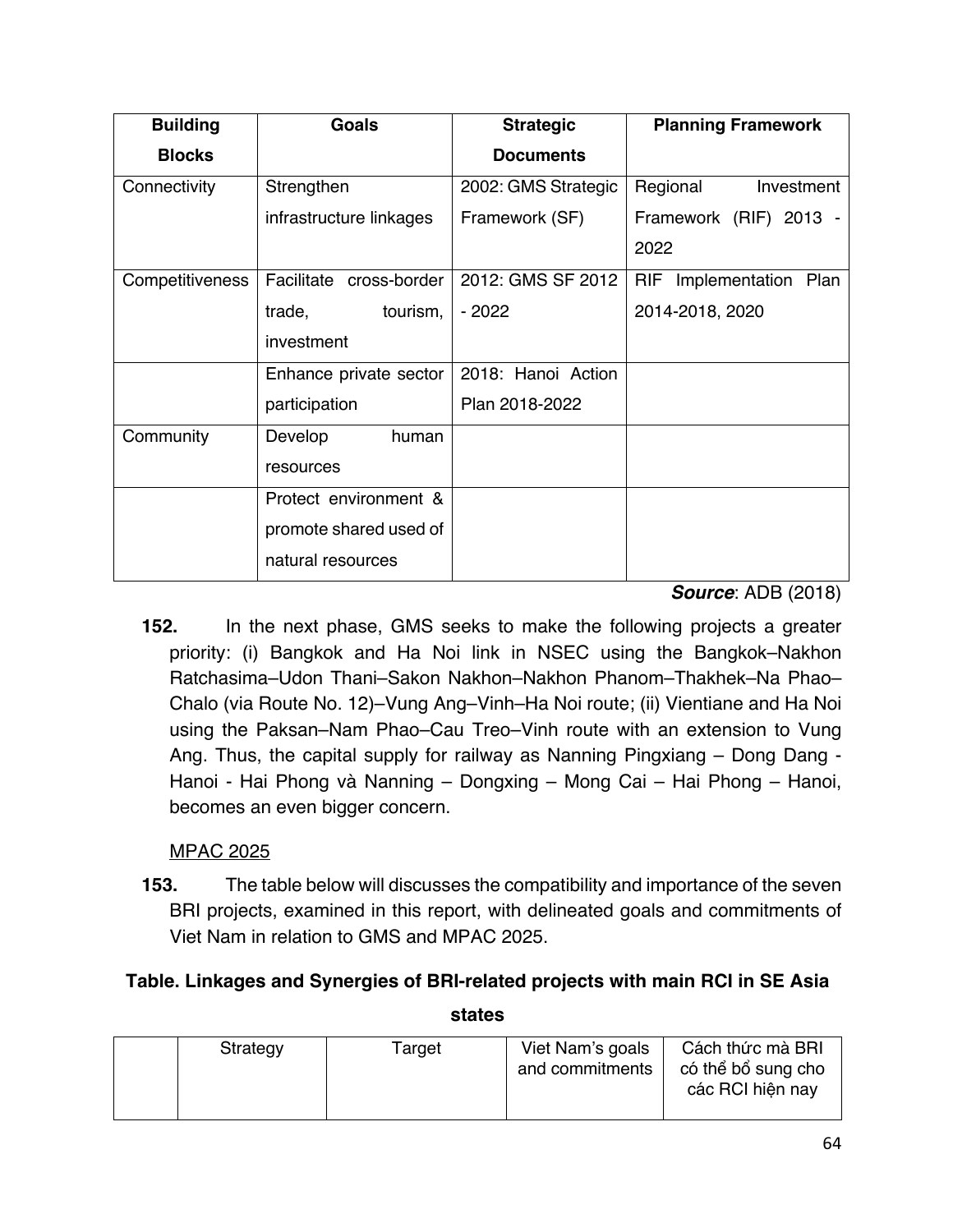| Building Blocks | Goals | Strategic Documents | Planning Framework |
|---|---|---|---|
| Connectivity | Strengthen infrastructure linkages | 2002: GMS Strategic Framework (SF) | Regional Investment Framework (RIF) 2013 - 2022 |
| Competitiveness | Facilitate cross-border trade, tourism, investment | 2012: GMS SF 2012 - 2022 | RIF Implementation Plan 2014-2018, 2020 |
| | Enhance private sector participation | 2018: Hanoi Action Plan 2018-2022 | |
| Community | Develop human resources | | |
| | Protect environment & promote shared used of natural resources | | |

***Source***: ADB (2018)

**152.** In the next phase, GMS seeks to make the following projects a greater priority: (i) Bangkok and Ha Noi link in NSEC using the Bangkok–Nakhon Ratchasima–Udon Thani–Sakon Nakhon–Nakhon Phanom–Thakhek–Na Phao–Chalo (via Route No. 12)–Vung Ang–Vinh–Ha Noi route; (ii) Vientiane and Ha Noi using the Paksan–Nam Phao–Cau Treo–Vinh route with an extension to Vung Ang. Thus, the capital supply for railway as Nanning Pingxiang – Dong Dang - Hanoi - Hai Phong và Nanning – Dongxing – Mong Cai – Hai Phong – Hanoi, becomes an even bigger concern.

MPAC 2025

**153.** The table below will discusses the compatibility and importance of the seven BRI projects, examined in this report, with delineated goals and commitments of Viet Nam in relation to GMS and MPAC 2025.

**Table. Linkages and Synergies of BRI-related projects with main RCI in SE Asia states**

| | Strategy | Target | Viet Nam's goals and commitments | Cách thức mà BRI có thể bổ sung cho các RCI hiện nay |
|---|---|---|---|---|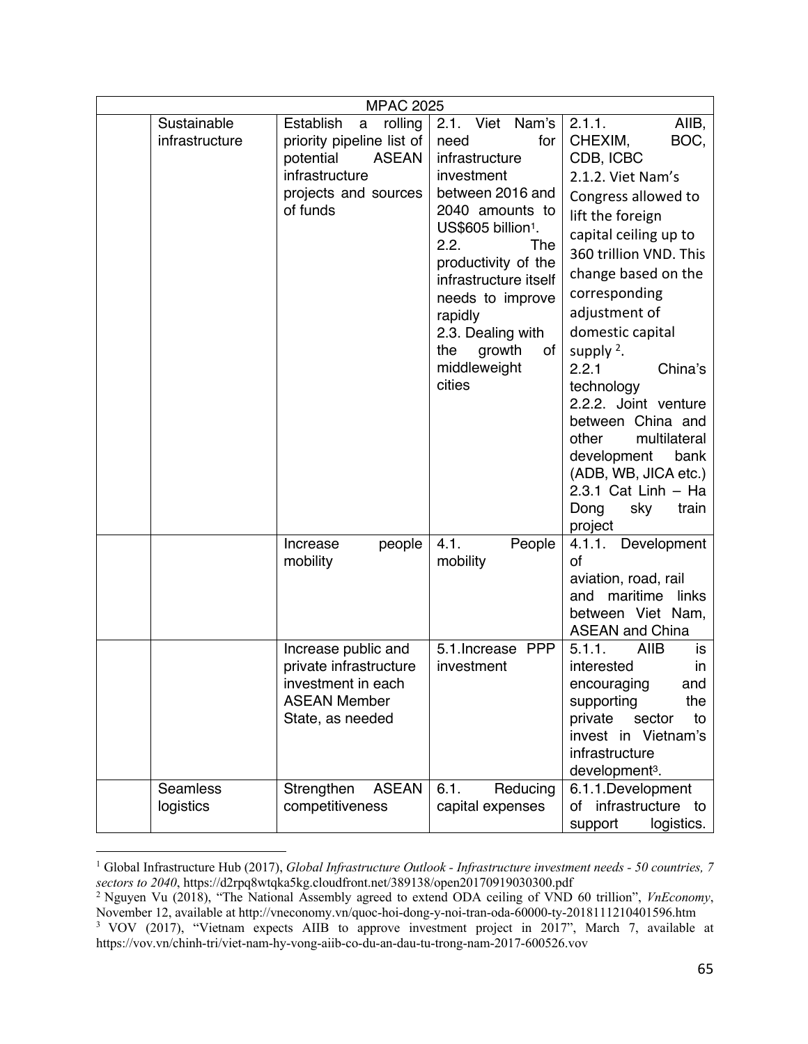| MPAC 2025 | | | | |
|---|---|---|---|---|
| | Sustainable infrastructure | Establish a rolling priority pipeline list of potential ASEAN infrastructure projects and sources of funds | 2.1. Viet Nam's need for infrastructure investment between 2016 and 2040 amounts to US$605 billion[1].<br>2.2. The productivity of the infrastructure itself needs to improve rapidly<br>2.3. Dealing with the growth of middleweight cities | 2.1.1. AIIB, CHEXIM, BOC, CDB, ICBC<br>2.1.2. Viet Nam's Congress allowed to lift the foreign capital ceiling up to 360 trillion VND. This change based on the corresponding adjustment of domestic capital supply [2].<br>2.2.1 China's technology<br>2.2.2. Joint venture between China and other multilateral development bank (ADB, WB, JICA etc.)<br>2.3.1 Cat Linh – Ha Dong sky train project |
| | | Increase people mobility | 4.1. People mobility | 4.1.1. Development of aviation, road, rail and maritime links between Viet Nam, ASEAN and China |
| | | Increase public and private infrastructure investment in each ASEAN Member State, as needed | 5.1.Increase PPP investment | 5.1.1. AIIB is interested in encouraging and supporting the private sector to invest in Vietnam's infrastructure development[3]. |
| | Seamless logistics | Strengthen ASEAN competitiveness | 6.1. Reducing capital expenses | 6.1.1.Development of infrastructure to support logistics. |

[1] Global Infrastructure Hub (2017), *Global Infrastructure Outlook - Infrastructure investment needs - 50 countries, 7 sectors to 2040*, https://d2rpq8wtqka5kg.cloudfront.net/389138/open20170919030300.pdf

[2] Nguyen Vu (2018), "The National Assembly agreed to extend ODA ceiling of VND 60 trillion", *VnEconomy*, November 12, available at http://vneconomy.vn/quoc-hoi-dong-y-noi-tran-oda-60000-ty-20181112104015596.htm

[3] VOV (2017), "Vietnam expects AIIB to approve investment project in 2017", March 7, available at https://vov.vn/chinh-tri/viet-nam-hy-vong-aiib-co-du-an-dau-tu-trong-nam-2017-600526.vov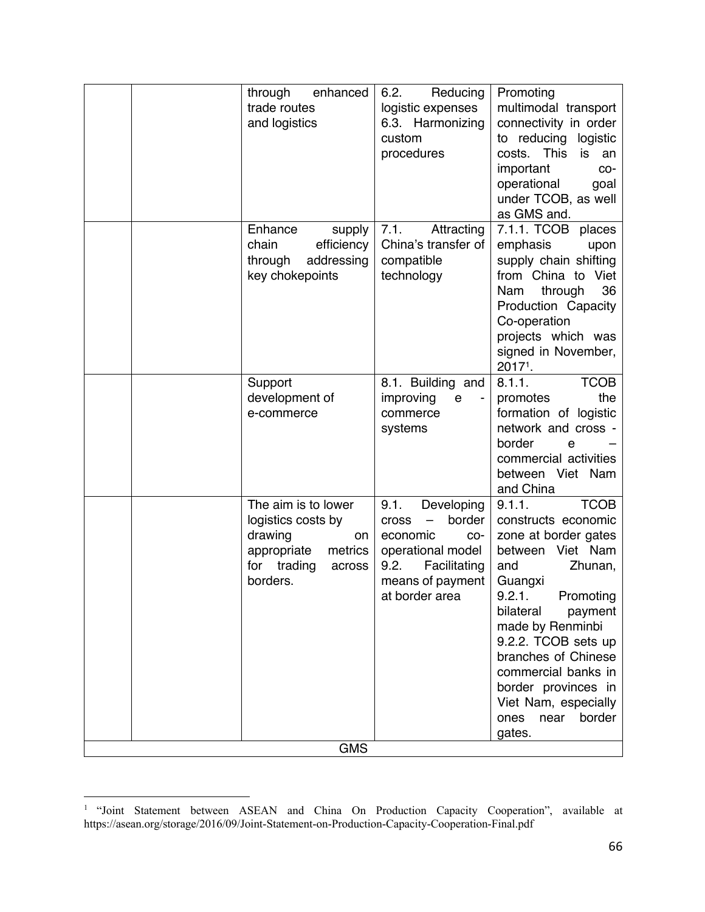| | | | | |
|---|---|---|---|---|
| | | through enhanced trade routes and logistics | 6.2. Reducing logistic expenses<br>6.3. Harmonizing custom procedures | Promoting multimodal transport connectivity in order to reducing logistic costs. This is an important co-operational goal under TCOB, as well as GMS and. |
| | | Enhance supply chain efficiency through addressing key chokepoints | 7.1. Attracting China's transfer of compatible technology | 7.1.1. TCOB places emphasis upon supply chain shifting from China to Viet Nam through 36 Production Capacity Co-operation projects which was signed in November, 2017[1]. |
| | | Support development of e-commerce | 8.1. Building and improving e - commerce systems | 8.1.1. TCOB promotes the formation of logistic network and cross - border e – commercial activities between Viet Nam and China |
| | | The aim is to lower logistics costs by drawing on appropriate metrics for trading across borders. | 9.1. Developing cross – border economic co-operational model<br>9.2. Facilitating means of payment at border area | 9.1.1. TCOB constructs economic zone at border gates between Viet Nam and Zhunan, Guangxi<br>9.2.1. Promoting bilateral payment made by Renminbi<br>9.2.2. TCOB sets up branches of Chinese commercial banks in border provinces in Viet Nam, especially ones near border gates. |
| GMS | | | | |

[1] "Joint Statement between ASEAN and China On Production Capacity Cooperation", available at https://asean.org/storage/2016/09/Joint-Statement-on-Production-Capacity-Cooperation-Final.pdf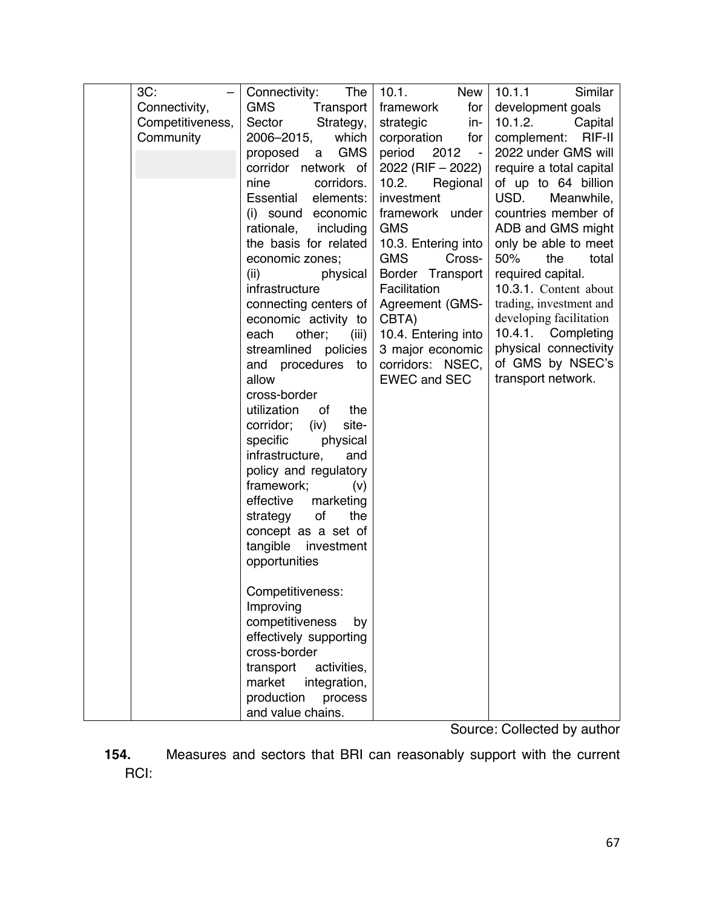| | | | | |
|---|---|---|---|---|
| | 3C: – Connectivity, Competitiveness, Community | Connectivity: The GMS Transport Sector Strategy, 2006–2015, which proposed a GMS corridor network of nine corridors. Essential elements: (i) sound economic rationale, including the basis for related economic zones; (ii) physical infrastructure connecting centers of economic activity to each other; (iii) streamlined policies and procedures to allow cross-border utilization of the corridor; (iv) site-specific physical infrastructure, and policy and regulatory framework; (v) effective marketing strategy of the concept as a set of tangible investment opportunities<br><br>Competitiveness: Improving competitiveness by effectively supporting cross-border transport activities, market integration, production process and value chains. | 10.1. New framework for strategic in-corporation for period 2012 - 2022 (RIF – 2022)<br>10.2. Regional investment framework under GMS<br>10.3. Entering into GMS Cross-Border Transport Facilitation Agreement (GMS-CBTA)<br>10.4. Entering into 3 major economic corridors: NSEC, EWEC and SEC | 10.1.1 Similar development goals<br>10.1.2. Capital complement: RIF-II 2022 under GMS will require a total capital of up to 64 billion USD. Meanwhile, countries member of ADB and GMS might only be able to meet 50% the total required capital.<br>10.3.1. Content about trading, investment and developing facilitation<br>10.4.1. Completing physical connectivity of GMS by NSEC's transport network. |

Source: Collected by author

**154.** Measures and sectors that BRI can reasonably support with the current RCI: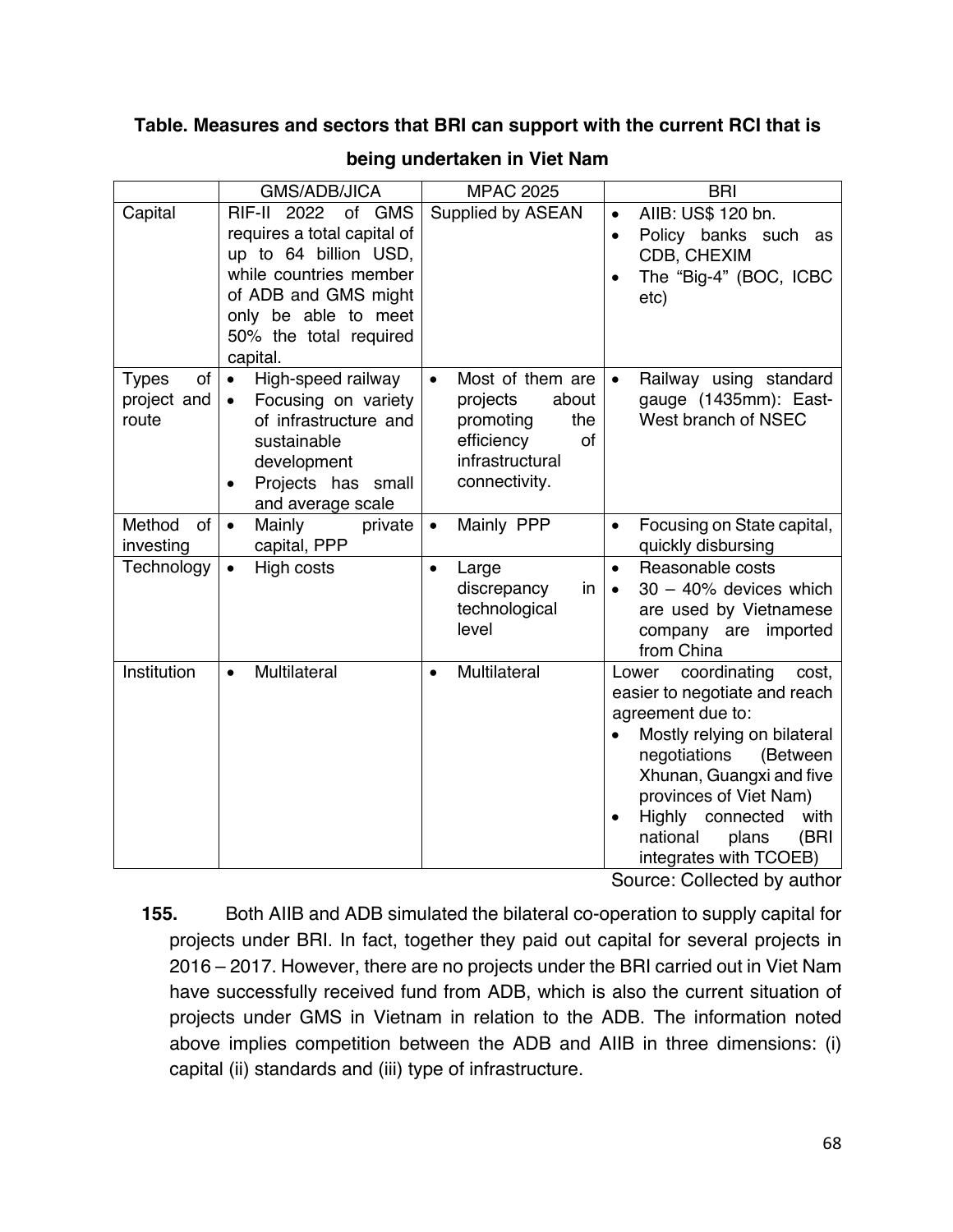**Table. Measures and sectors that BRI can support with the current RCI that is being undertaken in Viet Nam**

| | GMS/ADB/JICA | MPAC 2025 | BRI |
|---|---|---|---|
| Capital | RIF-II 2022 of GMS requires a total capital of up to 64 billion USD, while countries member of ADB and GMS might only be able to meet 50% the total required capital. | Supplied by ASEAN | • AIIB: US$ 120 bn.<br>• Policy banks such as CDB, CHEXIM<br>• The "Big-4" (BOC, ICBC etc) |
| Types of project and route | • High-speed railway<br>• Focusing on variety of infrastructure and sustainable development<br>• Projects has small and average scale | • Most of them are projects about promoting the efficiency of infrastructural connectivity. | • Railway using standard gauge (1435mm): East-West branch of NSEC |
| Method of investing | • Mainly private capital, PPP | • Mainly PPP | • Focusing on State capital, quickly disbursing |
| Technology | • High costs | • Large discrepancy in technological level | • Reasonable costs<br>• 30 – 40% devices which are used by Vietnamese company are imported from China |
| Institution | • Multilateral | • Multilateral | Lower coordinating cost, easier to negotiate and reach agreement due to:<br>• Mostly relying on bilateral negotiations (Between Xhunan, Guangxi and five provinces of Viet Nam)<br>• Highly connected with national plans (BRI integrates with TCOEB) |

Source: Collected by author

**155.** Both AIIB and ADB simulated the bilateral co-operation to supply capital for projects under BRI. In fact, together they paid out capital for several projects in 2016 – 2017. However, there are no projects under the BRI carried out in Viet Nam have successfully received fund from ADB, which is also the current situation of projects under GMS in Vietnam in relation to the ADB. The information noted above implies competition between the ADB and AIIB in three dimensions: (i) capital (ii) standards and (iii) type of infrastructure.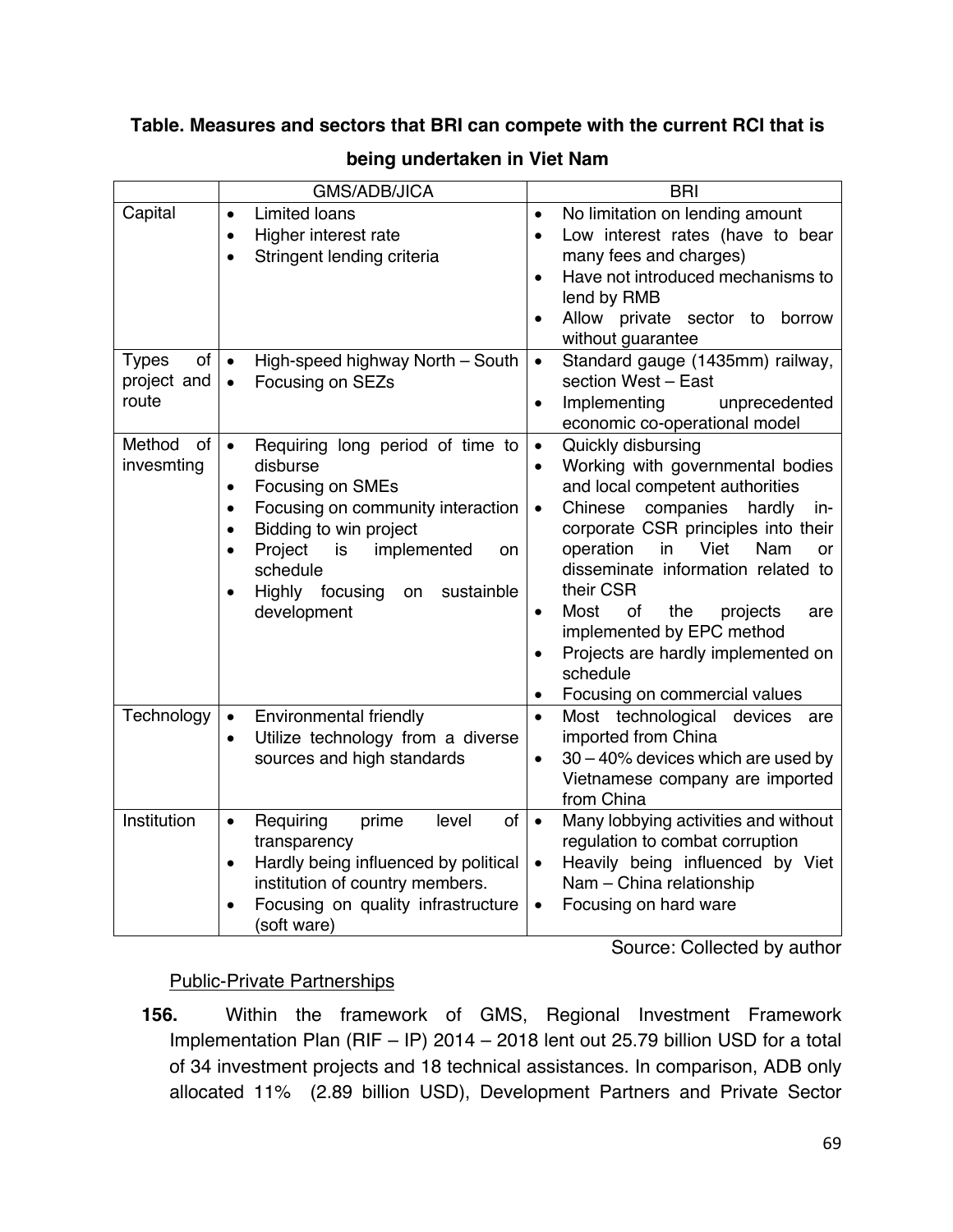**Table. Measures and sectors that BRI can compete with the current RCI that is being undertaken in Viet Nam**

| | GMS/ADB/JICA | BRI |
|---|---|---|
| Capital | • Limited loans<br>• Higher interest rate<br>• Stringent lending criteria | • No limitation on lending amount<br>• Low interest rates (have to bear many fees and charges)<br>• Have not introduced mechanisms to lend by RMB<br>• Allow private sector to borrow without guarantee |
| Types of project and route | • High-speed highway North – South<br>• Focusing on SEZs | • Standard gauge (1435mm) railway, section West – East<br>• Implementing unprecedented economic co-operational model |
| Method of invesmting | • Requiring long period of time to disburse<br>• Focusing on SMEs<br>• Focusing on community interaction<br>• Bidding to win project<br>• Project is implemented on schedule<br>• Highly focusing on sustainble development | • Quickly disbursing<br>• Working with governmental bodies and local competent authorities<br>• Chinese companies hardly in-corporate CSR principles into their operation in Viet Nam or disseminate information related to their CSR<br>• Most of the projects are implemented by EPC method<br>• Projects are hardly implemented on schedule<br>• Focusing on commercial values |
| Technology | • Environmental friendly<br>• Utilize technology from a diverse sources and high standards | • Most technological devices are imported from China<br>• 30 – 40% devices which are used by Vietnamese company are imported from China |
| Institution | • Requiring prime level of transparency<br>• Hardly being influenced by political institution of country members.<br>• Focusing on quality infrastructure (soft ware) | • Many lobbying activities and without regulation to combat corruption<br>• Heavily being influenced by Viet Nam – China relationship<br>• Focusing on hard ware |

Source: Collected by author

Public-Private Partnerships

**156.** Within the framework of GMS, Regional Investment Framework Implementation Plan (RIF – IP) 2014 – 2018 lent out 25.79 billion USD for a total of 34 investment projects and 18 technical assistances. In comparison, ADB only allocated 11% (2.89 billion USD), Development Partners and Private Sector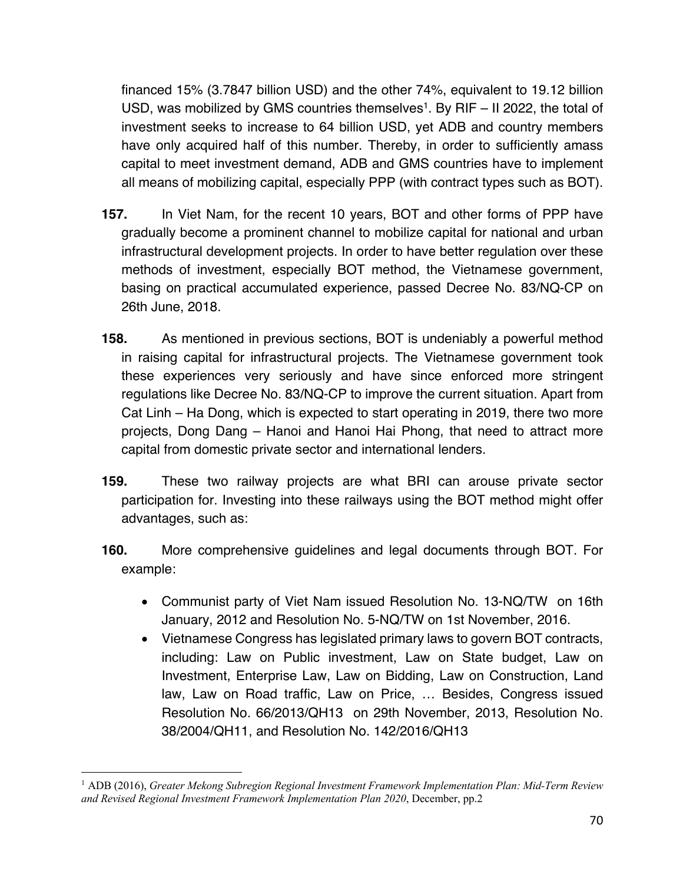financed 15% (3.7847 billion USD) and the other 74%, equivalent to 19.12 billion USD, was mobilized by GMS countries themselves[1]. By RIF – II 2022, the total of investment seeks to increase to 64 billion USD, yet ADB and country members have only acquired half of this number. Thereby, in order to sufficiently amass capital to meet investment demand, ADB and GMS countries have to implement all means of mobilizing capital, especially PPP (with contract types such as BOT).

**157.** In Viet Nam, for the recent 10 years, BOT and other forms of PPP have gradually become a prominent channel to mobilize capital for national and urban infrastructural development projects. In order to have better regulation over these methods of investment, especially BOT method, the Vietnamese government, basing on practical accumulated experience, passed Decree No. 83/NQ-CP on 26th June, 2018.

**158.** As mentioned in previous sections, BOT is undeniably a powerful method in raising capital for infrastructural projects. The Vietnamese government took these experiences very seriously and have since enforced more stringent regulations like Decree No. 83/NQ-CP to improve the current situation. Apart from Cat Linh – Ha Dong, which is expected to start operating in 2019, there two more projects, Dong Dang – Hanoi and Hanoi Hai Phong, that need to attract more capital from domestic private sector and international lenders.

**159.** These two railway projects are what BRI can arouse private sector participation for. Investing into these railways using the BOT method might offer advantages, such as:

**160.** More comprehensive guidelines and legal documents through BOT. For example:

- Communist party of Viet Nam issued Resolution No. 13-NQ/TW on 16th January, 2012 and Resolution No. 5-NQ/TW on 1st November, 2016.
- Vietnamese Congress has legislated primary laws to govern BOT contracts, including: Law on Public investment, Law on State budget, Law on Investment, Enterprise Law, Law on Bidding, Law on Construction, Land law, Law on Road traffic, Law on Price, … Besides, Congress issued Resolution No. 66/2013/QH13 on 29th November, 2013, Resolution No. 38/2004/QH11, and Resolution No. 142/2016/QH13

---

[1] ADB (2016), *Greater Mekong Subregion Regional Investment Framework Implementation Plan: Mid-Term Review and Revised Regional Investment Framework Implementation Plan 2020*, December, pp.2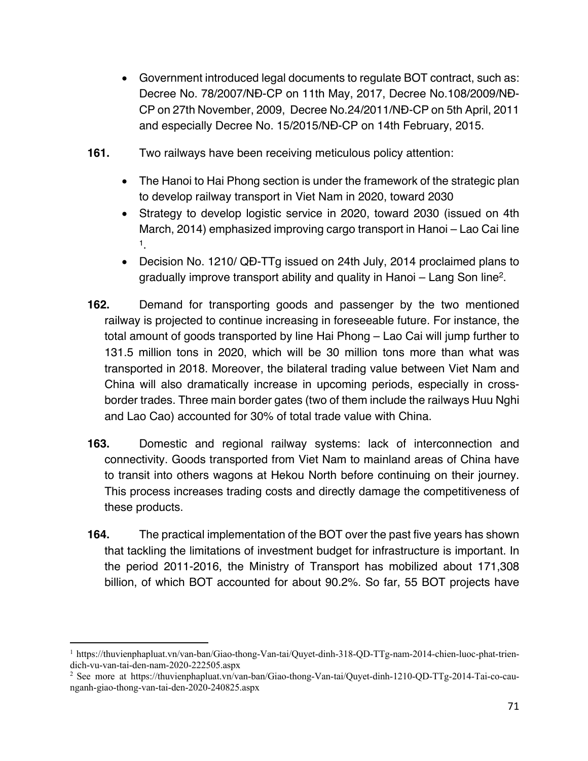- Government introduced legal documents to regulate BOT contract, such as: Decree No. 78/2007/NĐ-CP on 11th May, 2017, Decree No.108/2009/NĐ-CP on 27th November, 2009, Decree No.24/2011/NĐ-CP on 5th April, 2011 and especially Decree No. 15/2015/NĐ-CP on 14th February, 2015.

**161.** Two railways have been receiving meticulous policy attention:

- The Hanoi to Hai Phong section is under the framework of the strategic plan to develop railway transport in Viet Nam in 2020, toward 2030
- Strategy to develop logistic service in 2020, toward 2030 (issued on 4th March, 2014) emphasized improving cargo transport in Hanoi – Lao Cai line [1].
- Decision No. 1210/ QĐ-TTg issued on 24th July, 2014 proclaimed plans to gradually improve transport ability and quality in Hanoi – Lang Son line[2].

**162.** Demand for transporting goods and passenger by the two mentioned railway is projected to continue increasing in foreseeable future. For instance, the total amount of goods transported by line Hai Phong – Lao Cai will jump further to 131.5 million tons in 2020, which will be 30 million tons more than what was transported in 2018. Moreover, the bilateral trading value between Viet Nam and China will also dramatically increase in upcoming periods, especially in cross-border trades. Three main border gates (two of them include the railways Huu Nghi and Lao Cao) accounted for 30% of total trade value with China.

**163.** Domestic and regional railway systems: lack of interconnection and connectivity. Goods transported from Viet Nam to mainland areas of China have to transit into others wagons at Hekou North before continuing on their journey. This process increases trading costs and directly damage the competitiveness of these products.

**164.** The practical implementation of the BOT over the past five years has shown that tackling the limitations of investment budget for infrastructure is important. In the period 2011-2016, the Ministry of Transport has mobilized about 171,308 billion, of which BOT accounted for about 90.2%. So far, 55 BOT projects have

---

[1] https://thuvienphapluat.vn/van-ban/Giao-thong-Van-tai/Quyet-dinh-318-QD-TTg-nam-2014-chien-luoc-phat-trien-dich-vu-van-tai-den-nam-2020-222505.aspx

[2] See more at https://thuvienphapluat.vn/van-ban/Giao-thong-Van-tai/Quyet-dinh-1210-QD-TTg-2014-Tai-co-cau-nganh-giao-thong-van-tai-den-2020-240825.aspx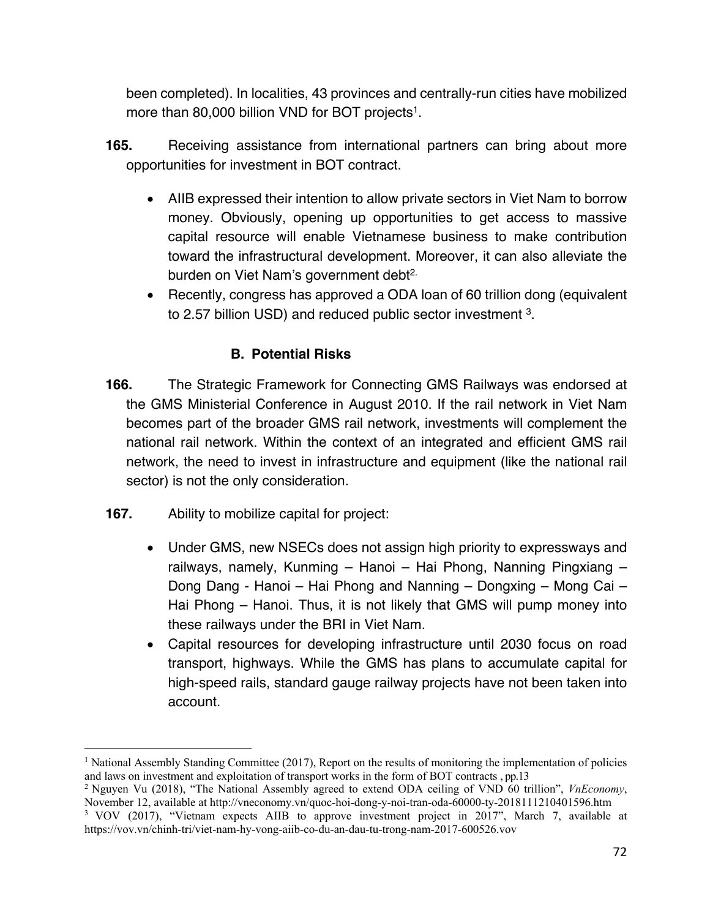been completed). In localities, 43 provinces and centrally-run cities have mobilized more than 80,000 billion VND for BOT projects[1].

**165.** Receiving assistance from international partners can bring about more opportunities for investment in BOT contract.

- AIIB expressed their intention to allow private sectors in Viet Nam to borrow money. Obviously, opening up opportunities to get access to massive capital resource will enable Vietnamese business to make contribution toward the infrastructural development. Moreover, it can also alleviate the burden on Viet Nam's government debt[2].
- Recently, congress has approved a ODA loan of 60 trillion dong (equivalent to 2.57 billion USD) and reduced public sector investment [3].

### B. Potential Risks

**166.** The Strategic Framework for Connecting GMS Railways was endorsed at the GMS Ministerial Conference in August 2010. If the rail network in Viet Nam becomes part of the broader GMS rail network, investments will complement the national rail network. Within the context of an integrated and efficient GMS rail network, the need to invest in infrastructure and equipment (like the national rail sector) is not the only consideration.

**167.** Ability to mobilize capital for project:

- Under GMS, new NSECs does not assign high priority to expressways and railways, namely, Kunming – Hanoi – Hai Phong, Nanning Pingxiang – Dong Dang - Hanoi – Hai Phong and Nanning – Dongxing – Mong Cai – Hai Phong – Hanoi. Thus, it is not likely that GMS will pump money into these railways under the BRI in Viet Nam.
- Capital resources for developing infrastructure until 2030 focus on road transport, highways. While the GMS has plans to accumulate capital for high-speed rails, standard gauge railway projects have not been taken into account.

---

[1] National Assembly Standing Committee (2017), Report on the results of monitoring the implementation of policies and laws on investment and exploitation of transport works in the form of BOT contracts , pp.13

[2] Nguyen Vu (2018), "The National Assembly agreed to extend ODA ceiling of VND 60 trillion", *VnEconomy*, November 12, available at http://vneconomy.vn/quoc-hoi-dong-y-noi-tran-oda-60000-ty-20181112104015​96.htm

[3] VOV (2017), "Vietnam expects AIIB to approve investment project in 2017", March 7, available at https://vov.vn/chinh-tri/viet-nam-hy-vong-aiib-co-du-an-dau-tu-trong-nam-2017-600526.vov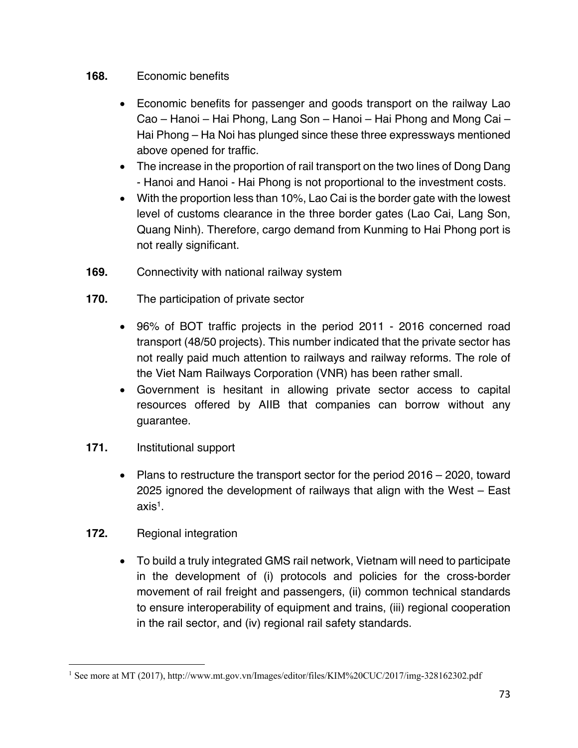**168.** Economic benefits

- Economic benefits for passenger and goods transport on the railway Lao Cao – Hanoi – Hai Phong, Lang Son – Hanoi – Hai Phong and Mong Cai – Hai Phong – Ha Noi has plunged since these three expressways mentioned above opened for traffic.
- The increase in the proportion of rail transport on the two lines of Dong Dang - Hanoi and Hanoi - Hai Phong is not proportional to the investment costs.
- With the proportion less than 10%, Lao Cai is the border gate with the lowest level of customs clearance in the three border gates (Lao Cai, Lang Son, Quang Ninh). Therefore, cargo demand from Kunming to Hai Phong port is not really significant.

**169.** Connectivity with national railway system

**170.** The participation of private sector

- 96% of BOT traffic projects in the period 2011 - 2016 concerned road transport (48/50 projects). This number indicated that the private sector has not really paid much attention to railways and railway reforms. The role of the Viet Nam Railways Corporation (VNR) has been rather small.
- Government is hesitant in allowing private sector access to capital resources offered by AIIB that companies can borrow without any guarantee.

**171.** Institutional support

- Plans to restructure the transport sector for the period 2016 – 2020, toward 2025 ignored the development of railways that align with the West – East axis[1].

**172.** Regional integration

- To build a truly integrated GMS rail network, Vietnam will need to participate in the development of (i) protocols and policies for the cross-border movement of rail freight and passengers, (ii) common technical standards to ensure interoperability of equipment and trains, (iii) regional cooperation in the rail sector, and (iv) regional rail safety standards.

---

[1] See more at MT (2017), http://www.mt.gov.vn/Images/editor/files/KIM%20CUC/2017/img-328162302.pdf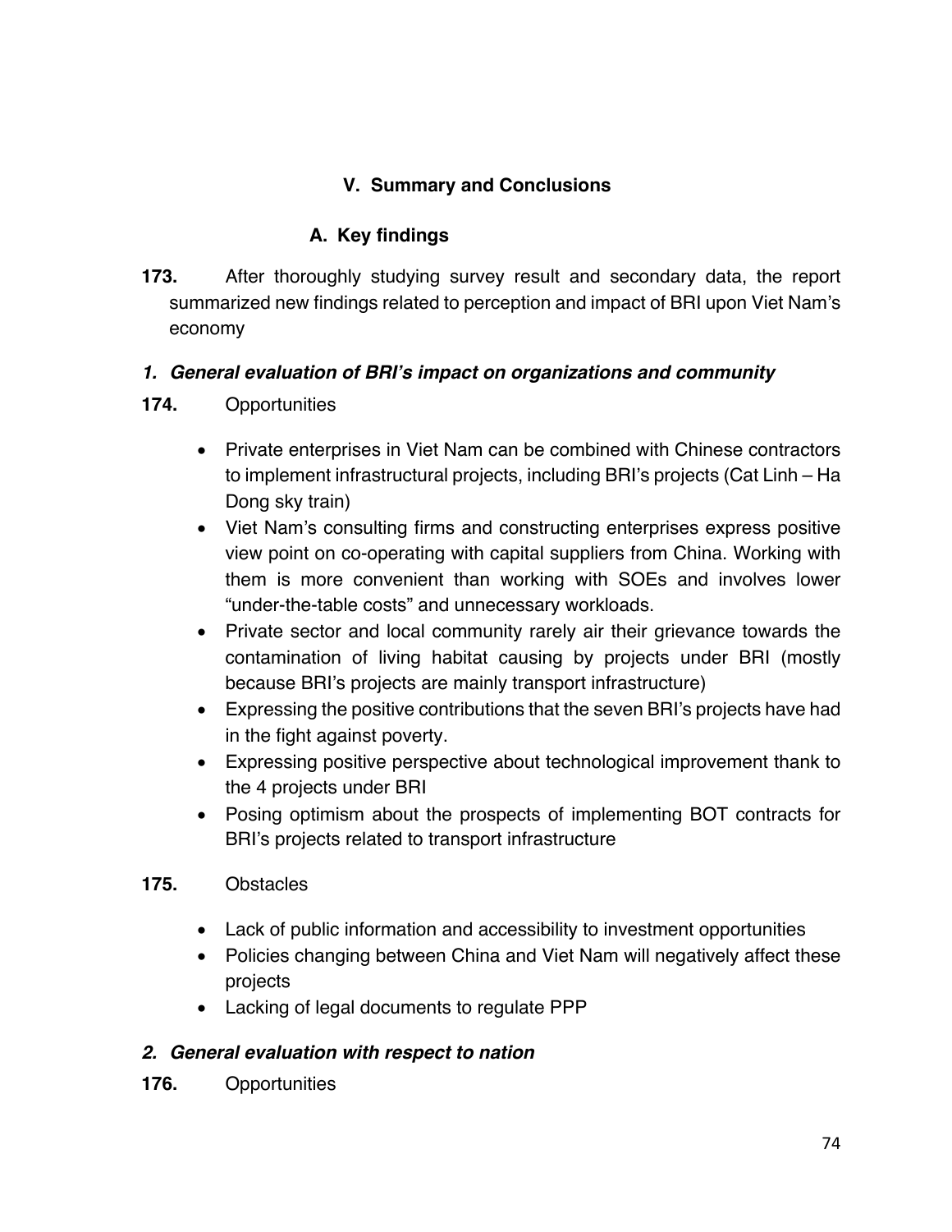## V. Summary and Conclusions

### A. Key findings

**173.** After thoroughly studying survey result and secondary data, the report summarized new findings related to perception and impact of BRI upon Viet Nam's economy

#### *1. General evaluation of BRI's impact on organizations and community*

**174.** Opportunities

- Private enterprises in Viet Nam can be combined with Chinese contractors to implement infrastructural projects, including BRI's projects (Cat Linh – Ha Dong sky train)
- Viet Nam's consulting firms and constructing enterprises express positive view point on co-operating with capital suppliers from China. Working with them is more convenient than working with SOEs and involves lower "under-the-table costs" and unnecessary workloads.
- Private sector and local community rarely air their grievance towards the contamination of living habitat causing by projects under BRI (mostly because BRI's projects are mainly transport infrastructure)
- Expressing the positive contributions that the seven BRI's projects have had in the fight against poverty.
- Expressing positive perspective about technological improvement thank to the 4 projects under BRI
- Posing optimism about the prospects of implementing BOT contracts for BRI's projects related to transport infrastructure

**175.** Obstacles

- Lack of public information and accessibility to investment opportunities
- Policies changing between China and Viet Nam will negatively affect these projects
- Lacking of legal documents to regulate PPP

#### *2. General evaluation with respect to nation*

**176.** Opportunities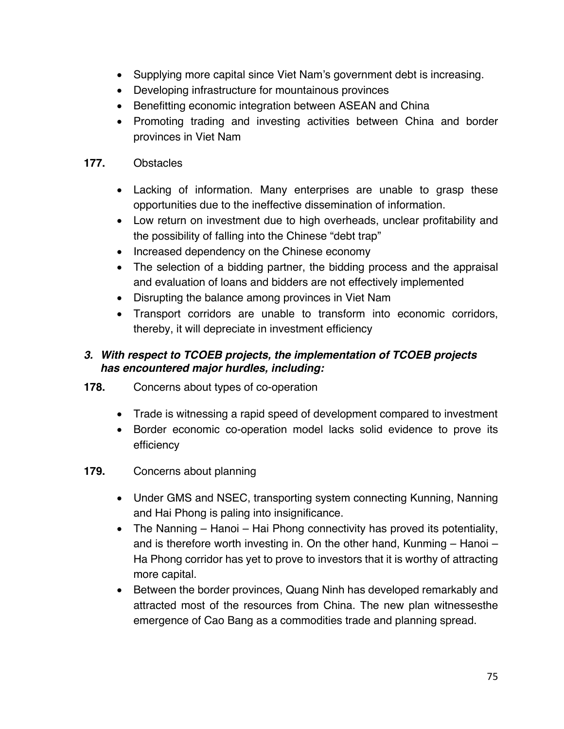- Supplying more capital since Viet Nam's government debt is increasing.
- Developing infrastructure for mountainous provinces
- Benefitting economic integration between ASEAN and China
- Promoting trading and investing activities between China and border provinces in Viet Nam

**177.** Obstacles

- Lacking of information. Many enterprises are unable to grasp these opportunities due to the ineffective dissemination of information.
- Low return on investment due to high overheads, unclear profitability and the possibility of falling into the Chinese "debt trap"
- Increased dependency on the Chinese economy
- The selection of a bidding partner, the bidding process and the appraisal and evaluation of loans and bidders are not effectively implemented
- Disrupting the balance among provinces in Viet Nam
- Transport corridors are unable to transform into economic corridors, thereby, it will depreciate in investment efficiency

### *3. With respect to TCOEB projects, the implementation of TCOEB projects has encountered major hurdles, including:*

**178.** Concerns about types of co-operation

- Trade is witnessing a rapid speed of development compared to investment
- Border economic co-operation model lacks solid evidence to prove its efficiency

**179.** Concerns about planning

- Under GMS and NSEC, transporting system connecting Kunning, Nanning and Hai Phong is paling into insignificance.
- The Nanning – Hanoi – Hai Phong connectivity has proved its potentiality, and is therefore worth investing in. On the other hand, Kunming – Hanoi – Ha Phong corridor has yet to prove to investors that it is worthy of attracting more capital.
- Between the border provinces, Quang Ninh has developed remarkably and attracted most of the resources from China. The new plan witnessesthe emergence of Cao Bang as a commodities trade and planning spread.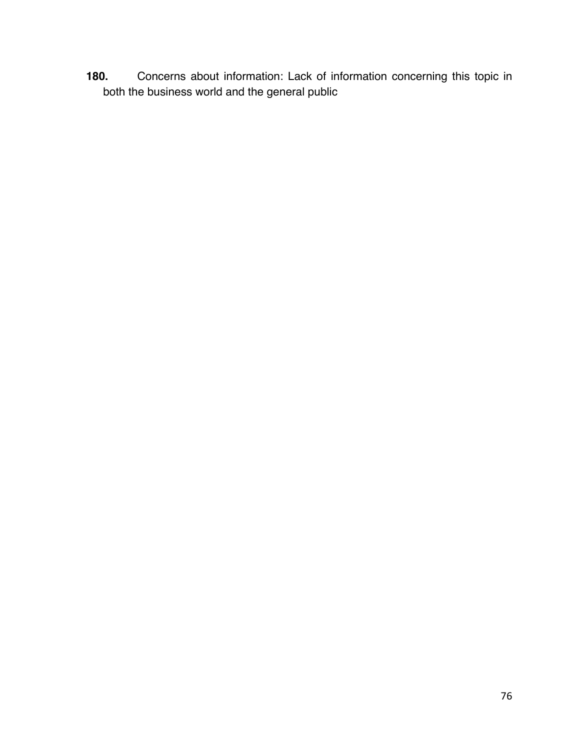**180.** Concerns about information: Lack of information concerning this topic in both the business world and the general public